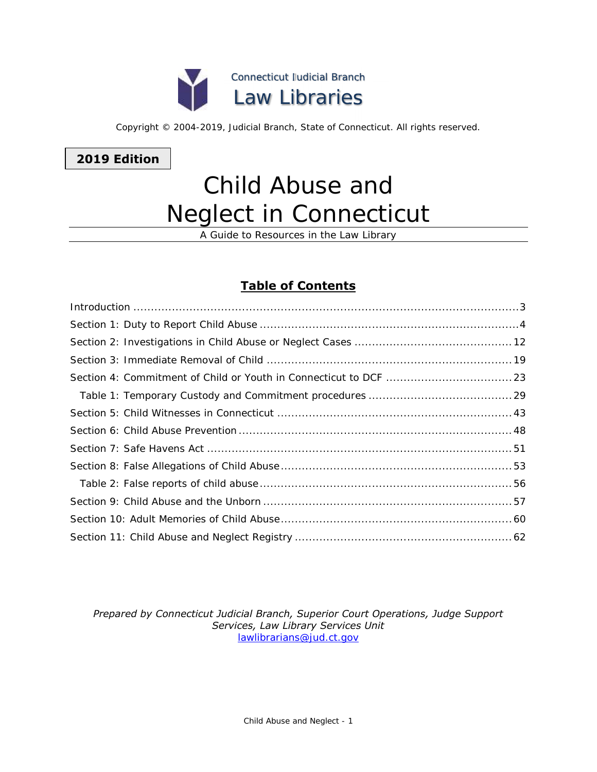Connecticut Judicial Branch
Law Libraries

Copyright © 2004-2019, Judicial Branch, State of Connecticut. All rights reserved.

**2019 Edition**

# Child Abuse and Neglect in Connecticut

A Guide to Resources in the Law Library

## Table of Contents

Introduction ..... 3
Section 1: Duty to Report Child Abuse ..... 4
Section 2: Investigations in Child Abuse or Neglect Cases ..... 12
Section 3: Immediate Removal of Child ..... 19
Section 4: Commitment of Child or Youth in Connecticut to DCF ..... 23
  Table 1: Temporary Custody and Commitment procedures ..... 29
Section 5: Child Witnesses in Connecticut ..... 43
Section 6: Child Abuse Prevention ..... 48
Section 7: Safe Havens Act ..... 51
Section 8: False Allegations of Child Abuse ..... 53
  Table 2: False reports of child abuse ..... 56
Section 9: Child Abuse and the Unborn ..... 57
Section 10: Adult Memories of Child Abuse ..... 60
Section 11: Child Abuse and Neglect Registry ..... 62

*Prepared by Connecticut Judicial Branch, Superior Court Operations, Judge Support Services, Law Library Services Unit*
lawlibrarians@jud.ct.gov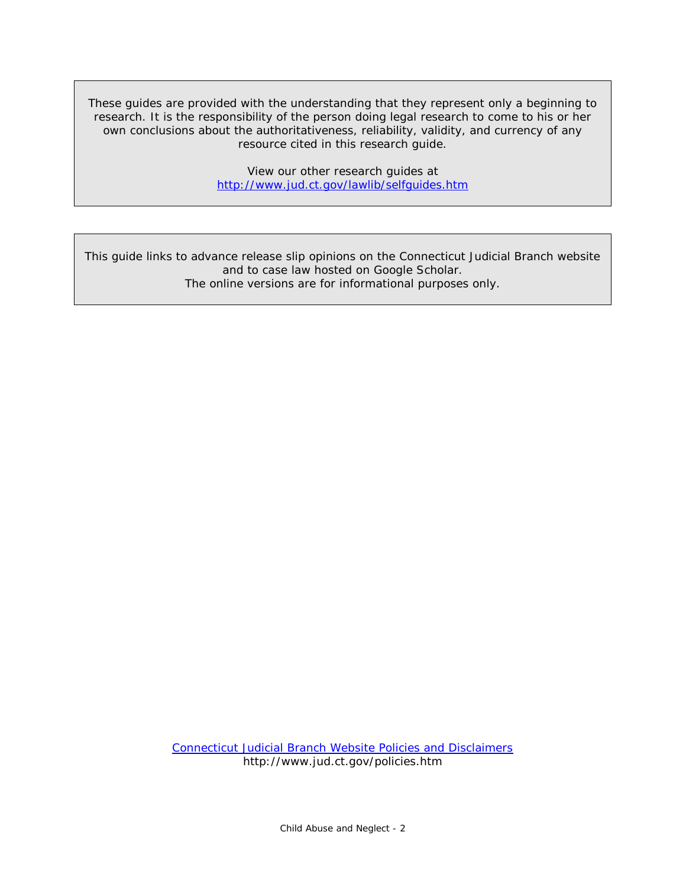These guides are provided with the understanding that they represent only a beginning to research. It is the responsibility of the person doing legal research to come to his or her own conclusions about the authoritativeness, reliability, validity, and currency of any resource cited in this research guide.

View our other research guides at [http://www.jud.ct.gov/lawlib/selfguides.htm](http://www.jud.ct.gov/lawlib/selfguides.htm)

This guide links to advance release slip opinions on the Connecticut Judicial Branch website and to case law hosted on Google Scholar.
The online versions are for informational purposes only.

[Connecticut Judicial Branch Website Policies and Disclaimers](http://www.jud.ct.gov/policies.htm)
http://www.jud.ct.gov/policies.htm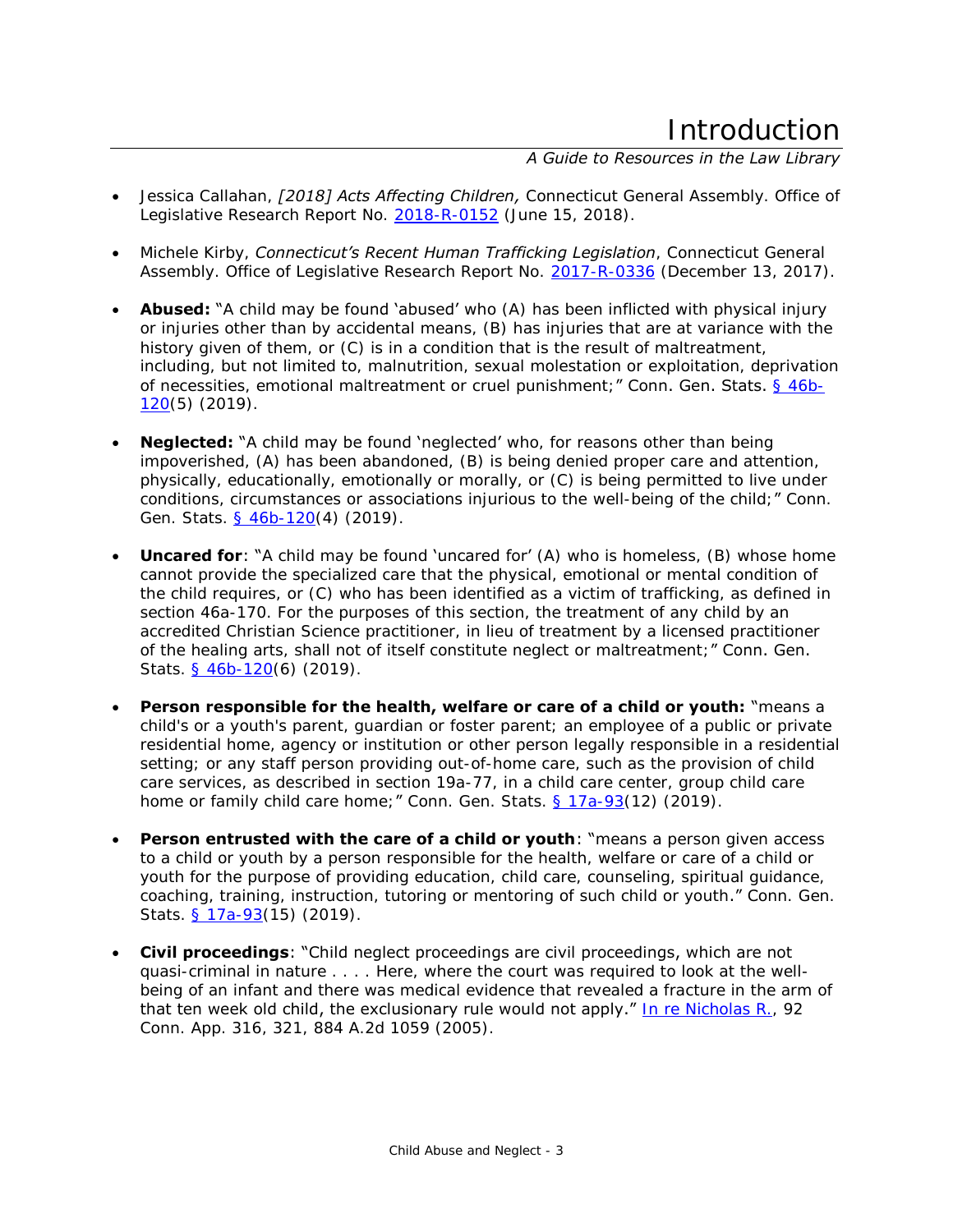- Jessica Callahan, *[2018] Acts Affecting Children,* Connecticut General Assembly. Office of Legislative Research Report No. 2018-R-0152 (June 15, 2018).

- Michele Kirby, *Connecticut's Recent Human Trafficking Legislation*, Connecticut General Assembly. Office of Legislative Research Report No. 2017-R-0336 (December 13, 2017).

- **Abused:** "A child may be found 'abused' who (A) has been inflicted with physical injury or injuries other than by accidental means, (B) has injuries that are at variance with the history given of them, or (C) is in a condition that is the result of maltreatment, including, but not limited to, malnutrition, sexual molestation or exploitation, deprivation of necessities, emotional maltreatment or cruel punishment;" Conn. Gen. Stats. § 46b-120(5) (2019).

- **Neglected:** "A child may be found 'neglected' who, for reasons other than being impoverished, (A) has been abandoned, (B) is being denied proper care and attention, physically, educationally, emotionally or morally, or (C) is being permitted to live under conditions, circumstances or associations injurious to the well-being of the child;" Conn. Gen. Stats. § 46b-120(4) (2019).

- **Uncared for**: "A child may be found 'uncared for' (A) who is homeless, (B) whose home cannot provide the specialized care that the physical, emotional or mental condition of the child requires, or (C) who has been identified as a victim of trafficking, as defined in section 46a-170. For the purposes of this section, the treatment of any child by an accredited Christian Science practitioner, in lieu of treatment by a licensed practitioner of the healing arts, shall not of itself constitute neglect or maltreatment;" Conn. Gen. Stats. § 46b-120(6) (2019).

- **Person responsible for the health, welfare or care of a child or youth:** "means a child's or a youth's parent, guardian or foster parent; an employee of a public or private residential home, agency or institution or other person legally responsible in a residential setting; or any staff person providing out-of-home care, such as the provision of child care services, as described in section 19a-77, in a child care center, group child care home or family child care home;" Conn. Gen. Stats. § 17a-93(12) (2019).

- **Person entrusted with the care of a child or youth**: "means a person given access to a child or youth by a person responsible for the health, welfare or care of a child or youth for the purpose of providing education, child care, counseling, spiritual guidance, coaching, training, instruction, tutoring or mentoring of such child or youth." Conn. Gen. Stats. § 17a-93(15) (2019).

- **Civil proceedings**: "Child neglect proceedings are civil proceedings, which are not quasi-criminal in nature . . . . Here, where the court was required to look at the well-being of an infant and there was medical evidence that revealed a fracture in the arm of that ten week old child, the exclusionary rule would not apply." In re Nicholas R., 92 Conn. App. 316, 321, 884 A.2d 1059 (2005).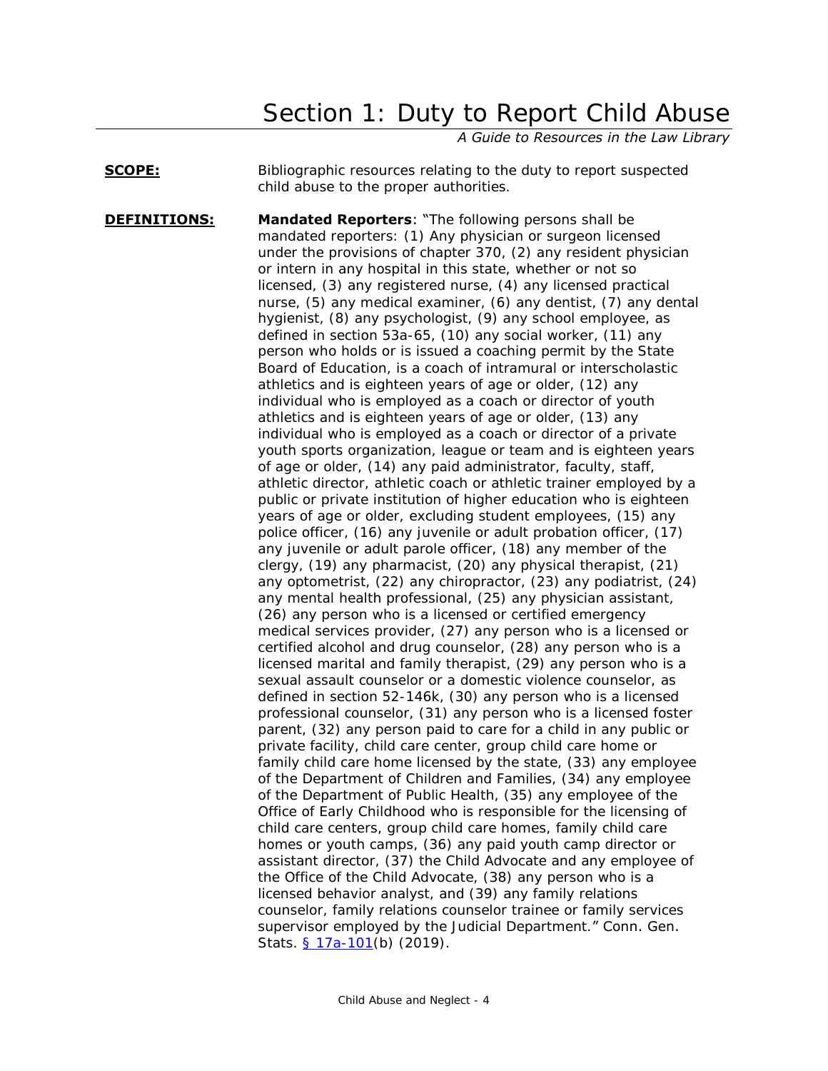# Section 1: Duty to Report Child Abuse

*A Guide to Resources in the Law Library*

**SCOPE:** Bibliographic resources relating to the duty to report suspected child abuse to the proper authorities.

**DEFINITIONS:** **Mandated Reporters**: "The following persons shall be mandated reporters: (1) Any physician or surgeon licensed under the provisions of chapter 370, (2) any resident physician or intern in any hospital in this state, whether or not so licensed, (3) any registered nurse, (4) any licensed practical nurse, (5) any medical examiner, (6) any dentist, (7) any dental hygienist, (8) any psychologist, (9) any school employee, as defined in section 53a-65, (10) any social worker, (11) any person who holds or is issued a coaching permit by the State Board of Education, is a coach of intramural or interscholastic athletics and is eighteen years of age or older, (12) any individual who is employed as a coach or director of youth athletics and is eighteen years of age or older, (13) any individual who is employed as a coach or director of a private youth sports organization, league or team and is eighteen years of age or older, (14) any paid administrator, faculty, staff, athletic director, athletic coach or athletic trainer employed by a public or private institution of higher education who is eighteen years of age or older, excluding student employees, (15) any police officer, (16) any juvenile or adult probation officer, (17) any juvenile or adult parole officer, (18) any member of the clergy, (19) any pharmacist, (20) any physical therapist, (21) any optometrist, (22) any chiropractor, (23) any podiatrist, (24) any mental health professional, (25) any physician assistant, (26) any person who is a licensed or certified emergency medical services provider, (27) any person who is a licensed or certified alcohol and drug counselor, (28) any person who is a licensed marital and family therapist, (29) any person who is a sexual assault counselor or a domestic violence counselor, as defined in section 52-146k, (30) any person who is a licensed professional counselor, (31) any person who is a licensed foster parent, (32) any person paid to care for a child in any public or private facility, child care center, group child care home or family child care home licensed by the state, (33) any employee of the Department of Children and Families, (34) any employee of the Department of Public Health, (35) any employee of the Office of Early Childhood who is responsible for the licensing of child care centers, group child care homes, family child care homes or youth camps, (36) any paid youth camp director or assistant director, (37) the Child Advocate and any employee of the Office of the Child Advocate, (38) any person who is a licensed behavior analyst, and (39) any family relations counselor, family relations counselor trainee or family services supervisor employed by the Judicial Department." Conn. Gen. Stats. § 17a-101(b) (2019).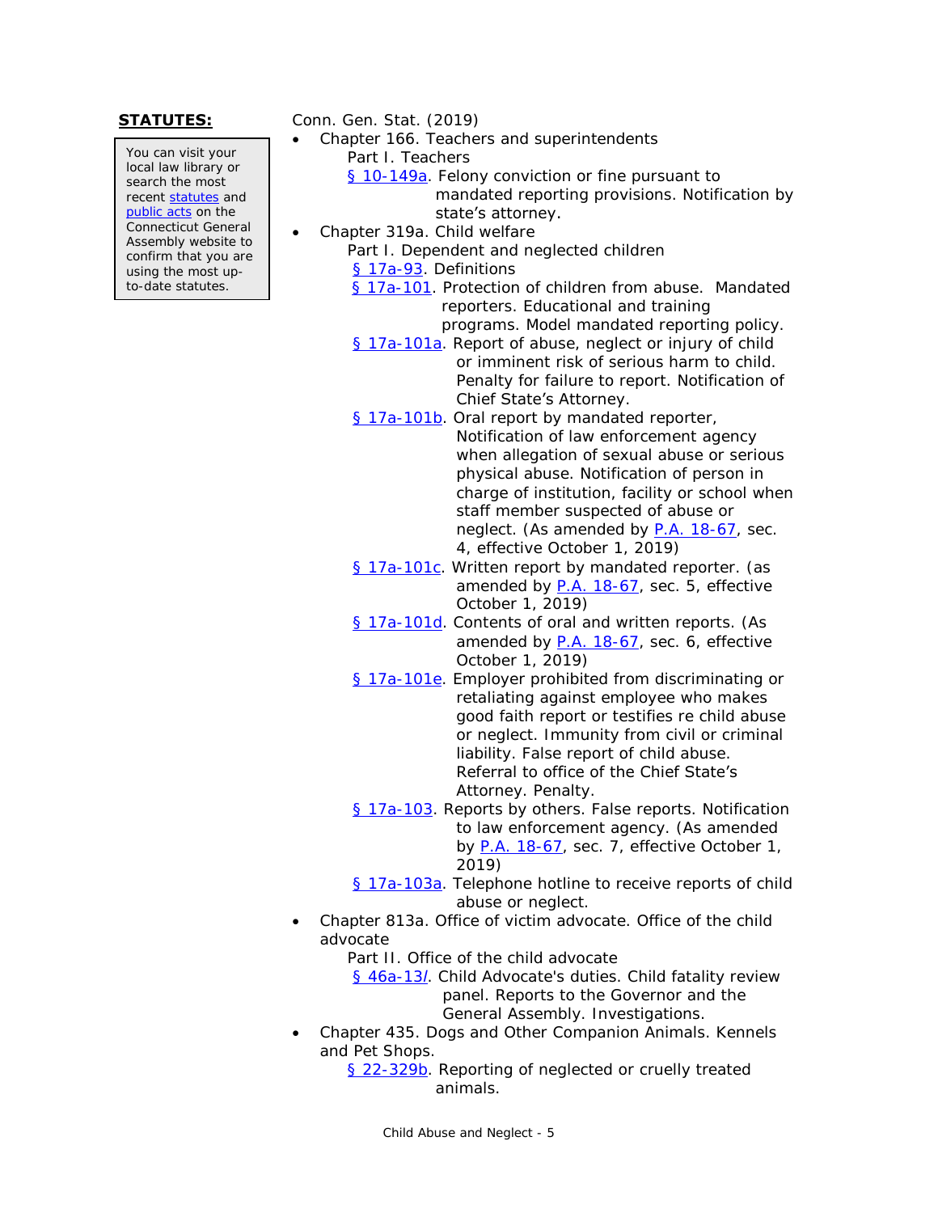**STATUTES:**

> You can visit your local law library or search the most recent statutes and public acts on the Connecticut General Assembly website to confirm that you are using the most up-to-date statutes.

Conn. Gen. Stat. (2019)

- Chapter 166. Teachers and superintendents
  - Part I. Teachers
    - § 10-149a. Felony conviction or fine pursuant to mandated reporting provisions. Notification by state's attorney.
- Chapter 319a. Child welfare
  - Part I. Dependent and neglected children
    - § 17a-93. Definitions
    - § 17a-101. Protection of children from abuse. Mandated reporters. Educational and training programs. Model mandated reporting policy.
    - § 17a-101a. Report of abuse, neglect or injury of child or imminent risk of serious harm to child. Penalty for failure to report. Notification of Chief State's Attorney.
    - § 17a-101b. Oral report by mandated reporter, Notification of law enforcement agency when allegation of sexual abuse or serious physical abuse. Notification of person in charge of institution, facility or school when staff member suspected of abuse or neglect. (As amended by P.A. 18-67, sec. 4, effective October 1, 2019)
    - § 17a-101c. Written report by mandated reporter. (as amended by P.A. 18-67, sec. 5, effective October 1, 2019)
    - § 17a-101d. Contents of oral and written reports. (As amended by P.A. 18-67, sec. 6, effective October 1, 2019)
    - § 17a-101e. Employer prohibited from discriminating or retaliating against employee who makes good faith report or testifies re child abuse or neglect. Immunity from civil or criminal liability. False report of child abuse. Referral to office of the Chief State's Attorney. Penalty.
    - § 17a-103. Reports by others. False reports. Notification to law enforcement agency. (As amended by P.A. 18-67, sec. 7, effective October 1, 2019)
    - § 17a-103a. Telephone hotline to receive reports of child abuse or neglect.
- Chapter 813a. Office of victim advocate. Office of the child advocate
  - Part II. Office of the child advocate
    - § 46a-13*l*. Child Advocate's duties. Child fatality review panel. Reports to the Governor and the General Assembly. Investigations.
- Chapter 435. Dogs and Other Companion Animals. Kennels and Pet Shops.
  - § 22-329b. Reporting of neglected or cruelly treated animals.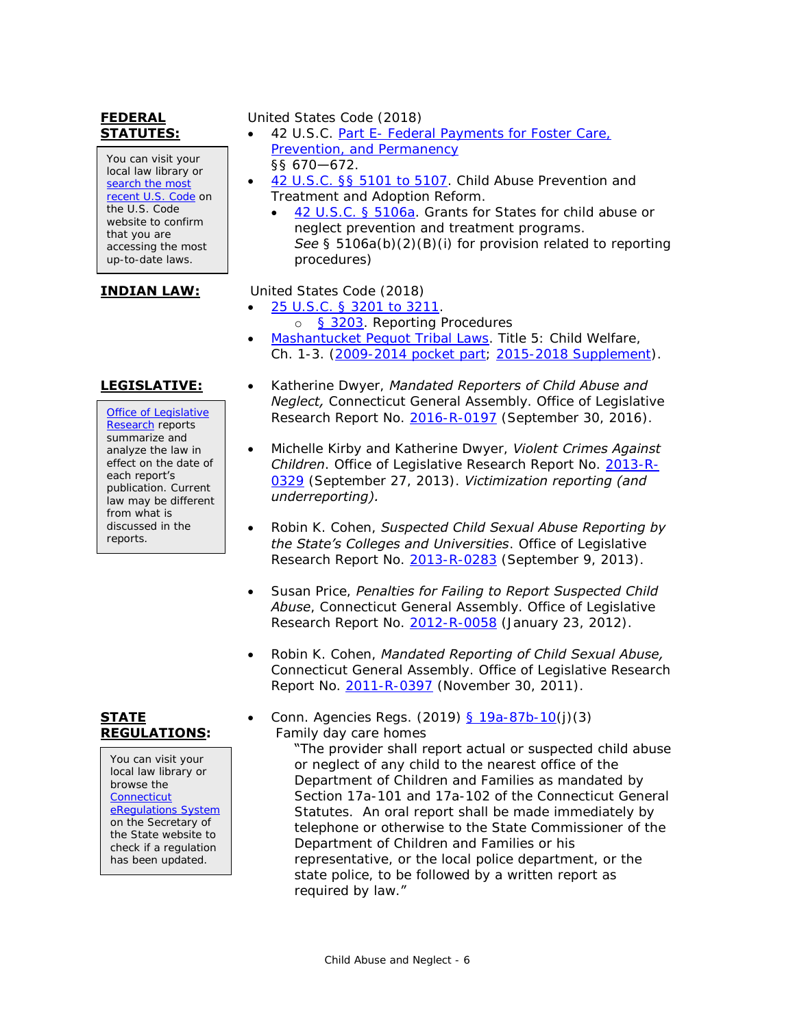**FEDERAL STATUTES:**

> You can visit your local law library or search the most recent U.S. Code on the U.S. Code website to confirm that you are accessing the most up-to-date laws.

United States Code (2018)

- 42 U.S.C. Part E- Federal Payments for Foster Care, Prevention, and Permanency §§ 670—672.
- 42 U.S.C. §§ 5101 to 5107. Child Abuse Prevention and Treatment and Adoption Reform.
  - 42 U.S.C. § 5106a. Grants for States for child abuse or neglect prevention and treatment programs. *See* § 5106a(b)(2)(B)(i) for provision related to reporting procedures)

**INDIAN LAW:**

United States Code (2018)

- 25 U.S.C. § 3201 to 3211.
  - § 3203. Reporting Procedures
- Mashantucket Pequot Tribal Laws. Title 5: Child Welfare, Ch. 1-3. (2009-2014 pocket part; 2015-2018 Supplement).

**LEGISLATIVE:**

> Office of Legislative Research reports summarize and analyze the law in effect on the date of each report's publication. Current law may be different from what is discussed in the reports.

- Katherine Dwyer, *Mandated Reporters of Child Abuse and Neglect,* Connecticut General Assembly. Office of Legislative Research Report No. 2016-R-0197 (September 30, 2016).
- Michelle Kirby and Katherine Dwyer, *Violent Crimes Against Children*. Office of Legislative Research Report No. 2013-R-0329 (September 27, 2013). *Victimization reporting (and underreporting).*
- Robin K. Cohen, *Suspected Child Sexual Abuse Reporting by the State's Colleges and Universities*. Office of Legislative Research Report No. 2013-R-0283 (September 9, 2013).
- Susan Price, *Penalties for Failing to Report Suspected Child Abuse*, Connecticut General Assembly. Office of Legislative Research Report No. 2012-R-0058 (January 23, 2012).
- Robin K. Cohen, *Mandated Reporting of Child Sexual Abuse,* Connecticut General Assembly. Office of Legislative Research Report No. 2011-R-0397 (November 30, 2011).

**STATE REGULATIONS:**

> You can visit your local law library or browse the Connecticut eRegulations System on the Secretary of the State website to check if a regulation has been updated.

- Conn. Agencies Regs. (2019) § 19a-87b-10(j)(3)
  Family day care homes
  
  "The provider shall report actual or suspected child abuse or neglect of any child to the nearest office of the Department of Children and Families as mandated by Section 17a-101 and 17a-102 of the Connecticut General Statutes. An oral report shall be made immediately by telephone or otherwise to the State Commissioner of the Department of Children and Families or his representative, or the local police department, or the state police, to be followed by a written report as required by law."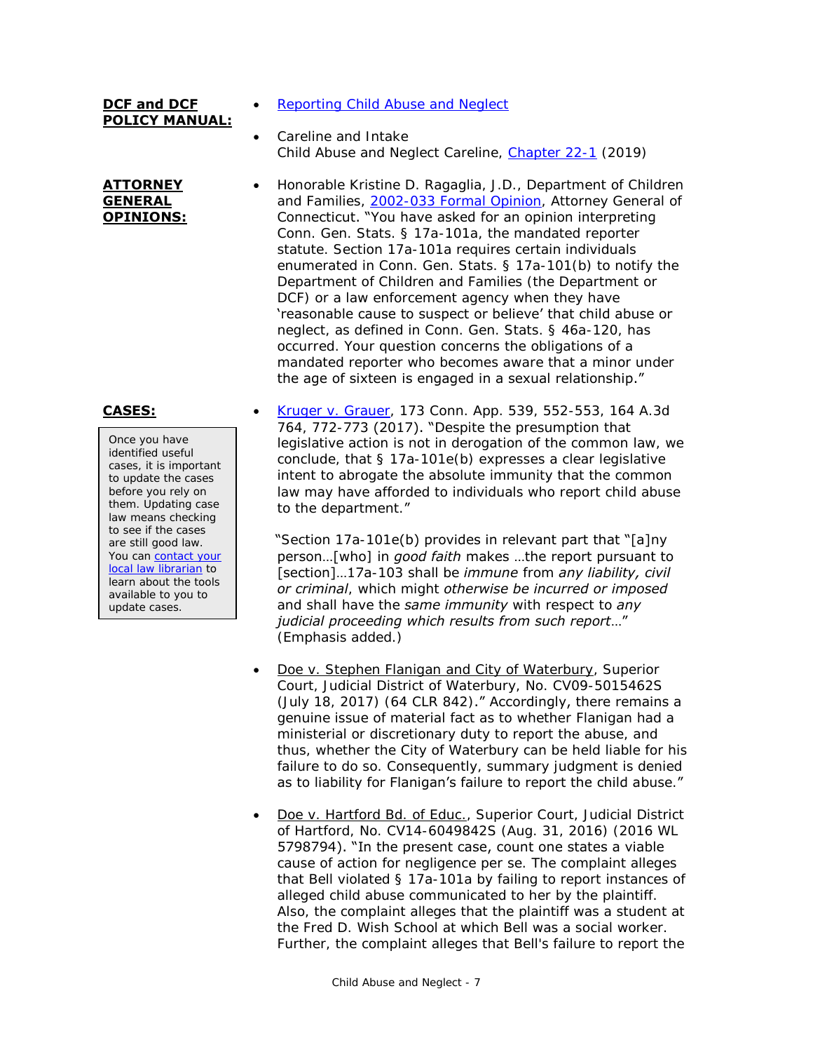**DCF and DCF POLICY MANUAL:**

- [Reporting Child Abuse and Neglect]
- Careline and Intake
  Child Abuse and Neglect Careline, [Chapter 22-1] (2019)

**ATTORNEY GENERAL OPINIONS:**

- Honorable Kristine D. Ragaglia, J.D., Department of Children and Families, [2002-033 Formal Opinion], Attorney General of Connecticut. "You have asked for an opinion interpreting Conn. Gen. Stats. § 17a-101a, the mandated reporter statute. Section 17a-101a requires certain individuals enumerated in Conn. Gen. Stats. § 17a-101(b) to notify the Department of Children and Families (the Department or DCF) or a law enforcement agency when they have 'reasonable cause to suspect or believe' that child abuse or neglect, as defined in Conn. Gen. Stats. § 46a-120, has occurred. Your question concerns the obligations of a mandated reporter who becomes aware that a minor under the age of sixteen is engaged in a sexual relationship."

**CASES:**

> Once you have identified useful cases, it is important to update the cases before you rely on them. Updating case law means checking to see if the cases are still good law. You can [contact your local law librarian] to learn about the tools available to you to update cases.

- [Kruger v. Grauer], 173 Conn. App. 539, 552-553, 164 A.3d 764, 772-773 (2017). "Despite the presumption that legislative action is not in derogation of the common law, we conclude, that § 17a-101e(b) expresses a clear legislative intent to abrogate the absolute immunity that the common law may have afforded to individuals who report child abuse to the department."

  "Section 17a-101e(b) provides in relevant part that "[a]ny person…[who] in *good faith* makes …the report pursuant to [section]…17a-103 shall be *immune* from *any liability, civil or criminal*, which might *otherwise be incurred or imposed* and shall have the *same immunity* with respect to *any judicial proceeding which results from such report*…" (Emphasis added.)

- Doe v. Stephen Flanigan and City of Waterbury, Superior Court, Judicial District of Waterbury, No. CV09-5015462S (July 18, 2017) (64 CLR 842)." Accordingly, there remains a genuine issue of material fact as to whether Flanigan had a ministerial or discretionary duty to report the abuse, and thus, whether the City of Waterbury can be held liable for his failure to do so. Consequently, summary judgment is denied as to liability for Flanigan's failure to report the child abuse."

- Doe v. Hartford Bd. of Educ., Superior Court, Judicial District of Hartford, No. CV14-6049842S (Aug. 31, 2016) (2016 WL 5798794). "In the present case, count one states a viable cause of action for negligence per se. The complaint alleges that Bell violated § 17a-101a by failing to report instances of alleged child abuse communicated to her by the plaintiff. Also, the complaint alleges that the plaintiff was a student at the Fred D. Wish School at which Bell was a social worker. Further, the complaint alleges that Bell's failure to report the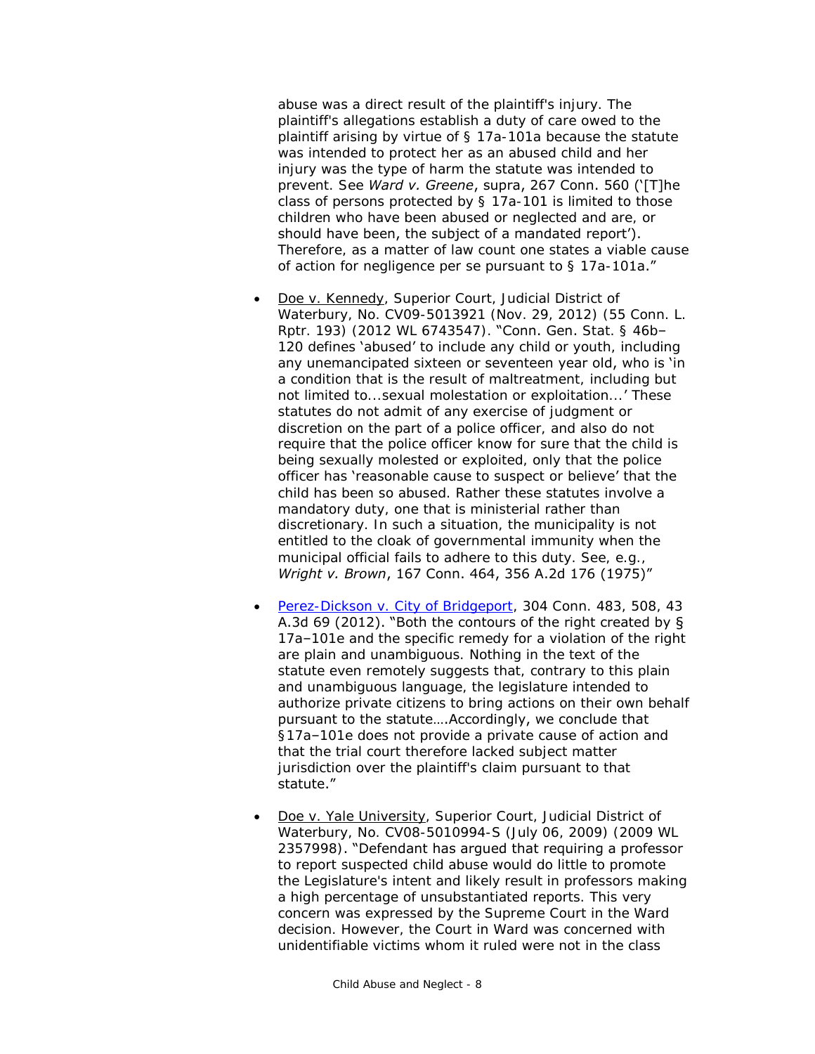abuse was a direct result of the plaintiff's injury. The plaintiff's allegations establish a duty of care owed to the plaintiff arising by virtue of § 17a-101a because the statute was intended to protect her as an abused child and her injury was the type of harm the statute was intended to prevent. See *Ward v. Greene*, supra, 267 Conn. 560 ('[T]he class of persons protected by § 17a-101 is limited to those children who have been abused or neglected and are, or should have been, the subject of a mandated report'). Therefore, as a matter of law count one states a viable cause of action for negligence per se pursuant to § 17a-101a."

- Doe v. Kennedy, Superior Court, Judicial District of Waterbury, No. CV09-5013921 (Nov. 29, 2012) (55 Conn. L. Rptr. 193) (2012 WL 6743547). "Conn. Gen. Stat. § 46b–120 defines 'abused' to include any child or youth, including any unemancipated sixteen or seventeen year old, who is 'in a condition that is the result of maltreatment, including but not limited to...sexual molestation or exploitation...' These statutes do not admit of any exercise of judgment or discretion on the part of a police officer, and also do not require that the police officer know for sure that the child is being sexually molested or exploited, only that the police officer has 'reasonable cause to suspect or believe' that the child has been so abused. Rather these statutes involve a mandatory duty, one that is ministerial rather than discretionary. In such a situation, the municipality is not entitled to the cloak of governmental immunity when the municipal official fails to adhere to this duty. See, e.g., *Wright v. Brown*, 167 Conn. 464, 356 A.2d 176 (1975)"

- Perez-Dickson v. City of Bridgeport, 304 Conn. 483, 508, 43 A.3d 69 (2012). "Both the contours of the right created by § 17a–101e and the specific remedy for a violation of the right are plain and unambiguous. Nothing in the text of the statute even remotely suggests that, contrary to this plain and unambiguous language, the legislature intended to authorize private citizens to bring actions on their own behalf pursuant to the statute….Accordingly, we conclude that §17a–101e does not provide a private cause of action and that the trial court therefore lacked subject matter jurisdiction over the plaintiff's claim pursuant to that statute."

- Doe v. Yale University, Superior Court, Judicial District of Waterbury, No. CV08-5010994-S (July 06, 2009) (2009 WL 2357998). "Defendant has argued that requiring a professor to report suspected child abuse would do little to promote the Legislature's intent and likely result in professors making a high percentage of unsubstantiated reports. This very concern was expressed by the Supreme Court in the Ward decision. However, the Court in Ward was concerned with unidentifiable victims whom it ruled were not in the class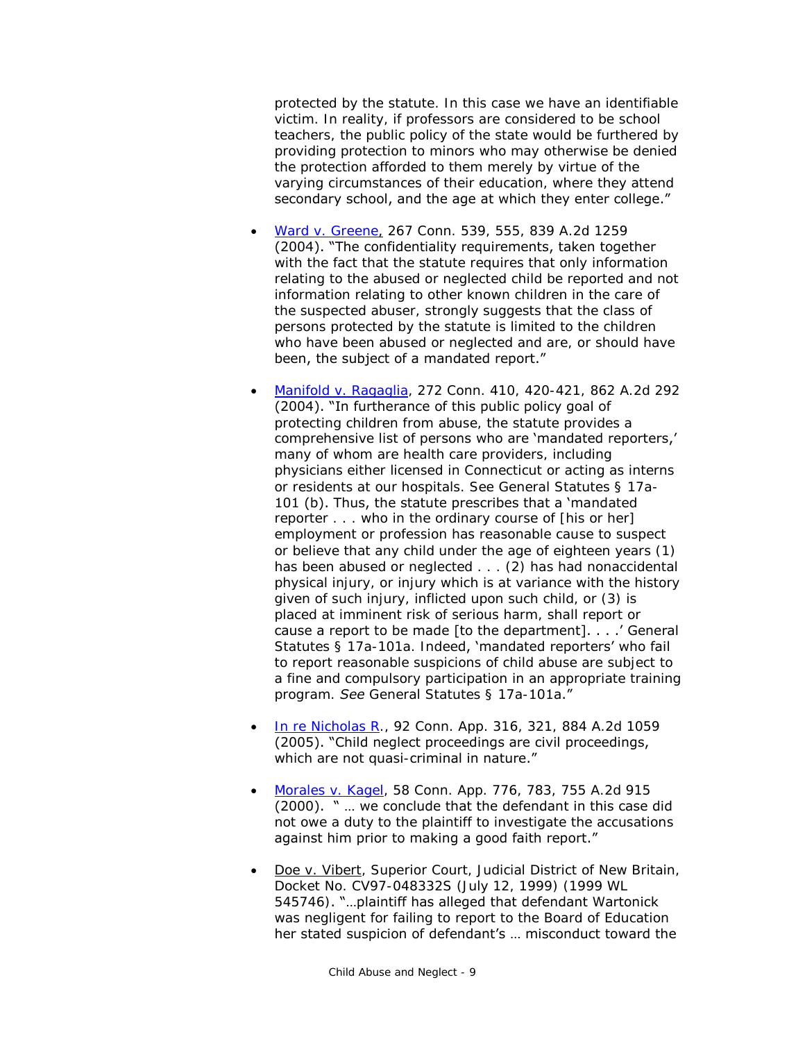protected by the statute. In this case we have an identifiable victim. In reality, if professors are considered to be school teachers, the public policy of the state would be furthered by providing protection to minors who may otherwise be denied the protection afforded to them merely by virtue of the varying circumstances of their education, where they attend secondary school, and the age at which they enter college."

- Ward v. Greene, 267 Conn. 539, 555, 839 A.2d 1259 (2004). "The confidentiality requirements, taken together with the fact that the statute requires that only information relating to the abused or neglected child be reported and not information relating to other known children in the care of the suspected abuser, strongly suggests that the class of persons protected by the statute is limited to the children who have been abused or neglected and are, or should have been, the subject of a mandated report."

- Manifold v. Ragaglia, 272 Conn. 410, 420-421, 862 A.2d 292 (2004). "In furtherance of this public policy goal of protecting children from abuse, the statute provides a comprehensive list of persons who are 'mandated reporters,' many of whom are health care providers, including physicians either licensed in Connecticut or acting as interns or residents at our hospitals. See General Statutes § 17a-101 (b). Thus, the statute prescribes that a 'mandated reporter . . . who in the ordinary course of [his or her] employment or profession has reasonable cause to suspect or believe that any child under the age of eighteen years (1) has been abused or neglected . . . (2) has had nonaccidental physical injury, or injury which is at variance with the history given of such injury, inflicted upon such child, or (3) is placed at imminent risk of serious harm, shall report or cause a report to be made [to the department]. . . .' General Statutes § 17a-101a. Indeed, 'mandated reporters' who fail to report reasonable suspicions of child abuse are subject to a fine and compulsory participation in an appropriate training program. *See* General Statutes § 17a-101a."

- In re Nicholas R., 92 Conn. App. 316, 321, 884 A.2d 1059 (2005). "Child neglect proceedings are civil proceedings, which are not quasi-criminal in nature."

- Morales v. Kagel, 58 Conn. App. 776, 783, 755 A.2d 915 (2000). " … we conclude that the defendant in this case did not owe a duty to the plaintiff to investigate the accusations against him prior to making a good faith report."

- Doe v. Vibert, Superior Court, Judicial District of New Britain, Docket No. CV97-048332S (July 12, 1999) (1999 WL 545746). "…plaintiff has alleged that defendant Wartonick was negligent for failing to report to the Board of Education her stated suspicion of defendant's … misconduct toward the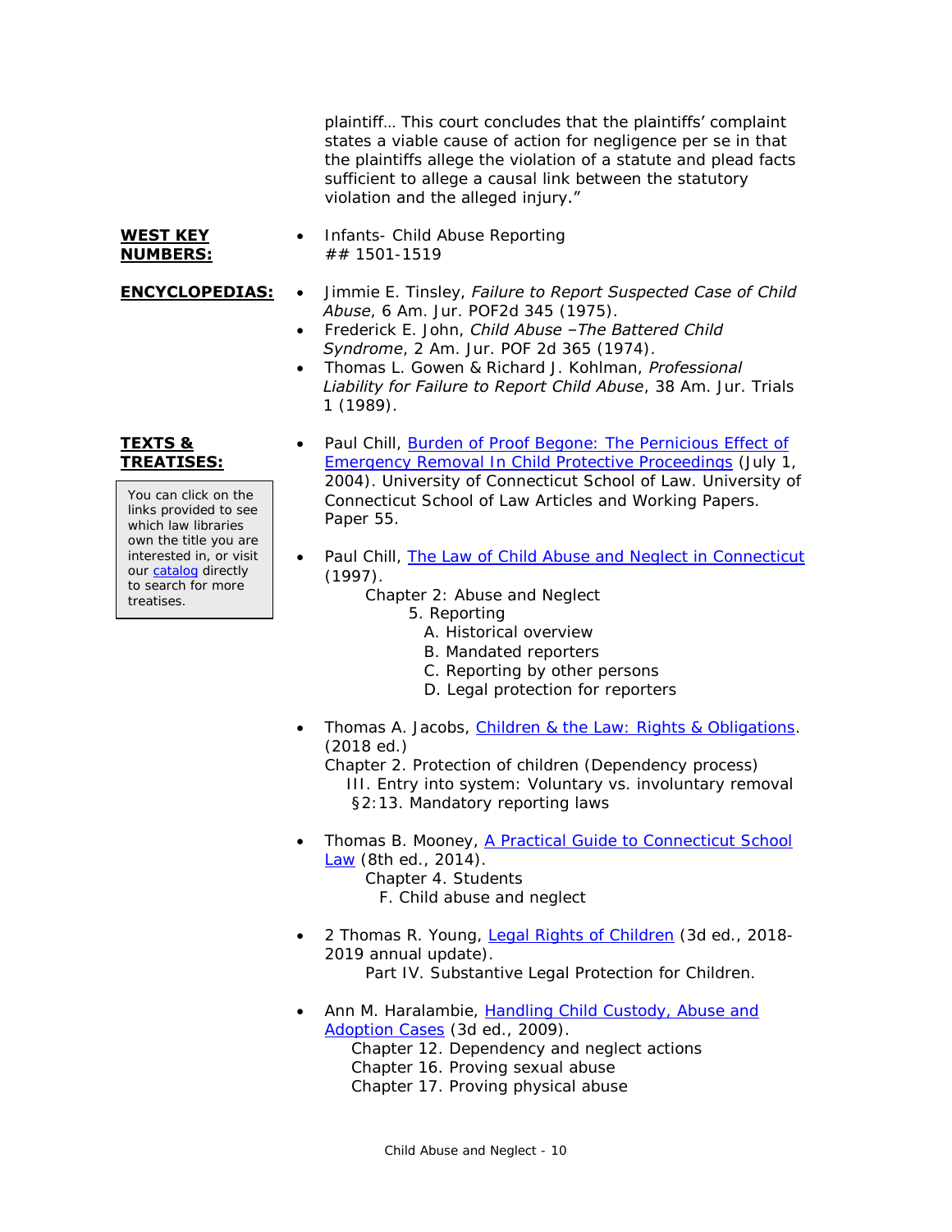plaintiff… This court concludes that the plaintiffs' complaint states a viable cause of action for negligence per se in that the plaintiffs allege the violation of a statute and plead facts sufficient to allege a causal link between the statutory violation and the alleged injury."

**WEST KEY NUMBERS:**

- Infants- Child Abuse Reporting
  ## 1501-1519

**ENCYCLOPEDIAS:**

- Jimmie E. Tinsley, *Failure to Report Suspected Case of Child Abuse*, 6 Am. Jur. POF2d 345 (1975).
- Frederick E. John, *Child Abuse –The Battered Child Syndrome*, 2 Am. Jur. POF 2d 365 (1974).
- Thomas L. Gowen & Richard J. Kohlman, *Professional Liability for Failure to Report Child Abuse*, 38 Am. Jur. Trials 1 (1989).

**TEXTS & TREATISES:**

> You can click on the links provided to see which law libraries own the title you are interested in, or visit our catalog directly to search for more treatises.

- Paul Chill, Burden of Proof Begone: The Pernicious Effect of Emergency Removal In Child Protective Proceedings (July 1, 2004). University of Connecticut School of Law. University of Connecticut School of Law Articles and Working Papers. Paper 55.

- Paul Chill, The Law of Child Abuse and Neglect in Connecticut (1997).
  - Chapter 2: Abuse and Neglect
    - 5. Reporting
      - A. Historical overview
      - B. Mandated reporters
      - C. Reporting by other persons
      - D. Legal protection for reporters

- Thomas A. Jacobs, Children & the Law: Rights & Obligations. (2018 ed.)
  - Chapter 2. Protection of children (Dependency process)
    - III. Entry into system: Voluntary vs. involuntary removal
      - §2:13. Mandatory reporting laws

- Thomas B. Mooney, A Practical Guide to Connecticut School Law (8th ed., 2014).
  - Chapter 4. Students
    - F. Child abuse and neglect

- 2 Thomas R. Young, Legal Rights of Children (3d ed., 2018-2019 annual update).
  - Part IV. Substantive Legal Protection for Children.

- Ann M. Haralambie, Handling Child Custody, Abuse and Adoption Cases (3d ed., 2009).
  - Chapter 12. Dependency and neglect actions
  - Chapter 16. Proving sexual abuse
  - Chapter 17. Proving physical abuse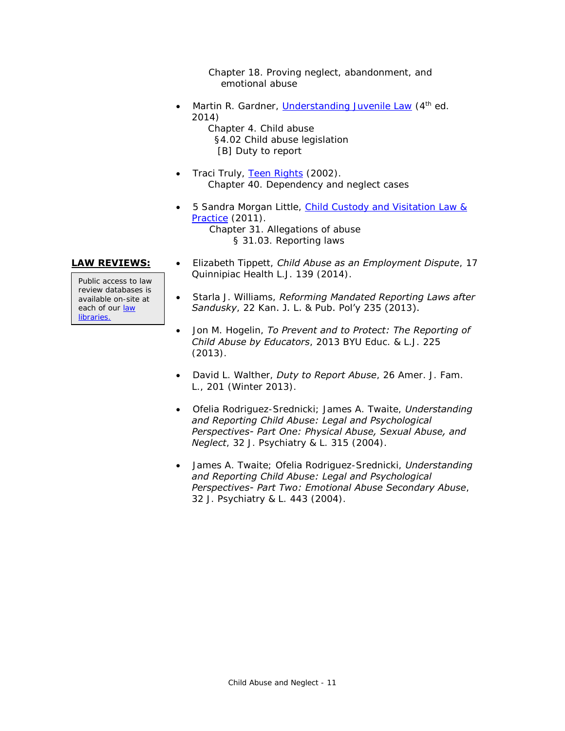Chapter 18. Proving neglect, abandonment, and emotional abuse

- Martin R. Gardner, Understanding Juvenile Law (4th ed. 2014)
  - Chapter 4. Child abuse
    - §4.02 Child abuse legislation
      - [B] Duty to report

- Traci Truly, Teen Rights (2002).
  - Chapter 40. Dependency and neglect cases

- 5 Sandra Morgan Little, Child Custody and Visitation Law & Practice (2011).
  - Chapter 31. Allegations of abuse
    - § 31.03. Reporting laws

**LAW REVIEWS:**

Public access to law review databases is available on-site at each of our law libraries.

- Elizabeth Tippett, *Child Abuse as an Employment Dispute*, 17 Quinnipiac Health L.J. 139 (2014).

- Starla J. Williams, *Reforming Mandated Reporting Laws after Sandusky*, 22 Kan. J. L. & Pub. Pol'y 235 (2013).

- Jon M. Hogelin, *To Prevent and to Protect: The Reporting of Child Abuse by Educators*, 2013 BYU Educ. & L.J. 225 (2013).

- David L. Walther, *Duty to Report Abuse*, 26 Amer. J. Fam. L., 201 (Winter 2013).

- Ofelia Rodriguez-Srednicki; James A. Twaite, *Understanding and Reporting Child Abuse: Legal and Psychological Perspectives- Part One: Physical Abuse, Sexual Abuse, and Neglect*, 32 J. Psychiatry & L. 315 (2004).

- James A. Twaite; Ofelia Rodriguez-Srednicki, *Understanding and Reporting Child Abuse: Legal and Psychological Perspectives- Part Two: Emotional Abuse Secondary Abuse*, 32 J. Psychiatry & L. 443 (2004).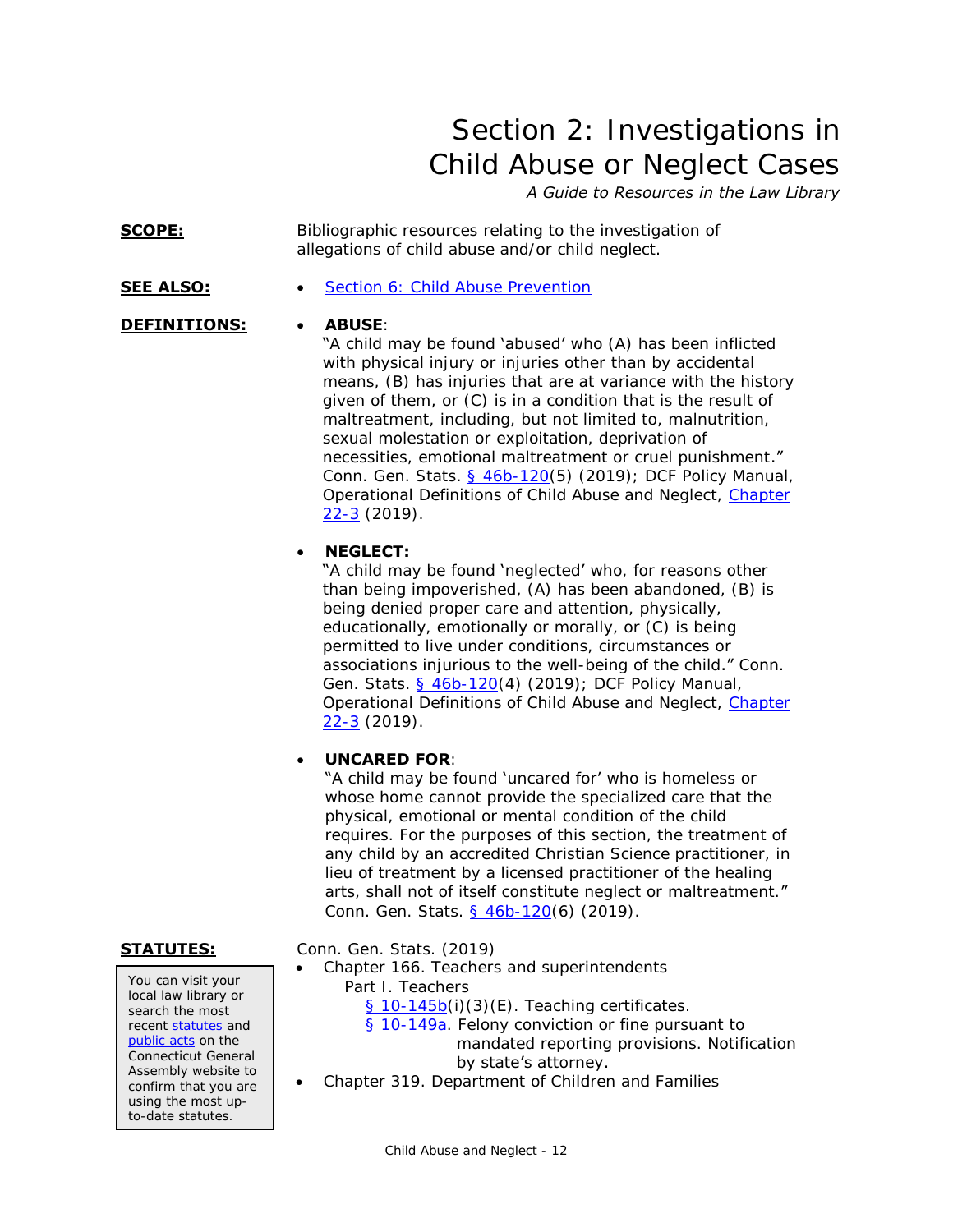# Section 2: Investigations in Child Abuse or Neglect Cases

*A Guide to Resources in the Law Library*

**SCOPE:** Bibliographic resources relating to the investigation of allegations of child abuse and/or child neglect.

**SEE ALSO:**

- Section 6: Child Abuse Prevention

**DEFINITIONS:**

- **ABUSE**:
  "A child may be found 'abused' who (A) has been inflicted with physical injury or injuries other than by accidental means, (B) has injuries that are at variance with the history given of them, or (C) is in a condition that is the result of maltreatment, including, but not limited to, malnutrition, sexual molestation or exploitation, deprivation of necessities, emotional maltreatment or cruel punishment." Conn. Gen. Stats. § 46b-120(5) (2019); DCF Policy Manual, Operational Definitions of Child Abuse and Neglect, Chapter 22-3 (2019).

- **NEGLECT:**
  "A child may be found 'neglected' who, for reasons other than being impoverished, (A) has been abandoned, (B) is being denied proper care and attention, physically, educationally, emotionally or morally, or (C) is being permitted to live under conditions, circumstances or associations injurious to the well-being of the child." Conn. Gen. Stats. § 46b-120(4) (2019); DCF Policy Manual, Operational Definitions of Child Abuse and Neglect, Chapter 22-3 (2019).

- **UNCARED FOR**:
  "A child may be found 'uncared for' who is homeless or whose home cannot provide the specialized care that the physical, emotional or mental condition of the child requires. For the purposes of this section, the treatment of any child by an accredited Christian Science practitioner, in lieu of treatment by a licensed practitioner of the healing arts, shall not of itself constitute neglect or maltreatment." Conn. Gen. Stats. § 46b-120(6) (2019).

**STATUTES:**

> You can visit your local law library or search the most recent statutes and public acts on the Connecticut General Assembly website to confirm that you are using the most up-to-date statutes.

Conn. Gen. Stats. (2019)

- Chapter 166. Teachers and superintendents
  - Part I. Teachers
    - § 10-145b(i)(3)(E). Teaching certificates.
    - § 10-149a. Felony conviction or fine pursuant to mandated reporting provisions. Notification by state's attorney.
- Chapter 319. Department of Children and Families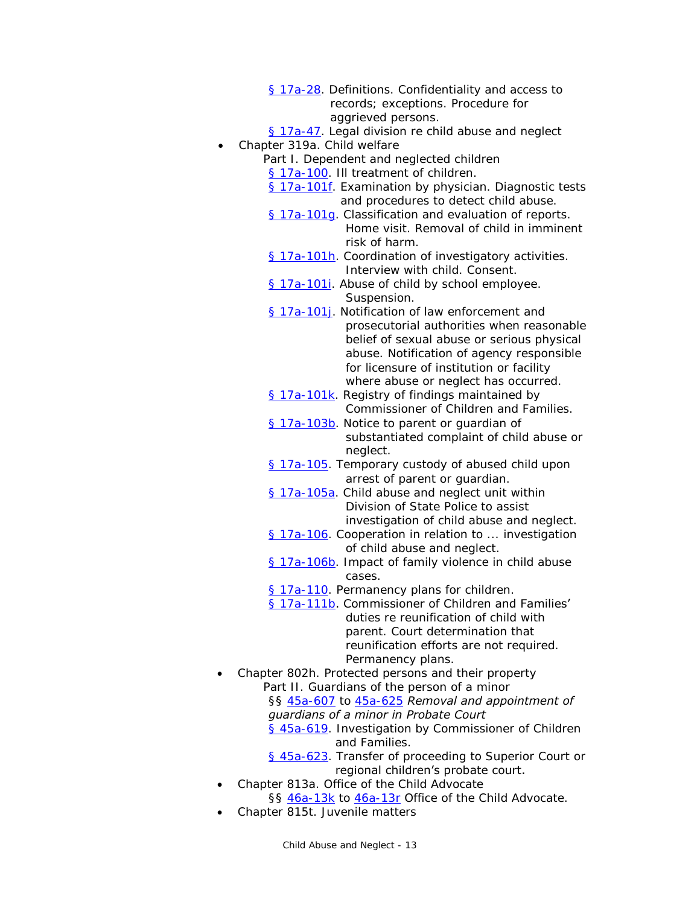- [§ 17a-28](). Definitions. Confidentiality and access to records; exceptions. Procedure for aggrieved persons.
- [§ 17a-47](). Legal division re child abuse and neglect

- Chapter 319a. Child welfare
    - Part I. Dependent and neglected children
        - § 17a-100. Ill treatment of children.
        - § 17a-101f. Examination by physician. Diagnostic tests and procedures to detect child abuse.
        - § 17a-101g. Classification and evaluation of reports. Home visit. Removal of child in imminent risk of harm.
        - § 17a-101h. Coordination of investigatory activities. Interview with child. Consent.
        - § 17a-101i. Abuse of child by school employee. Suspension.
        - § 17a-101j. Notification of law enforcement and prosecutorial authorities when reasonable belief of sexual abuse or serious physical abuse. Notification of agency responsible for licensure of institution or facility where abuse or neglect has occurred.
        - § 17a-101k. Registry of findings maintained by Commissioner of Children and Families.
        - § 17a-103b. Notice to parent or guardian of substantiated complaint of child abuse or neglect.
        - § 17a-105. Temporary custody of abused child upon arrest of parent or guardian.
        - § 17a-105a. Child abuse and neglect unit within Division of State Police to assist investigation of child abuse and neglect.
        - § 17a-106. Cooperation in relation to ... investigation of child abuse and neglect.
        - § 17a-106b. Impact of family violence in child abuse cases.
        - § 17a-110. Permanency plans for children.
        - § 17a-111b. Commissioner of Children and Families' duties re reunification of child with parent. Court determination that reunification efforts are not required. Permanency plans.
- Chapter 802h. Protected persons and their property
    - Part II. Guardians of the person of a minor
        - §§ 45a-607 to 45a-625 *Removal and appointment of guardians of a minor in Probate Court*
        - § 45a-619. Investigation by Commissioner of Children and Families.
        - § 45a-623. Transfer of proceeding to Superior Court or regional children's probate court.
- Chapter 813a. Office of the Child Advocate
    - §§ 46a-13k to 46a-13r Office of the Child Advocate.
- Chapter 815t. Juvenile matters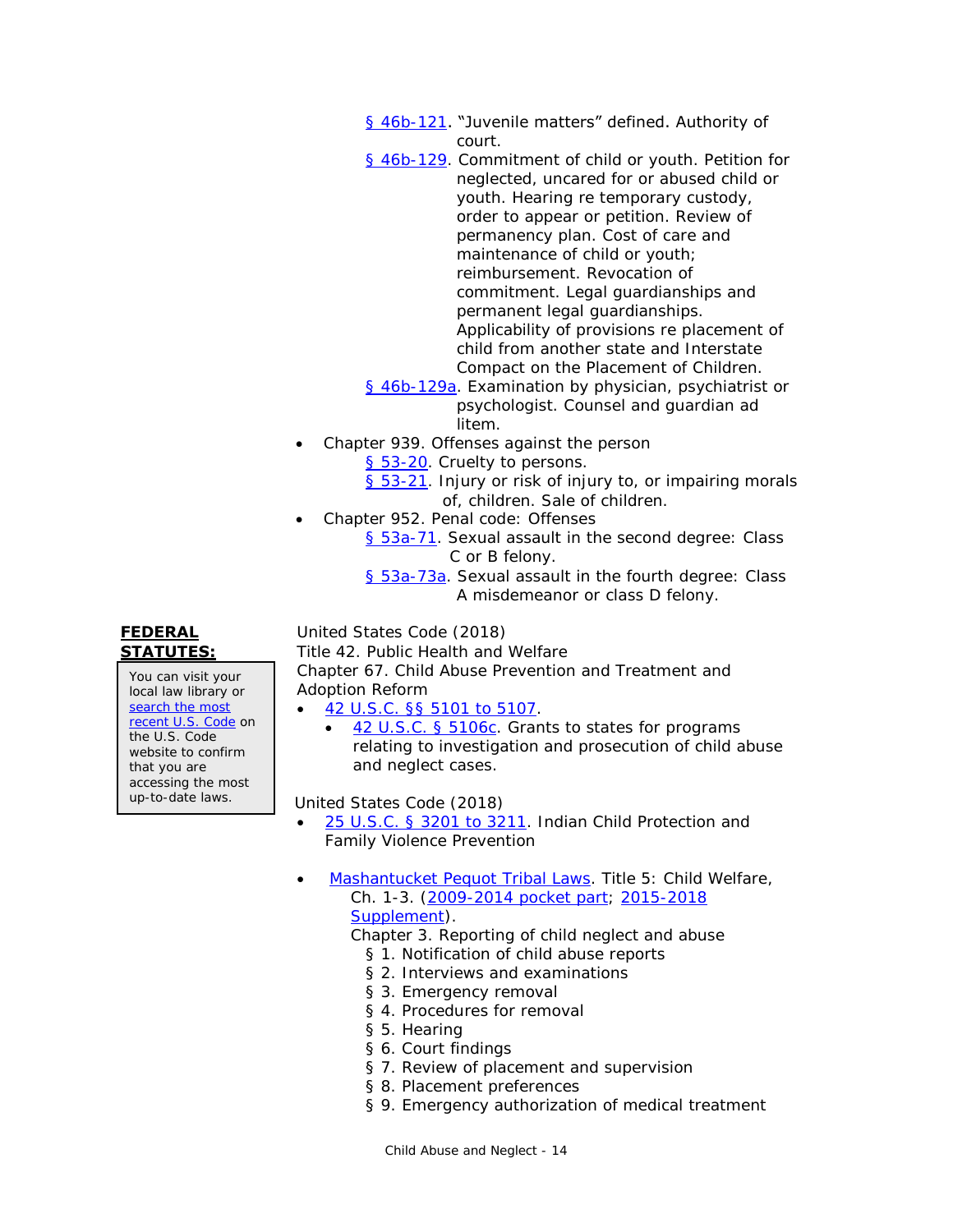- [§ 46b-121](#). "Juvenile matters" defined. Authority of court.
- [§ 46b-129](#). Commitment of child or youth. Petition for neglected, uncared for or abused child or youth. Hearing re temporary custody, order to appear or petition. Review of permanency plan. Cost of care and maintenance of child or youth; reimbursement. Revocation of commitment. Legal guardianships and permanent legal guardianships. Applicability of provisions re placement of child from another state and Interstate Compact on the Placement of Children.
- [§ 46b-129a](#). Examination by physician, psychiatrist or psychologist. Counsel and guardian ad litem.

- Chapter 939. Offenses against the person
  - [§ 53-20](#). Cruelty to persons.
  - [§ 53-21](#). Injury or risk of injury to, or impairing morals of, children. Sale of children.
- Chapter 952. Penal code: Offenses
  - [§ 53a-71](#). Sexual assault in the second degree: Class C or B felony.
  - [§ 53a-73a](#). Sexual assault in the fourth degree: Class A misdemeanor or class D felony.

**FEDERAL STATUTES:**

> You can visit your local law library or [search the most recent U.S. Code](#) on the U.S. Code website to confirm that you are accessing the most up-to-date laws.

United States Code (2018)
Title 42. Public Health and Welfare
Chapter 67. Child Abuse Prevention and Treatment and Adoption Reform

- [42 U.S.C. §§ 5101 to 5107](#).
  - [42 U.S.C. § 5106c](#). Grants to states for programs relating to investigation and prosecution of child abuse and neglect cases.

United States Code (2018)

- [25 U.S.C. § 3201 to 3211](#). Indian Child Protection and Family Violence Prevention

- [Mashantucket Pequot Tribal Laws](#). Title 5: Child Welfare, Ch. 1-3. ([2009-2014 pocket part](#); [2015-2018 Supplement](#)).
  Chapter 3. Reporting of child neglect and abuse
  - § 1. Notification of child abuse reports
  - § 2. Interviews and examinations
  - § 3. Emergency removal
  - § 4. Procedures for removal
  - § 5. Hearing
  - § 6. Court findings
  - § 7. Review of placement and supervision
  - § 8. Placement preferences
  - § 9. Emergency authorization of medical treatment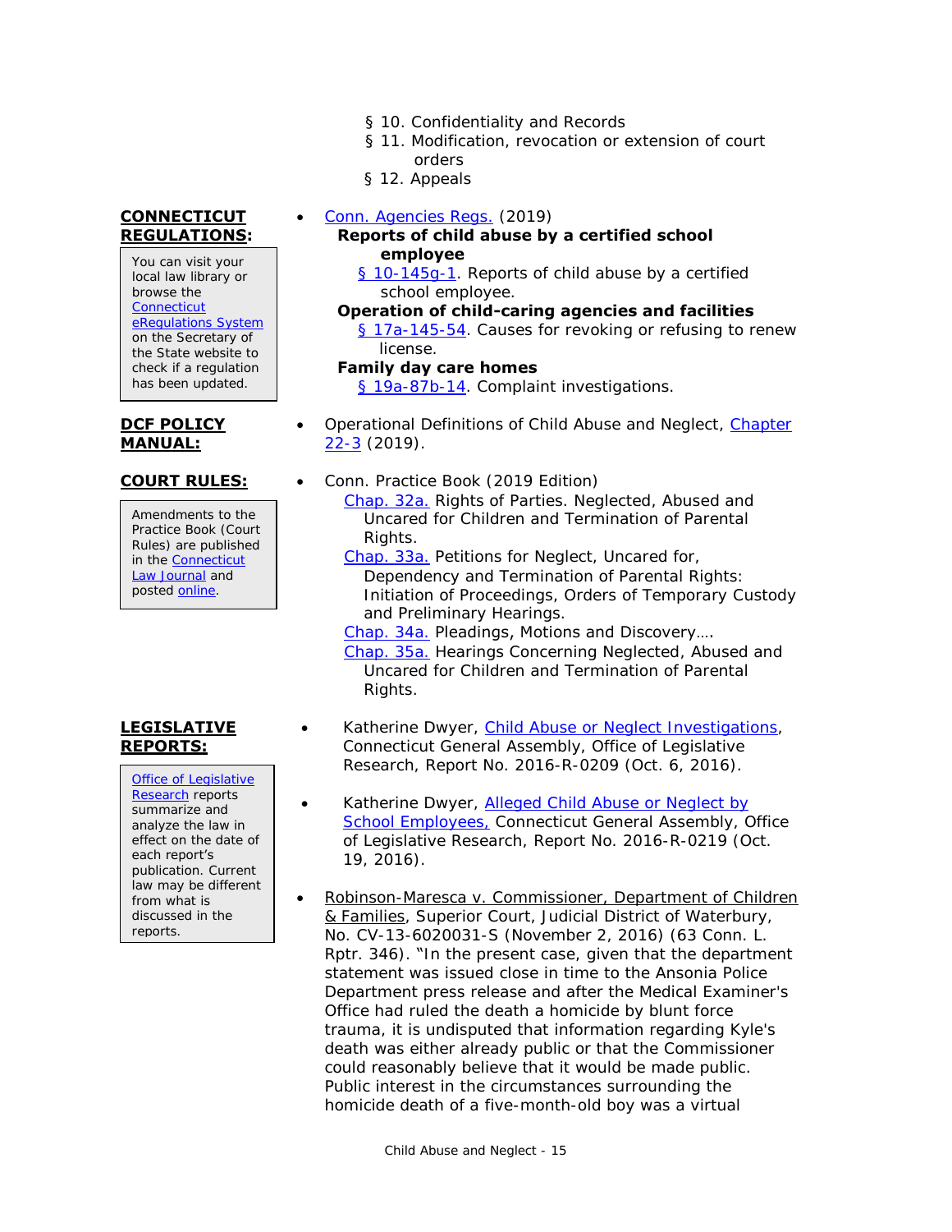§ 10. Confidentiality and Records
§ 11. Modification, revocation or extension of court orders
§ 12. Appeals

**CONNECTICUT REGULATIONS:**

> You can visit your local law library or browse the Connecticut eRegulations System on the Secretary of the State website to check if a regulation has been updated.

- Conn. Agencies Regs. (2019)
  - **Reports of child abuse by a certified school employee**
    - § 10-145g-1. Reports of child abuse by a certified school employee.
  - **Operation of child-caring agencies and facilities**
    - § 17a-145-54. Causes for revoking or refusing to renew license.
  - **Family day care homes**
    - § 19a-87b-14. Complaint investigations.

**DCF POLICY MANUAL:**

- Operational Definitions of Child Abuse and Neglect, Chapter 22-3 (2019).

**COURT RULES:**

> Amendments to the Practice Book (Court Rules) are published in the Connecticut Law Journal and posted online.

- Conn. Practice Book (2019 Edition)
  - Chap. 32a. Rights of Parties. Neglected, Abused and Uncared for Children and Termination of Parental Rights.
  - Chap. 33a. Petitions for Neglect, Uncared for, Dependency and Termination of Parental Rights: Initiation of Proceedings, Orders of Temporary Custody and Preliminary Hearings.
  - Chap. 34a. Pleadings, Motions and Discovery….
  - Chap. 35a. Hearings Concerning Neglected, Abused and Uncared for Children and Termination of Parental Rights.

**LEGISLATIVE REPORTS:**

> Office of Legislative Research reports summarize and analyze the law in effect on the date of each report's publication. Current law may be different from what is discussed in the reports.

- Katherine Dwyer, Child Abuse or Neglect Investigations, Connecticut General Assembly, Office of Legislative Research, Report No. 2016-R-0209 (Oct. 6, 2016).

- Katherine Dwyer, Alleged Child Abuse or Neglect by School Employees, Connecticut General Assembly, Office of Legislative Research, Report No. 2016-R-0219 (Oct. 19, 2016).

- Robinson-Maresca v. Commissioner, Department of Children & Families, Superior Court, Judicial District of Waterbury, No. CV-13-6020031-S (November 2, 2016) (63 Conn. L. Rptr. 346). "In the present case, given that the department statement was issued close in time to the Ansonia Police Department press release and after the Medical Examiner's Office had ruled the death a homicide by blunt force trauma, it is undisputed that information regarding Kyle's death was either already public or that the Commissioner could reasonably believe that it would be made public. Public interest in the circumstances surrounding the homicide death of a five-month-old boy was a virtual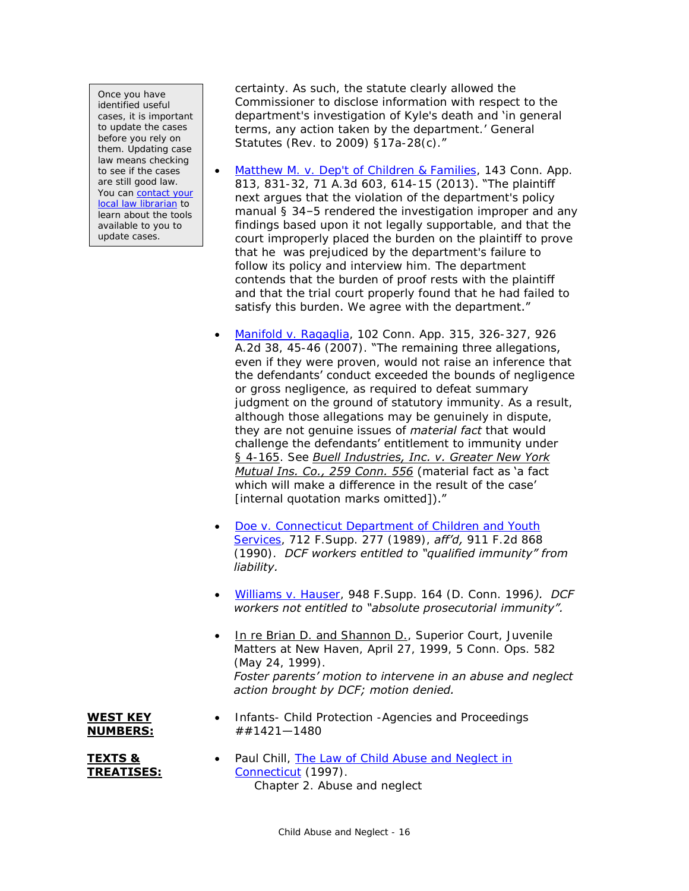> Once you have identified useful cases, it is important to update the cases before you rely on them. Updating case law means checking to see if the cases are still good law. You can contact your local law librarian to learn about the tools available to you to update cases.

certainty. As such, the statute clearly allowed the Commissioner to disclose information with respect to the department's investigation of Kyle's death and 'in general terms, any action taken by the department.' General Statutes (Rev. to 2009) §17a-28(c)."

- Matthew M. v. Dep't of Children & Families, 143 Conn. App. 813, 831-32, 71 A.3d 603, 614-15 (2013). "The plaintiff next argues that the violation of the department's policy manual § 34–5 rendered the investigation improper and any findings based upon it not legally supportable, and that the court improperly placed the burden on the plaintiff to prove that he was prejudiced by the department's failure to follow its policy and interview him. The department contends that the burden of proof rests with the plaintiff and that the trial court properly found that he had failed to satisfy this burden. We agree with the department."

- Manifold v. Ragaglia, 102 Conn. App. 315, 326-327, 926 A.2d 38, 45-46 (2007). "The remaining three allegations, even if they were proven, would not raise an inference that the defendants' conduct exceeded the bounds of negligence or gross negligence, as required to defeat summary judgment on the ground of statutory immunity. As a result, although those allegations may be genuinely in dispute, they are not genuine issues of *material fact* that would challenge the defendants' entitlement to immunity under § 4-165. See *Buell Industries, Inc. v. Greater New York Mutual Ins. Co., 259 Conn. 556* (material fact as 'a fact which will make a difference in the result of the case' [internal quotation marks omitted])."

- Doe v. Connecticut Department of Children and Youth Services, 712 F.Supp. 277 (1989), *aff'd,* 911 F.2d 868 (1990). *DCF workers entitled to "qualified immunity" from liability.*

- Williams v. Hauser, 948 F.Supp. 164 (D. Conn. 1996*). DCF workers not entitled to "absolute prosecutorial immunity".*

- In re Brian D. and Shannon D., Superior Court, Juvenile Matters at New Haven, April 27, 1999, 5 Conn. Ops. 582 (May 24, 1999).
  *Foster parents' motion to intervene in an abuse and neglect action brought by DCF; motion denied.*

**WEST KEY NUMBERS:**

- Infants- Child Protection -Agencies and Proceedings ##1421—1480

**TEXTS & TREATISES:**

- Paul Chill, The Law of Child Abuse and Neglect in Connecticut (1997).
  Chapter 2. Abuse and neglect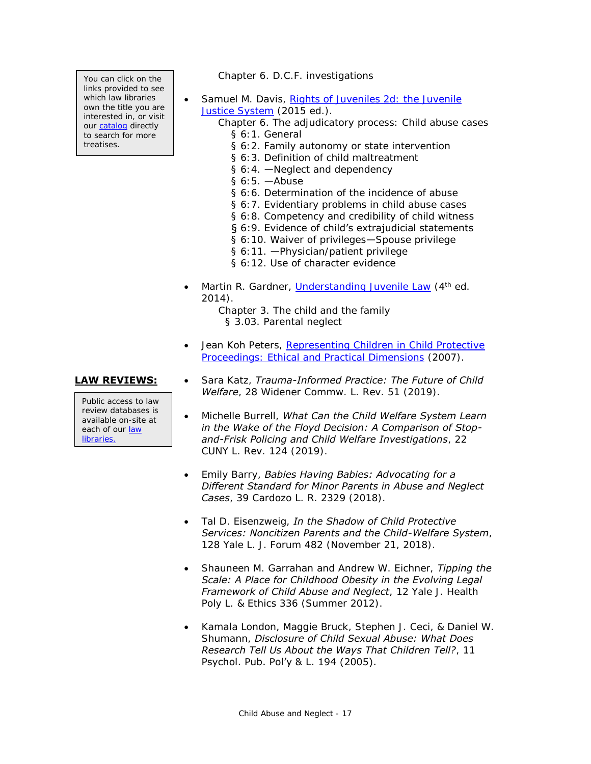> You can click on the links provided to see which law libraries own the title you are interested in, or visit our catalog directly to search for more treatises.

Chapter 6. D.C.F. investigations

- Samuel M. Davis, Rights of Juveniles 2d: the Juvenile Justice System (2015 ed.).
  - Chapter 6. The adjudicatory process: Child abuse cases
    - § 6:1. General
    - § 6:2. Family autonomy or state intervention
    - § 6:3. Definition of child maltreatment
    - § 6:4. —Neglect and dependency
    - § 6:5. —Abuse
    - § 6:6. Determination of the incidence of abuse
    - § 6:7. Evidentiary problems in child abuse cases
    - § 6:8. Competency and credibility of child witness
    - § 6:9. Evidence of child's extrajudicial statements
    - § 6:10. Waiver of privileges—Spouse privilege
    - § 6:11. —Physician/patient privilege
    - § 6:12. Use of character evidence

- Martin R. Gardner, Understanding Juvenile Law (4th ed. 2014).
  - Chapter 3. The child and the family
    - § 3.03. Parental neglect

- Jean Koh Peters, Representing Children in Child Protective Proceedings: Ethical and Practical Dimensions (2007).

**LAW REVIEWS:**

> Public access to law review databases is available on-site at each of our law libraries.

- Sara Katz, *Trauma-Informed Practice: The Future of Child Welfare*, 28 Widener Commw. L. Rev. 51 (2019).

- Michelle Burrell, *What Can the Child Welfare System Learn in the Wake of the Floyd Decision: A Comparison of Stop-and-Frisk Policing and Child Welfare Investigations*, 22 CUNY L. Rev. 124 (2019).

- Emily Barry, *Babies Having Babies: Advocating for a Different Standard for Minor Parents in Abuse and Neglect Cases*, 39 Cardozo L. R. 2329 (2018).

- Tal D. Eisenzweig, *In the Shadow of Child Protective Services: Noncitizen Parents and the Child-Welfare System*, 128 Yale L. J. Forum 482 (November 21, 2018).

- Shauneen M. Garrahan and Andrew W. Eichner, *Tipping the Scale: A Place for Childhood Obesity in the Evolving Legal Framework of Child Abuse and Neglect*, 12 Yale J. Health Poly L. & Ethics 336 (Summer 2012).

- Kamala London, Maggie Bruck, Stephen J. Ceci, & Daniel W. Shumann, *Disclosure of Child Sexual Abuse: What Does Research Tell Us About the Ways That Children Tell?*, 11 Psychol. Pub. Pol'y & L. 194 (2005).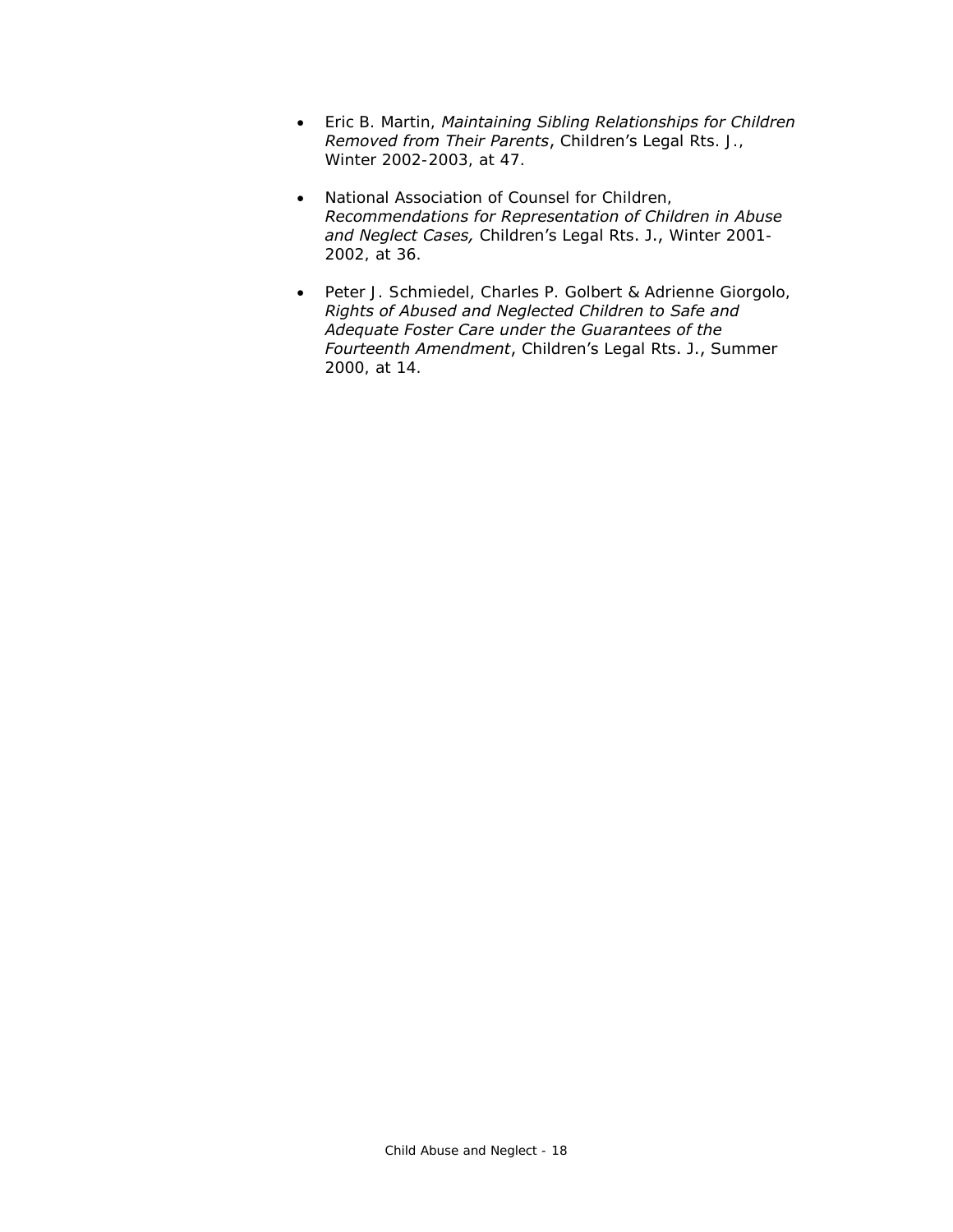- Eric B. Martin, *Maintaining Sibling Relationships for Children Removed from Their Parents*, Children's Legal Rts. J., Winter 2002-2003, at 47.

- National Association of Counsel for Children, *Recommendations for Representation of Children in Abuse and Neglect Cases,* Children's Legal Rts. J., Winter 2001-2002, at 36.

- Peter J. Schmiedel, Charles P. Golbert & Adrienne Giorgolo, *Rights of Abused and Neglected Children to Safe and Adequate Foster Care under the Guarantees of the Fourteenth Amendment*, Children's Legal Rts. J., Summer 2000, at 14.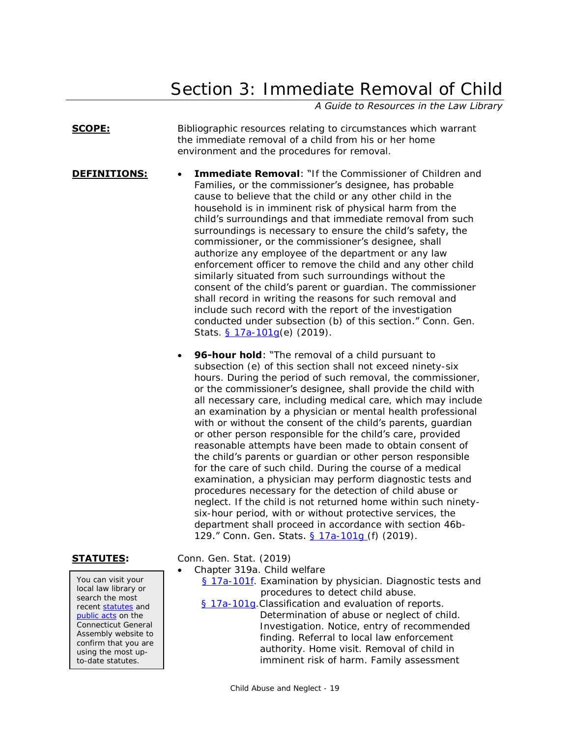# Section 3: Immediate Removal of Child

*A Guide to Resources in the Law Library*

**SCOPE:** Bibliographic resources relating to circumstances which warrant the immediate removal of a child from his or her home environment and the procedures for removal.

**DEFINITIONS:**

- **Immediate Removal**: "If the Commissioner of Children and Families, or the commissioner's designee, has probable cause to believe that the child or any other child in the household is in imminent risk of physical harm from the child's surroundings and that immediate removal from such surroundings is necessary to ensure the child's safety, the commissioner, or the commissioner's designee, shall authorize any employee of the department or any law enforcement officer to remove the child and any other child similarly situated from such surroundings without the consent of the child's parent or guardian. The commissioner shall record in writing the reasons for such removal and include such record with the report of the investigation conducted under subsection (b) of this section." Conn. Gen. Stats. [§ 17a-101g](#)(e) (2019).

- **96-hour hold**: "The removal of a child pursuant to subsection (e) of this section shall not exceed ninety-six hours. During the period of such removal, the commissioner, or the commissioner's designee, shall provide the child with all necessary care, including medical care, which may include an examination by a physician or mental health professional with or without the consent of the child's parents, guardian or other person responsible for the child's care, provided reasonable attempts have been made to obtain consent of the child's parents or guardian or other person responsible for the care of such child. During the course of a medical examination, a physician may perform diagnostic tests and procedures necessary for the detection of child abuse or neglect. If the child is not returned home within such ninety-six-hour period, with or without protective services, the department shall proceed in accordance with section 46b-129." Conn. Gen. Stats. [§ 17a-101g](#) (f) (2019).

**STATUTES:**

> You can visit your local law library or search the most recent [statutes](#) and [public acts](#) on the Connecticut General Assembly website to confirm that you are using the most up-to-date statutes.

Conn. Gen. Stat. (2019)

- Chapter 319a. Child welfare
  - [§ 17a-101f](#). Examination by physician. Diagnostic tests and procedures to detect child abuse.
  - [§ 17a-101g](#). Classification and evaluation of reports. Determination of abuse or neglect of child. Investigation. Notice, entry of recommended finding. Referral to local law enforcement authority. Home visit. Removal of child in imminent risk of harm. Family assessment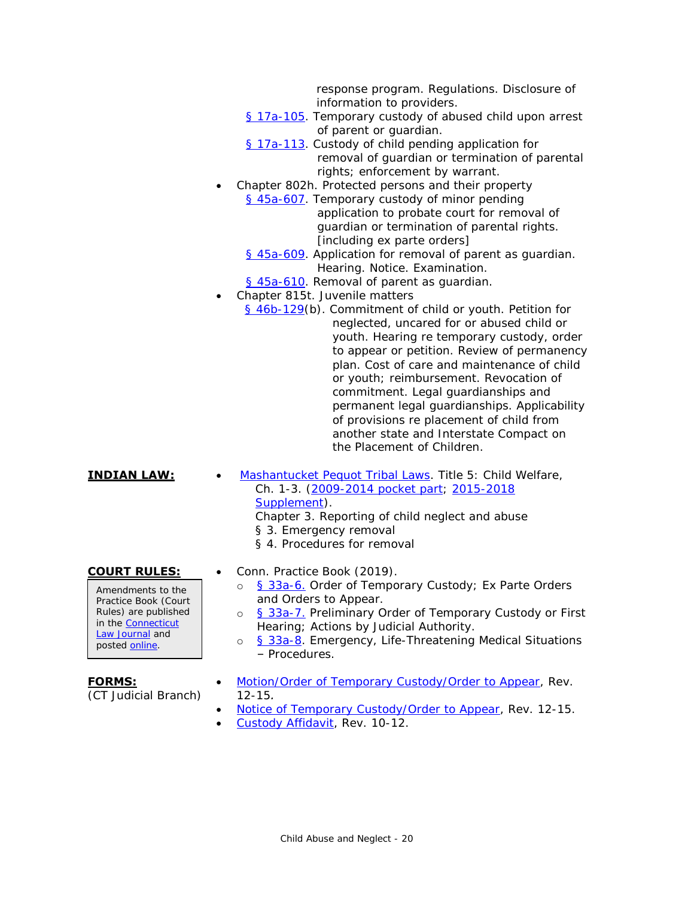response program. Regulations. Disclosure of information to providers.

§ 17a-105. Temporary custody of abused child upon arrest of parent or guardian.

§ 17a-113. Custody of child pending application for removal of guardian or termination of parental rights; enforcement by warrant.

- Chapter 802h. Protected persons and their property
  - § 45a-607. Temporary custody of minor pending application to probate court for removal of guardian or termination of parental rights. [including ex parte orders]
  - § 45a-609. Application for removal of parent as guardian. Hearing. Notice. Examination.
  - § 45a-610. Removal of parent as guardian.
- Chapter 815t. Juvenile matters
  - § 46b-129(b). Commitment of child or youth. Petition for neglected, uncared for or abused child or youth. Hearing re temporary custody, order to appear or petition. Review of permanency plan. Cost of care and maintenance of child or youth; reimbursement. Revocation of commitment. Legal guardianships and permanent legal guardianships. Applicability of provisions re placement of child from another state and Interstate Compact on the Placement of Children.

**INDIAN LAW:**

- Mashantucket Pequot Tribal Laws. Title 5: Child Welfare, Ch. 1-3. (2009-2014 pocket part; 2015-2018 Supplement).
  Chapter 3. Reporting of child neglect and abuse
  § 3. Emergency removal
  § 4. Procedures for removal

**COURT RULES:**

Amendments to the Practice Book (Court Rules) are published in the Connecticut Law Journal and posted online.

- Conn. Practice Book (2019).
  - § 33a-6. Order of Temporary Custody; Ex Parte Orders and Orders to Appear.
  - § 33a-7. Preliminary Order of Temporary Custody or First Hearing; Actions by Judicial Authority.
  - § 33a-8. Emergency, Life-Threatening Medical Situations – Procedures.

**FORMS:**
(CT Judicial Branch)

- Motion/Order of Temporary Custody/Order to Appear, Rev. 12-15.
- Notice of Temporary Custody/Order to Appear, Rev. 12-15.
- Custody Affidavit, Rev. 10-12.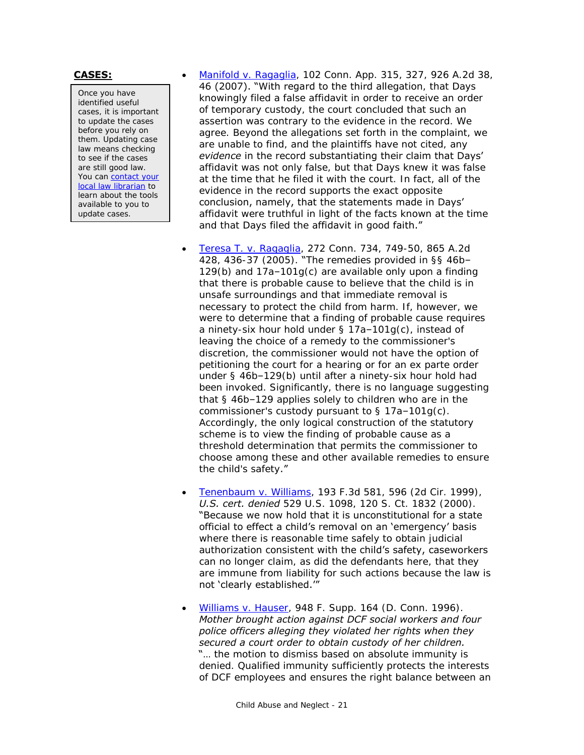**CASES:**

Once you have identified useful cases, it is important to update the cases before you rely on them. Updating case law means checking to see if the cases are still good law. You can contact your local law librarian to learn about the tools available to you to update cases.

- Manifold v. Ragaglia, 102 Conn. App. 315, 327, 926 A.2d 38, 46 (2007). "With regard to the third allegation, that Days knowingly filed a false affidavit in order to receive an order of temporary custody, the court concluded that such an assertion was contrary to the evidence in the record. We agree. Beyond the allegations set forth in the complaint, we are unable to find, and the plaintiffs have not cited, any *evidence* in the record substantiating their claim that Days' affidavit was not only false, but that Days knew it was false at the time that he filed it with the court. In fact, all of the evidence in the record supports the exact opposite conclusion, namely, that the statements made in Days' affidavit were truthful in light of the facts known at the time and that Days filed the affidavit in good faith."

- Teresa T. v. Ragaglia, 272 Conn. 734, 749-50, 865 A.2d 428, 436-37 (2005). "The remedies provided in §§ 46b–129(b) and 17a–101g(c) are available only upon a finding that there is probable cause to believe that the child is in unsafe surroundings and that immediate removal is necessary to protect the child from harm. If, however, we were to determine that a finding of probable cause requires a ninety-six hour hold under § 17a–101g(c), instead of leaving the choice of a remedy to the commissioner's discretion, the commissioner would not have the option of petitioning the court for a hearing or for an ex parte order under § 46b–129(b) until after a ninety-six hour hold had been invoked. Significantly, there is no language suggesting that § 46b–129 applies solely to children who are in the commissioner's custody pursuant to § 17a–101g(c). Accordingly, the only logical construction of the statutory scheme is to view the finding of probable cause as a threshold determination that permits the commissioner to choose among these and other available remedies to ensure the child's safety."

- Tenenbaum v. Williams, 193 F.3d 581, 596 (2d Cir. 1999), *U.S. cert. denied* 529 U.S. 1098, 120 S. Ct. 1832 (2000). "Because we now hold that it is unconstitutional for a state official to effect a child's removal on an 'emergency' basis where there is reasonable time safely to obtain judicial authorization consistent with the child's safety, caseworkers can no longer claim, as did the defendants here, that they are immune from liability for such actions because the law is not 'clearly established.'"

- Williams v. Hauser, 948 F. Supp. 164 (D. Conn. 1996). *Mother brought action against DCF social workers and four police officers alleging they violated her rights when they secured a court order to obtain custody of her children.* "… the motion to dismiss based on absolute immunity is denied. Qualified immunity sufficiently protects the interests of DCF employees and ensures the right balance between an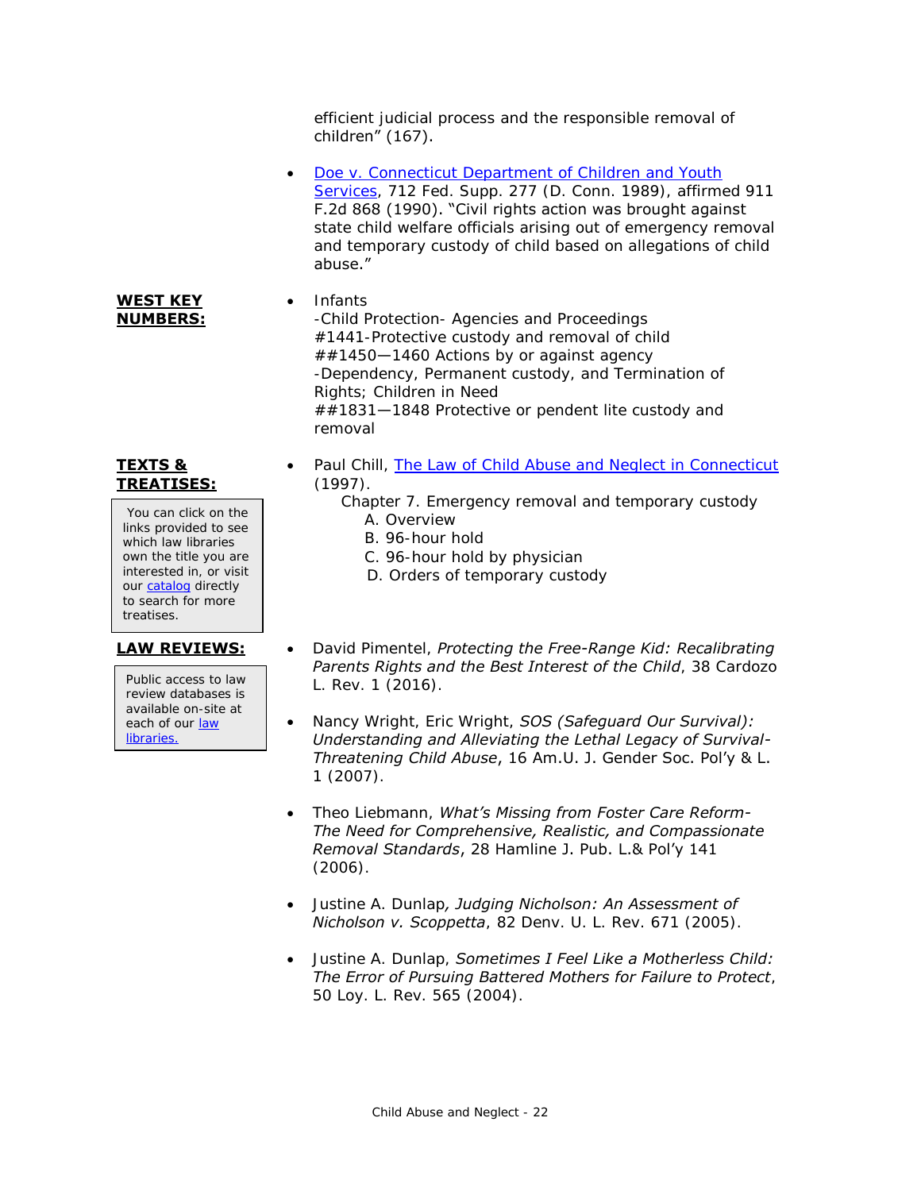efficient judicial process and the responsible removal of children" (167).

- Doe v. Connecticut Department of Children and Youth Services, 712 Fed. Supp. 277 (D. Conn. 1989), affirmed 911 F.2d 868 (1990). "Civil rights action was brought against state child welfare officials arising out of emergency removal and temporary custody of child based on allegations of child abuse."

**WEST KEY NUMBERS:**

- Infants
  -Child Protection- Agencies and Proceedings
  #1441-Protective custody and removal of child
  ##1450—1460 Actions by or against agency
  -Dependency, Permanent custody, and Termination of Rights; Children in Need
  ##1831—1848 Protective or pendent lite custody and removal

**TEXTS & TREATISES:**

You can click on the links provided to see which law libraries own the title you are interested in, or visit our catalog directly to search for more treatises.

- Paul Chill, The Law of Child Abuse and Neglect in Connecticut (1997).
  - Chapter 7. Emergency removal and temporary custody
    - A. Overview
    - B. 96-hour hold
    - C. 96-hour hold by physician
    - D. Orders of temporary custody

**LAW REVIEWS:**

Public access to law review databases is available on-site at each of our law libraries.

- David Pimentel, *Protecting the Free-Range Kid: Recalibrating Parents Rights and the Best Interest of the Child*, 38 Cardozo L. Rev. 1 (2016).

- Nancy Wright, Eric Wright, *SOS (Safeguard Our Survival): Understanding and Alleviating the Lethal Legacy of Survival-Threatening Child Abuse*, 16 Am.U. J. Gender Soc. Pol'y & L. 1 (2007).

- Theo Liebmann, *What's Missing from Foster Care Reform-The Need for Comprehensive, Realistic, and Compassionate Removal Standards*, 28 Hamline J. Pub. L.& Pol'y 141 (2006).

- Justine A. Dunlap, *Judging Nicholson: An Assessment of Nicholson v. Scoppetta*, 82 Denv. U. L. Rev. 671 (2005).

- Justine A. Dunlap, *Sometimes I Feel Like a Motherless Child: The Error of Pursuing Battered Mothers for Failure to Protect*, 50 Loy. L. Rev. 565 (2004).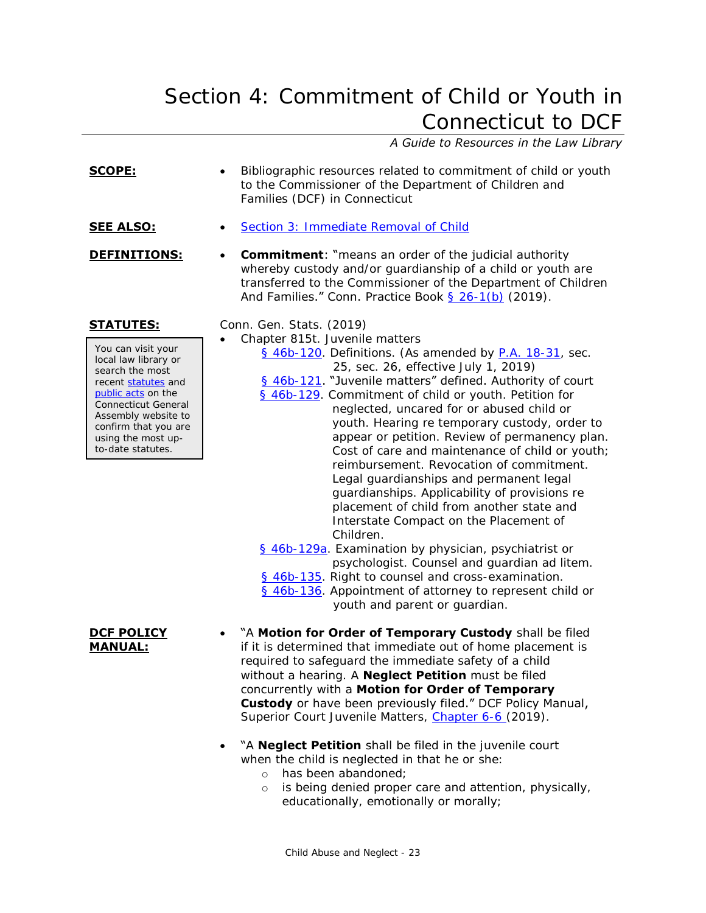# Section 4: Commitment of Child or Youth in Connecticut to DCF

*A Guide to Resources in the Law Library*

**SCOPE:**

- Bibliographic resources related to commitment of child or youth to the Commissioner of the Department of Children and Families (DCF) in Connecticut

**SEE ALSO:**

- Section 3: Immediate Removal of Child

**DEFINITIONS:**

- **Commitment**: "means an order of the judicial authority whereby custody and/or guardianship of a child or youth are transferred to the Commissioner of the Department of Children And Families." Conn. Practice Book § 26-1(b) (2019).

**STATUTES:**

> You can visit your local law library or search the most recent statutes and public acts on the Connecticut General Assembly website to confirm that you are using the most up-to-date statutes.

Conn. Gen. Stats. (2019)

- Chapter 815t. Juvenile matters
  - § 46b-120. Definitions. (As amended by P.A. 18-31, sec. 25, sec. 26, effective July 1, 2019)
  - § 46b-121. "Juvenile matters" defined. Authority of court
  - § 46b-129. Commitment of child or youth. Petition for neglected, uncared for or abused child or youth. Hearing re temporary custody, order to appear or petition. Review of permanency plan. Cost of care and maintenance of child or youth; reimbursement. Revocation of commitment. Legal guardianships and permanent legal guardianships. Applicability of provisions re placement of child from another state and Interstate Compact on the Placement of Children.
  - § 46b-129a. Examination by physician, psychiatrist or psychologist. Counsel and guardian ad litem.
  - § 46b-135. Right to counsel and cross-examination.
  - § 46b-136. Appointment of attorney to represent child or youth and parent or guardian.

**DCF POLICY MANUAL:**

- "A **Motion for Order of Temporary Custody** shall be filed if it is determined that immediate out of home placement is required to safeguard the immediate safety of a child without a hearing. A **Neglect Petition** must be filed concurrently with a **Motion for Order of Temporary Custody** or have been previously filed." DCF Policy Manual, Superior Court Juvenile Matters, Chapter 6-6 (2019).

- "A **Neglect Petition** shall be filed in the juvenile court when the child is neglected in that he or she:
  - has been abandoned;
  - is being denied proper care and attention, physically, educationally, emotionally or morally;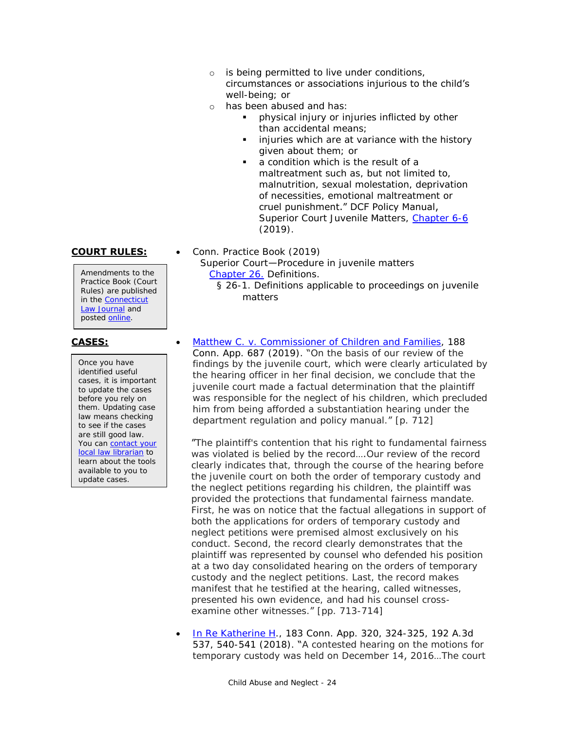- is being permitted to live under conditions, circumstances or associations injurious to the child's well-being; or
- has been abused and has:
  - physical injury or injuries inflicted by other than accidental means;
  - injuries which are at variance with the history given about them; or
  - a condition which is the result of a maltreatment such as, but not limited to, malnutrition, sexual molestation, deprivation of necessities, emotional maltreatment or cruel punishment." DCF Policy Manual, Superior Court Juvenile Matters, Chapter 6-6 (2019).

**COURT RULES:**

> Amendments to the Practice Book (Court Rules) are published in the Connecticut Law Journal and posted online.

- Conn. Practice Book (2019)
  Superior Court—Procedure in juvenile matters
  Chapter 26. Definitions.
  § 26-1. Definitions applicable to proceedings on juvenile matters

**CASES:**

> Once you have identified useful cases, it is important to update the cases before you rely on them. Updating case law means checking to see if the cases are still good law. You can contact your local law librarian to learn about the tools available to you to update cases.

- Matthew C. v. Commissioner of Children and Families, 188 Conn. App. 687 (2019). "On the basis of our review of the findings by the juvenile court, which were clearly articulated by the hearing officer in her final decision, we conclude that the juvenile court made a factual determination that the plaintiff was responsible for the neglect of his children, which precluded him from being afforded a substantiation hearing under the department regulation and policy manual." [p. 712]

  "The plaintiff's contention that his right to fundamental fairness was violated is belied by the record….Our review of the record clearly indicates that, through the course of the hearing before the juvenile court on both the order of temporary custody and the neglect petitions regarding his children, the plaintiff was provided the protections that fundamental fairness mandate. First, he was on notice that the factual allegations in support of both the applications for orders of temporary custody and neglect petitions were premised almost exclusively on his conduct. Second, the record clearly demonstrates that the plaintiff was represented by counsel who defended his position at a two day consolidated hearing on the orders of temporary custody and the neglect petitions. Last, the record makes manifest that he testified at the hearing, called witnesses, presented his own evidence, and had his counsel cross-examine other witnesses." [pp. 713-714]

- In Re Katherine H., 183 Conn. App. 320, 324-325, 192 A.3d 537, 540-541 (2018). "A contested hearing on the motions for temporary custody was held on December 14, 2016…The court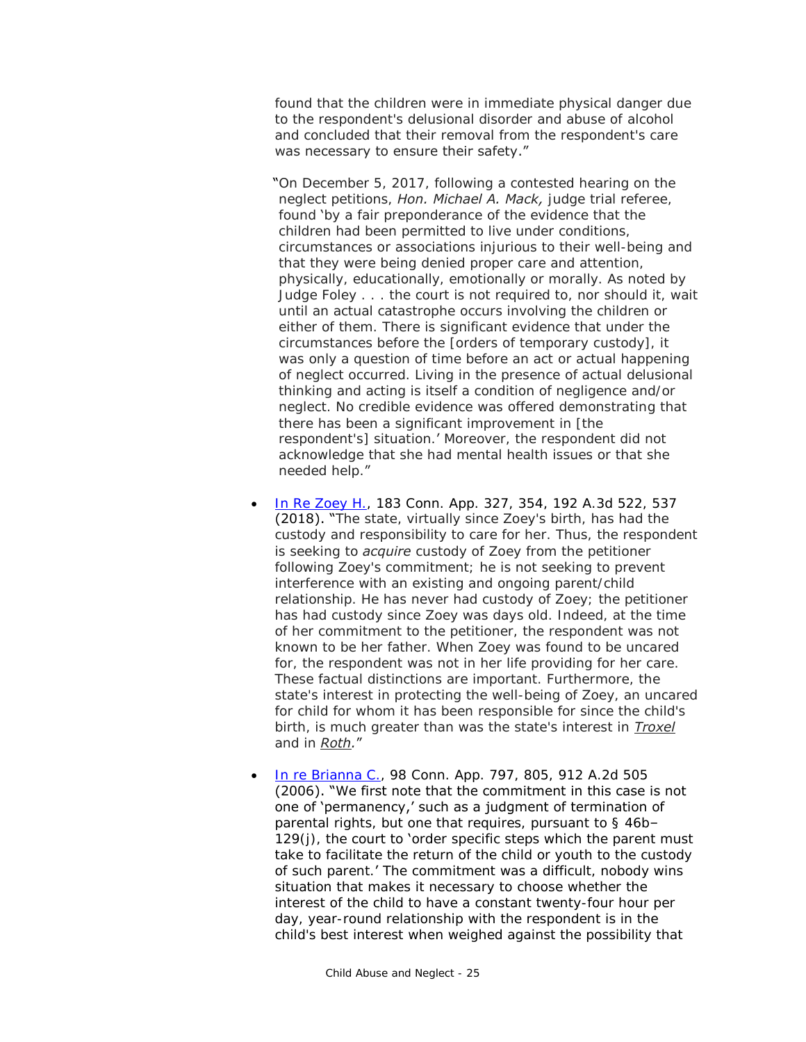found that the children were in immediate physical danger due to the respondent's delusional disorder and abuse of alcohol and concluded that their removal from the respondent's care was necessary to ensure their safety."

"On December 5, 2017, following a contested hearing on the neglect petitions, *Hon. Michael A. Mack,* judge trial referee, found 'by a fair preponderance of the evidence that the children had been permitted to live under conditions, circumstances or associations injurious to their well-being and that they were being denied proper care and attention, physically, educationally, emotionally or morally. As noted by Judge Foley . . . the court is not required to, nor should it, wait until an actual catastrophe occurs involving the children or either of them. There is significant evidence that under the circumstances before the [orders of temporary custody], it was only a question of time before an act or actual happening of neglect occurred. Living in the presence of actual delusional thinking and acting is itself a condition of negligence and/or neglect. No credible evidence was offered demonstrating that there has been a significant improvement in [the respondent's] situation.' Moreover, the respondent did not acknowledge that she had mental health issues or that she needed help."

- In Re Zoey H., 183 Conn. App. 327, 354, 192 A.3d 522, 537 (2018). "The state, virtually since Zoey's birth, has had the custody and responsibility to care for her. Thus, the respondent is seeking to *acquire* custody of Zoey from the petitioner following Zoey's commitment; he is not seeking to prevent interference with an existing and ongoing parent/child relationship. He has never had custody of Zoey; the petitioner has had custody since Zoey was days old. Indeed, at the time of her commitment to the petitioner, the respondent was not known to be her father. When Zoey was found to be uncared for, the respondent was not in her life providing for her care. These factual distinctions are important. Furthermore, the state's interest in protecting the well-being of Zoey, an uncared for child for whom it has been responsible for since the child's birth, is much greater than was the state's interest in *Troxel* and in *Roth*."

- In re Brianna C., 98 Conn. App. 797, 805, 912 A.2d 505 (2006). "We first note that the commitment in this case is not one of 'permanency,' such as a judgment of termination of parental rights, but one that requires, pursuant to § 46b–129(j), the court to 'order specific steps which the parent must take to facilitate the return of the child or youth to the custody of such parent.' The commitment was a difficult, nobody wins situation that makes it necessary to choose whether the interest of the child to have a constant twenty-four hour per day, year-round relationship with the respondent is in the child's best interest when weighed against the possibility that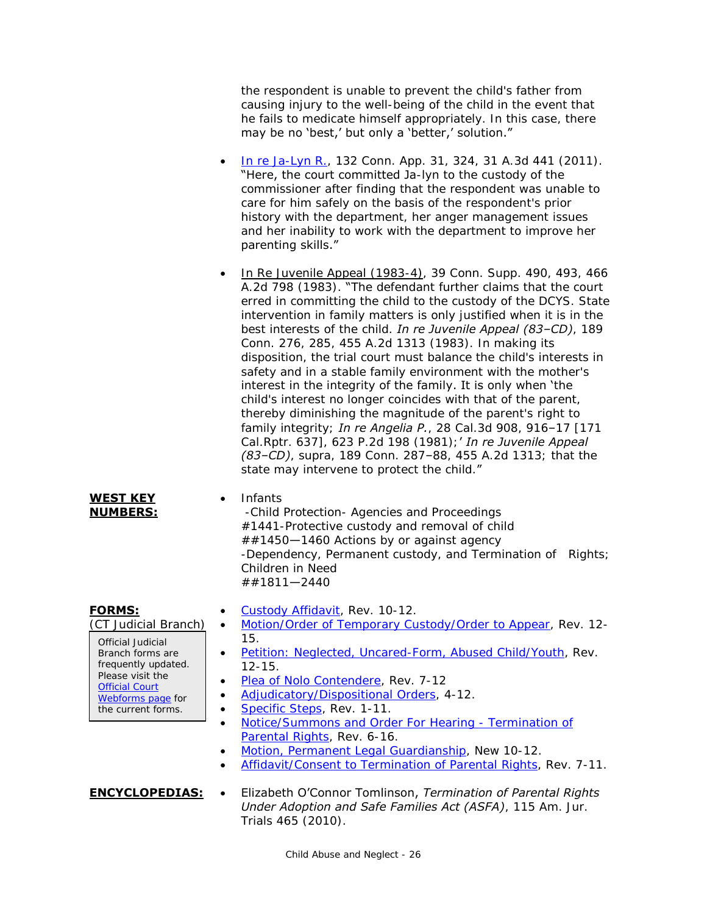the respondent is unable to prevent the child's father from causing injury to the well-being of the child in the event that he fails to medicate himself appropriately. In this case, there may be no 'best,' but only a 'better,' solution."

- In re Ja-Lyn R., 132 Conn. App. 31, 324, 31 A.3d 441 (2011). "Here, the court committed Ja-lyn to the custody of the commissioner after finding that the respondent was unable to care for him safely on the basis of the respondent's prior history with the department, her anger management issues and her inability to work with the department to improve her parenting skills."
- In Re Juvenile Appeal (1983-4), 39 Conn. Supp. 490, 493, 466 A.2d 798 (1983). "The defendant further claims that the court erred in committing the child to the custody of the DCYS. State intervention in family matters is only justified when it is in the best interests of the child. *In re Juvenile Appeal (83–CD)*, 189 Conn. 276, 285, 455 A.2d 1313 (1983). In making its disposition, the trial court must balance the child's interests in safety and in a stable family environment with the mother's interest in the integrity of the family. It is only when 'the child's interest no longer coincides with that of the parent, thereby diminishing the magnitude of the parent's right to family integrity; *In re Angelia P.*, 28 Cal.3d 908, 916–17 [171 Cal.Rptr. 637], 623 P.2d 198 (1981);' *In re Juvenile Appeal (83–CD)*, supra, 189 Conn. 287–88, 455 A.2d 1313; that the state may intervene to protect the child."

**WEST KEY NUMBERS:**

- Infants
  -Child Protection- Agencies and Proceedings
  #1441-Protective custody and removal of child
  ##1450—1460 Actions by or against agency
  -Dependency, Permanent custody, and Termination of Rights; Children in Need
  ##1811—2440

**FORMS:**
(CT Judicial Branch)

Official Judicial Branch forms are frequently updated. Please visit the Official Court Webforms page for the current forms.

- Custody Affidavit, Rev. 10-12.
- Motion/Order of Temporary Custody/Order to Appear, Rev. 12-15.
- Petition: Neglected, Uncared-Form, Abused Child/Youth, Rev. 12-15.
- Plea of Nolo Contendere, Rev. 7-12
- Adjudicatory/Dispositional Orders, 4-12.
- Specific Steps, Rev. 1-11.
- Notice/Summons and Order For Hearing - Termination of Parental Rights, Rev. 6-16.
- Motion, Permanent Legal Guardianship, New 10-12.
- Affidavit/Consent to Termination of Parental Rights, Rev. 7-11.

**ENCYCLOPEDIAS:**

- Elizabeth O'Connor Tomlinson, *Termination of Parental Rights Under Adoption and Safe Families Act (ASFA)*, 115 Am. Jur. Trials 465 (2010).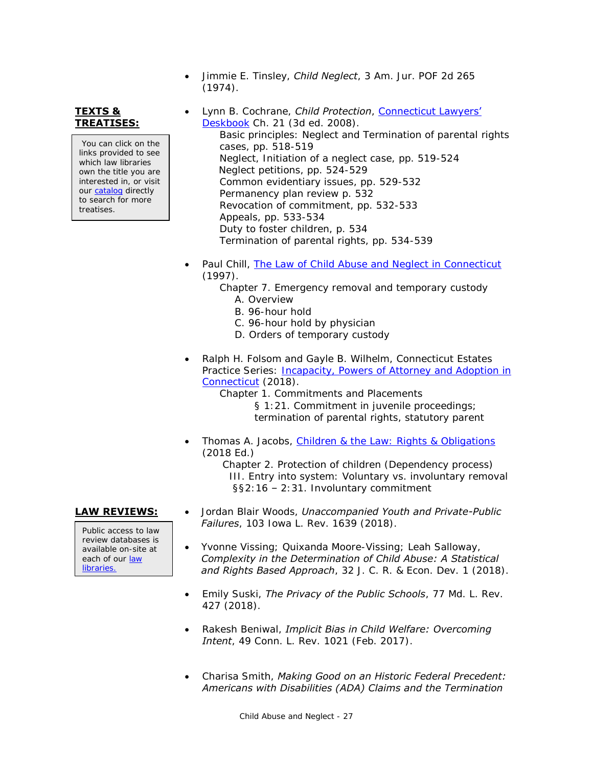- Jimmie E. Tinsley, *Child Neglect*, 3 Am. Jur. POF 2d 265 (1974).

**TEXTS & TREATISES:**

You can click on the links provided to see which law libraries own the title you are interested in, or visit our catalog directly to search for more treatises.

- Lynn B. Cochrane, *Child Protection*, Connecticut Lawyers' Deskbook Ch. 21 (3d ed. 2008).
  - Basic principles: Neglect and Termination of parental rights cases, pp. 518-519
  - Neglect, Initiation of a neglect case, pp. 519-524
  - Neglect petitions, pp. 524-529
  - Common evidentiary issues, pp. 529-532
  - Permanency plan review p. 532
  - Revocation of commitment, pp. 532-533
  - Appeals, pp. 533-534
  - Duty to foster children, p. 534
  - Termination of parental rights, pp. 534-539

- Paul Chill, The Law of Child Abuse and Neglect in Connecticut (1997).
  - Chapter 7. Emergency removal and temporary custody
    - A. Overview
    - B. 96-hour hold
    - C. 96-hour hold by physician
    - D. Orders of temporary custody

- Ralph H. Folsom and Gayle B. Wilhelm, Connecticut Estates Practice Series: Incapacity, Powers of Attorney and Adoption in Connecticut (2018).
  - Chapter 1. Commitments and Placements
    - § 1:21. Commitment in juvenile proceedings; termination of parental rights, statutory parent

- Thomas A. Jacobs, Children & the Law: Rights & Obligations (2018 Ed.)
  - Chapter 2. Protection of children (Dependency process)
    - III. Entry into system: Voluntary vs. involuntary removal
      - §§2:16 – 2:31. Involuntary commitment

**LAW REVIEWS:**

Public access to law review databases is available on-site at each of our law libraries.

- Jordan Blair Woods, *Unaccompanied Youth and Private-Public Failures*, 103 Iowa L. Rev. 1639 (2018).

- Yvonne Vissing; Quixanda Moore-Vissing; Leah Salloway, *Complexity in the Determination of Child Abuse: A Statistical and Rights Based Approach*, 32 J. C. R. & Econ. Dev. 1 (2018).

- Emily Suski, *The Privacy of the Public Schools*, 77 Md. L. Rev. 427 (2018).

- Rakesh Beniwal, *Implicit Bias in Child Welfare: Overcoming Intent*, 49 Conn. L. Rev. 1021 (Feb. 2017).

- Charisa Smith, *Making Good on an Historic Federal Precedent: Americans with Disabilities (ADA) Claims and the Termination*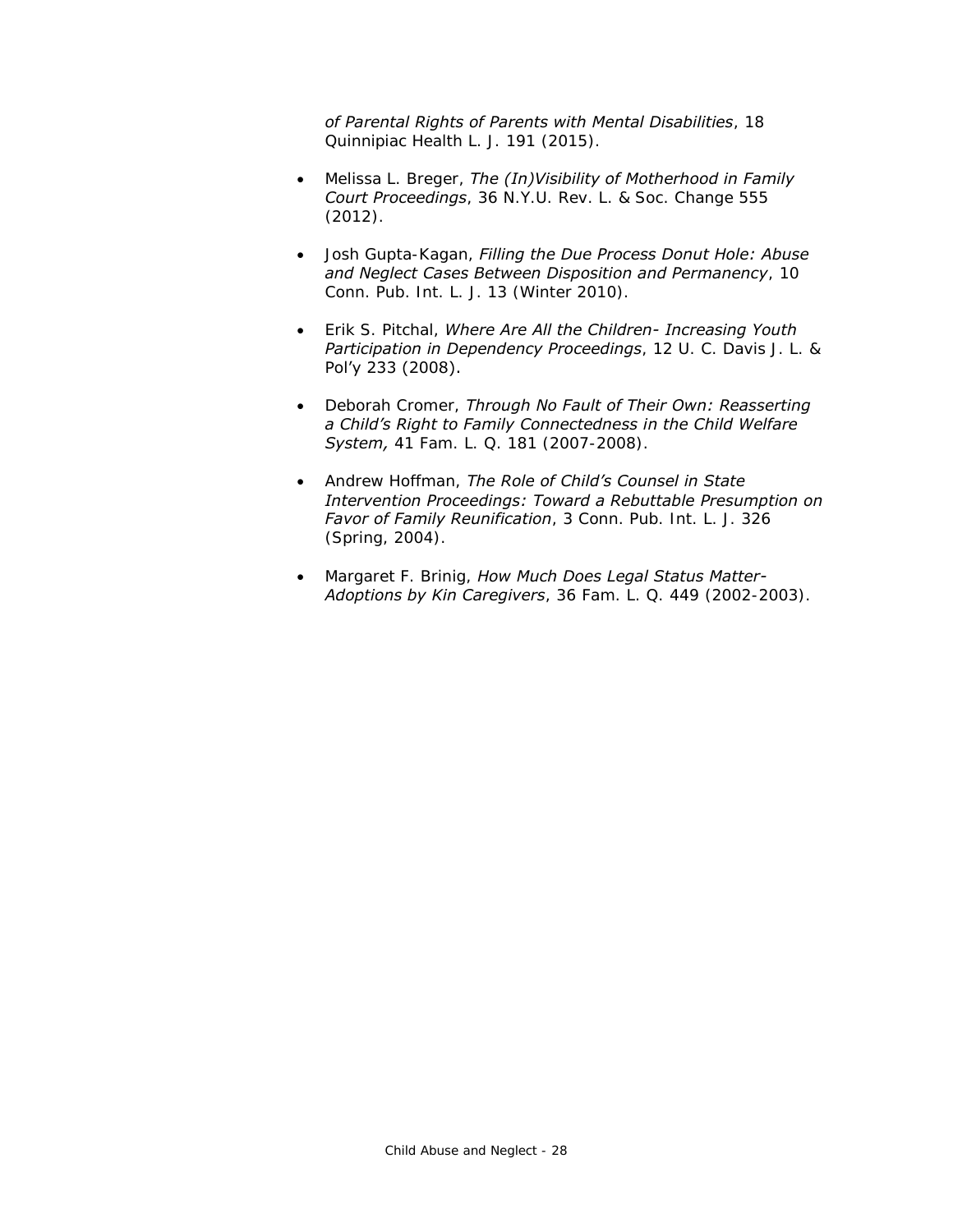*of Parental Rights of Parents with Mental Disabilities*, 18 Quinnipiac Health L. J. 191 (2015).

- Melissa L. Breger, *The (In)Visibility of Motherhood in Family Court Proceedings*, 36 N.Y.U. Rev. L. & Soc. Change 555 (2012).

- Josh Gupta-Kagan, *Filling the Due Process Donut Hole: Abuse and Neglect Cases Between Disposition and Permanency*, 10 Conn. Pub. Int. L. J. 13 (Winter 2010).

- Erik S. Pitchal, *Where Are All the Children- Increasing Youth Participation in Dependency Proceedings*, 12 U. C. Davis J. L. & Pol'y 233 (2008).

- Deborah Cromer, *Through No Fault of Their Own: Reasserting a Child's Right to Family Connectedness in the Child Welfare System,* 41 Fam. L. Q. 181 (2007-2008).

- Andrew Hoffman, *The Role of Child's Counsel in State Intervention Proceedings: Toward a Rebuttable Presumption on Favor of Family Reunification*, 3 Conn. Pub. Int. L. J. 326 (Spring, 2004).

- Margaret F. Brinig, *How Much Does Legal Status Matter- Adoptions by Kin Caregivers*, 36 Fam. L. Q. 449 (2002-2003).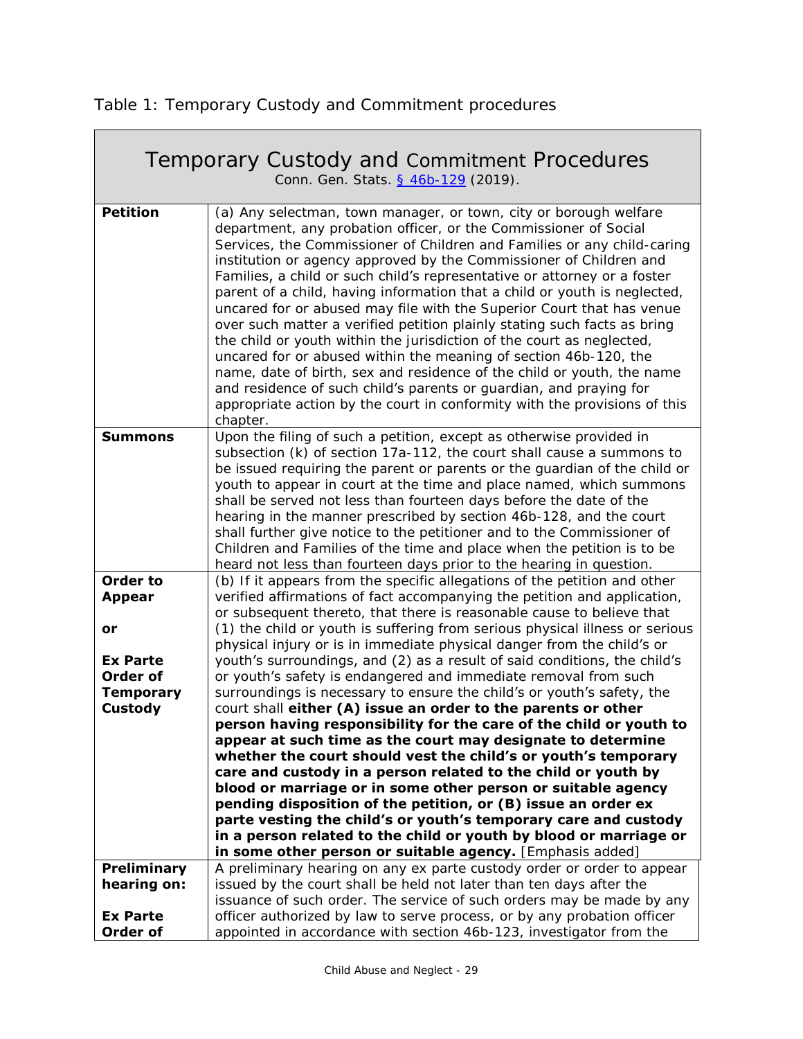Table 1: Temporary Custody and Commitment procedures

| Temporary Custody and Commitment Procedures<br>Conn. Gen. Stats. [§ 46b-129](#) (2019). | |
|---|---|
| **Petition** | (a) Any selectman, town manager, or town, city or borough welfare department, any probation officer, or the Commissioner of Social Services, the Commissioner of Children and Families or any child-caring institution or agency approved by the Commissioner of Children and Families, a child or such child's representative or attorney or a foster parent of a child, having information that a child or youth is neglected, uncared for or abused may file with the Superior Court that has venue over such matter a verified petition plainly stating such facts as bring the child or youth within the jurisdiction of the court as neglected, uncared for or abused within the meaning of section 46b-120, the name, date of birth, sex and residence of the child or youth, the name and residence of such child's parents or guardian, and praying for appropriate action by the court in conformity with the provisions of this chapter. |
| **Summons** | Upon the filing of such a petition, except as otherwise provided in subsection (k) of section 17a-112, the court shall cause a summons to be issued requiring the parent or parents or the guardian of the child or youth to appear in court at the time and place named, which summons shall be served not less than fourteen days before the date of the hearing in the manner prescribed by section 46b-128, and the court shall further give notice to the petitioner and to the Commissioner of Children and Families of the time and place when the petition is to be heard not less than fourteen days prior to the hearing in question. |
| **Order to Appear**<br><br>**or**<br><br>**Ex Parte Order of Temporary Custody** | (b) If it appears from the specific allegations of the petition and other verified affirmations of fact accompanying the petition and application, or subsequent thereto, that there is reasonable cause to believe that (1) the child or youth is suffering from serious physical illness or serious physical injury or is in immediate physical danger from the child's or youth's surroundings, and (2) as a result of said conditions, the child's or youth's safety is endangered and immediate removal from such surroundings is necessary to ensure the child's or youth's safety, the court shall **either (A) issue an order to the parents or other person having responsibility for the care of the child or youth to appear at such time as the court may designate to determine whether the court should vest the child's or youth's temporary care and custody in a person related to the child or youth by blood or marriage or in some other person or suitable agency pending disposition of the petition, or (B) issue an order ex parte vesting the child's or youth's temporary care and custody in a person related to the child or youth by blood or marriage or in some other person or suitable agency.** [Emphasis added] |
| **Preliminary hearing on:**<br><br>**Ex Parte Order of** | A preliminary hearing on any ex parte custody order or order to appear issued by the court shall be held not later than ten days after the issuance of such order. The service of such orders may be made by any officer authorized by law to serve process, or by any probation officer appointed in accordance with section 46b-123, investigator from the |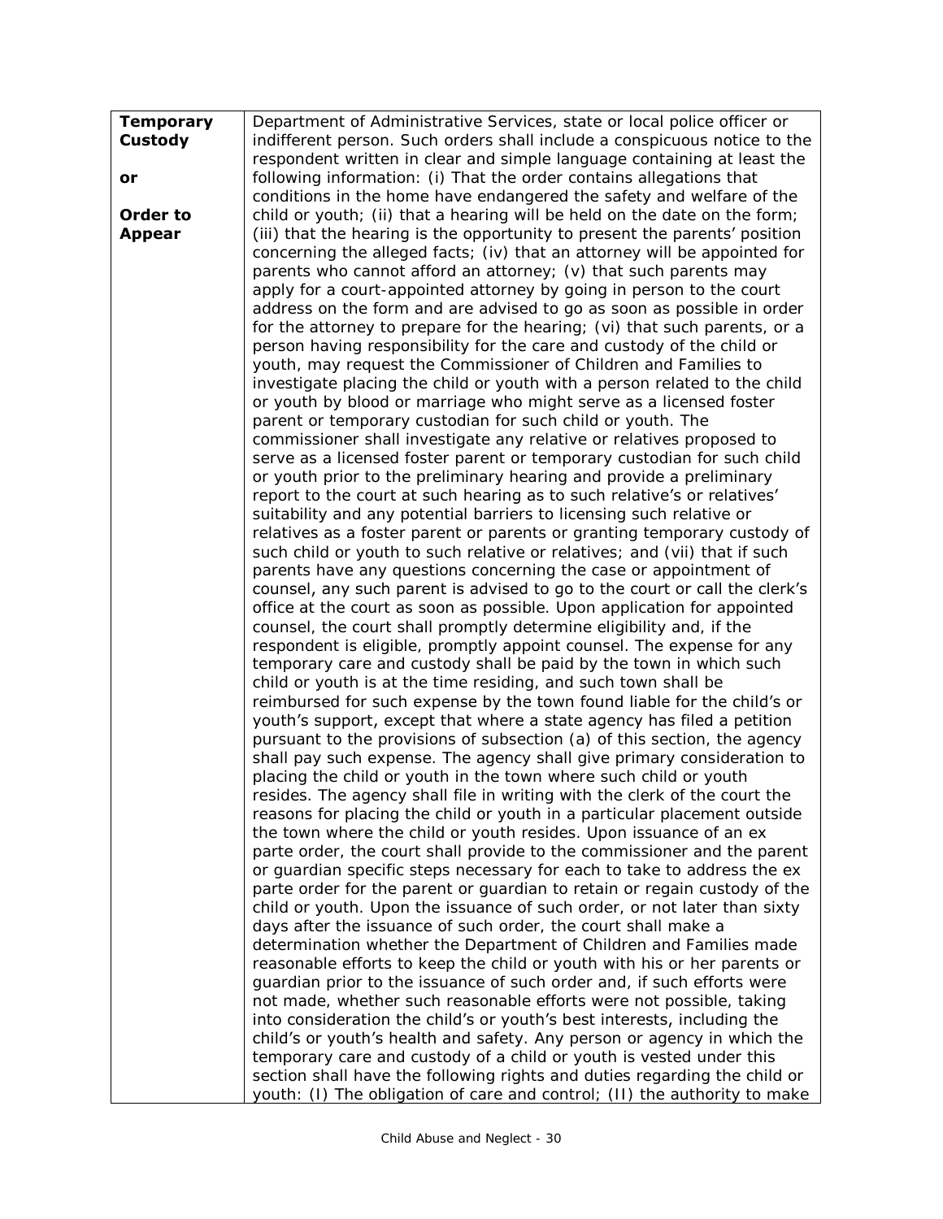| Temporary Custody or Order to Appear | Department of Administrative Services, state or local police officer or indifferent person. Such orders shall include a conspicuous notice to the respondent written in clear and simple language containing at least the following information: (i) That the order contains allegations that conditions in the home have endangered the safety and welfare of the child or youth; (ii) that a hearing will be held on the date on the form; (iii) that the hearing is the opportunity to present the parents' position concerning the alleged facts; (iv) that an attorney will be appointed for parents who cannot afford an attorney; (v) that such parents may apply for a court-appointed attorney by going in person to the court address on the form and are advised to go as soon as possible in order for the attorney to prepare for the hearing; (vi) that such parents, or a person having responsibility for the care and custody of the child or youth, may request the Commissioner of Children and Families to investigate placing the child or youth with a person related to the child or youth by blood or marriage who might serve as a licensed foster parent or temporary custodian for such child or youth. The commissioner shall investigate any relative or relatives proposed to serve as a licensed foster parent or temporary custodian for such child or youth prior to the preliminary hearing and provide a preliminary report to the court at such hearing as to such relative's or relatives' suitability and any potential barriers to licensing such relative or relatives as a foster parent or parents or granting temporary custody of such child or youth to such relative or relatives; and (vii) that if such parents have any questions concerning the case or appointment of counsel, any such parent is advised to go to the court or call the clerk's office at the court as soon as possible. Upon application for appointed counsel, the court shall promptly determine eligibility and, if the respondent is eligible, promptly appoint counsel. The expense for any temporary care and custody shall be paid by the town in which such child or youth is at the time residing, and such town shall be reimbursed for such expense by the town found liable for the child's or youth's support, except that where a state agency has filed a petition pursuant to the provisions of subsection (a) of this section, the agency shall pay such expense. The agency shall give primary consideration to placing the child or youth in the town where such child or youth resides. The agency shall file in writing with the clerk of the court the reasons for placing the child or youth in a particular placement outside the town where the child or youth resides. Upon issuance of an ex parte order, the court shall provide to the commissioner and the parent or guardian specific steps necessary for each to take to address the ex parte order for the parent or guardian to retain or regain custody of the child or youth. Upon the issuance of such order, or not later than sixty days after the issuance of such order, the court shall make a determination whether the Department of Children and Families made reasonable efforts to keep the child or youth with his or her parents or guardian prior to the issuance of such order and, if such efforts were not made, whether such reasonable efforts were not possible, taking into consideration the child's or youth's best interests, including the child's or youth's health and safety. Any person or agency in which the temporary care and custody of a child or youth is vested under this section shall have the following rights and duties regarding the child or youth: (I) The obligation of care and control; (II) the authority to make |
|---|---|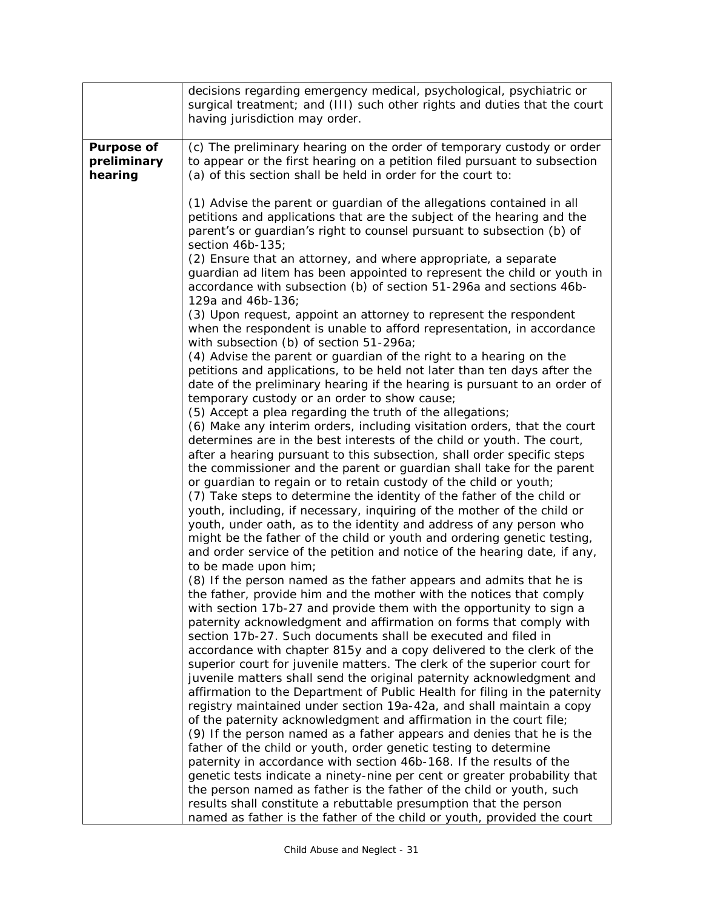| | |
|---|---|
| | decisions regarding emergency medical, psychological, psychiatric or surgical treatment; and (III) such other rights and duties that the court having jurisdiction may order. |
| **Purpose of preliminary hearing** | (c) The preliminary hearing on the order of temporary custody or order to appear or the first hearing on a petition filed pursuant to subsection (a) of this section shall be held in order for the court to:<br><br>(1) Advise the parent or guardian of the allegations contained in all petitions and applications that are the subject of the hearing and the parent's or guardian's right to counsel pursuant to subsection (b) of section 46b-135;<br>(2) Ensure that an attorney, and where appropriate, a separate guardian ad litem has been appointed to represent the child or youth in accordance with subsection (b) of section 51-296a and sections 46b-129a and 46b-136;<br>(3) Upon request, appoint an attorney to represent the respondent when the respondent is unable to afford representation, in accordance with subsection (b) of section 51-296a;<br>(4) Advise the parent or guardian of the right to a hearing on the petitions and applications, to be held not later than ten days after the date of the preliminary hearing if the hearing is pursuant to an order of temporary custody or an order to show cause;<br>(5) Accept a plea regarding the truth of the allegations;<br>(6) Make any interim orders, including visitation orders, that the court determines are in the best interests of the child or youth. The court, after a hearing pursuant to this subsection, shall order specific steps the commissioner and the parent or guardian shall take for the parent or guardian to regain or to retain custody of the child or youth;<br>(7) Take steps to determine the identity of the father of the child or youth, including, if necessary, inquiring of the mother of the child or youth, under oath, as to the identity and address of any person who might be the father of the child or youth and ordering genetic testing, and order service of the petition and notice of the hearing date, if any, to be made upon him;<br>(8) If the person named as the father appears and admits that he is the father, provide him and the mother with the notices that comply with section 17b-27 and provide them with the opportunity to sign a paternity acknowledgment and affirmation on forms that comply with section 17b-27. Such documents shall be executed and filed in accordance with chapter 815y and a copy delivered to the clerk of the superior court for juvenile matters. The clerk of the superior court for juvenile matters shall send the original paternity acknowledgment and affirmation to the Department of Public Health for filing in the paternity registry maintained under section 19a-42a, and shall maintain a copy of the paternity acknowledgment and affirmation in the court file;<br>(9) If the person named as a father appears and denies that he is the father of the child or youth, order genetic testing to determine paternity in accordance with section 46b-168. If the results of the genetic tests indicate a ninety-nine per cent or greater probability that the person named as father is the father of the child or youth, such results shall constitute a rebuttable presumption that the person named as father is the father of the child or youth, provided the court |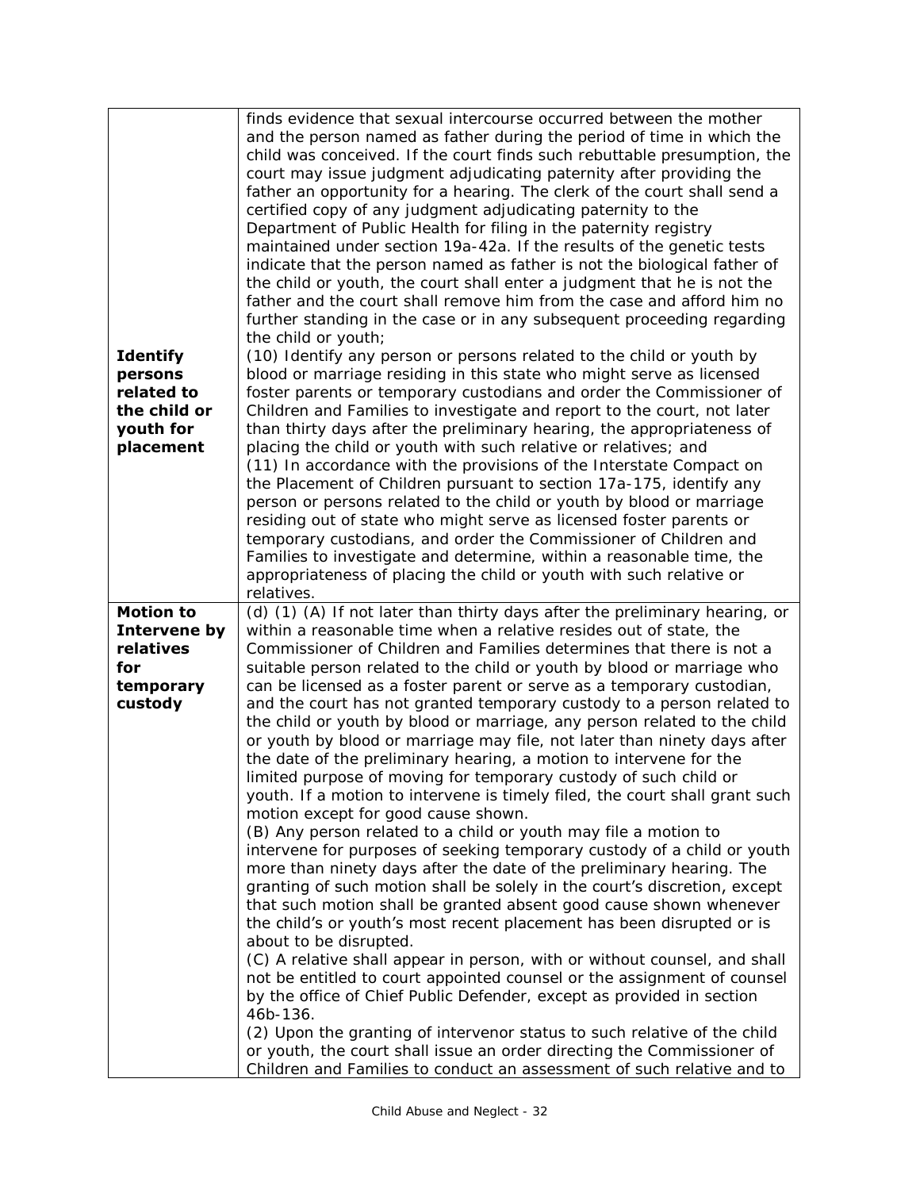| | |
|---|---|
| | finds evidence that sexual intercourse occurred between the mother and the person named as father during the period of time in which the child was conceived. If the court finds such rebuttable presumption, the court may issue judgment adjudicating paternity after providing the father an opportunity for a hearing. The clerk of the court shall send a certified copy of any judgment adjudicating paternity to the Department of Public Health for filing in the paternity registry maintained under section 19a-42a. If the results of the genetic tests indicate that the person named as father is not the biological father of the child or youth, the court shall enter a judgment that he is not the father and the court shall remove him from the case and afford him no further standing in the case or in any subsequent proceeding regarding the child or youth; |
| **Identify persons related to the child or youth for placement** | (10) Identify any person or persons related to the child or youth by blood or marriage residing in this state who might serve as licensed foster parents or temporary custodians and order the Commissioner of Children and Families to investigate and report to the court, not later than thirty days after the preliminary hearing, the appropriateness of placing the child or youth with such relative or relatives; and<br>(11) In accordance with the provisions of the Interstate Compact on the Placement of Children pursuant to section 17a-175, identify any person or persons related to the child or youth by blood or marriage residing out of state who might serve as licensed foster parents or temporary custodians, and order the Commissioner of Children and Families to investigate and determine, within a reasonable time, the appropriateness of placing the child or youth with such relative or relatives. |
| **Motion to Intervene by relatives for temporary custody** | (d) (1) (A) If not later than thirty days after the preliminary hearing, or within a reasonable time when a relative resides out of state, the Commissioner of Children and Families determines that there is not a suitable person related to the child or youth by blood or marriage who can be licensed as a foster parent or serve as a temporary custodian, and the court has not granted temporary custody to a person related to the child or youth by blood or marriage, any person related to the child or youth by blood or marriage may file, not later than ninety days after the date of the preliminary hearing, a motion to intervene for the limited purpose of moving for temporary custody of such child or youth. If a motion to intervene is timely filed, the court shall grant such motion except for good cause shown.<br>(B) Any person related to a child or youth may file a motion to intervene for purposes of seeking temporary custody of a child or youth more than ninety days after the date of the preliminary hearing. The granting of such motion shall be solely in the court's discretion, except that such motion shall be granted absent good cause shown whenever the child's or youth's most recent placement has been disrupted or is about to be disrupted.<br>(C) A relative shall appear in person, with or without counsel, and shall not be entitled to court appointed counsel or the assignment of counsel by the office of Chief Public Defender, except as provided in section 46b-136.<br>(2) Upon the granting of intervenor status to such relative of the child or youth, the court shall issue an order directing the Commissioner of Children and Families to conduct an assessment of such relative and to |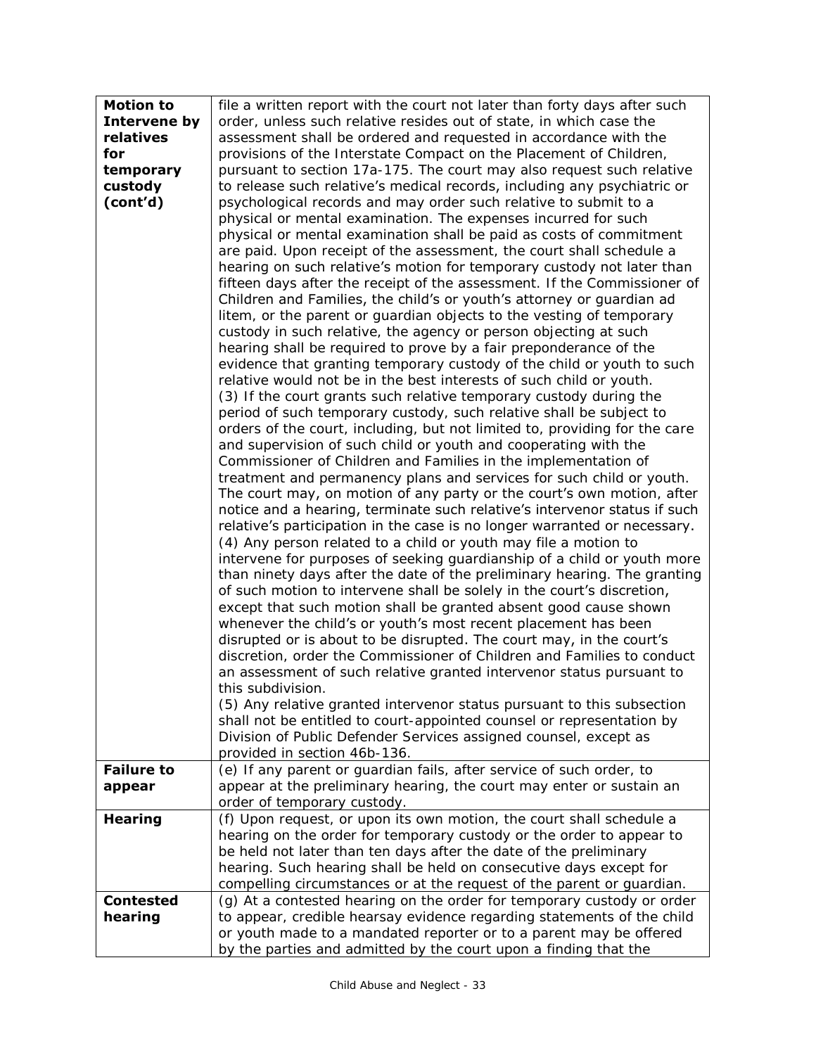| | |
|---|---|
| **Motion to Intervene by relatives for temporary custody (cont'd)** | file a written report with the court not later than forty days after such order, unless such relative resides out of state, in which case the assessment shall be ordered and requested in accordance with the provisions of the Interstate Compact on the Placement of Children, pursuant to section 17a-175. The court may also request such relative to release such relative's medical records, including any psychiatric or psychological records and may order such relative to submit to a physical or mental examination. The expenses incurred for such physical or mental examination shall be paid as costs of commitment are paid. Upon receipt of the assessment, the court shall schedule a hearing on such relative's motion for temporary custody not later than fifteen days after the receipt of the assessment. If the Commissioner of Children and Families, the child's or youth's attorney or guardian ad litem, or the parent or guardian objects to the vesting of temporary custody in such relative, the agency or person objecting at such hearing shall be required to prove by a fair preponderance of the evidence that granting temporary custody of the child or youth to such relative would not be in the best interests of such child or youth.<br>(3) If the court grants such relative temporary custody during the period of such temporary custody, such relative shall be subject to orders of the court, including, but not limited to, providing for the care and supervision of such child or youth and cooperating with the Commissioner of Children and Families in the implementation of treatment and permanency plans and services for such child or youth. The court may, on motion of any party or the court's own motion, after notice and a hearing, terminate such relative's intervenor status if such relative's participation in the case is no longer warranted or necessary.<br>(4) Any person related to a child or youth may file a motion to intervene for purposes of seeking guardianship of a child or youth more than ninety days after the date of the preliminary hearing. The granting of such motion to intervene shall be solely in the court's discretion, except that such motion shall be granted absent good cause shown whenever the child's or youth's most recent placement has been disrupted or is about to be disrupted. The court may, in the court's discretion, order the Commissioner of Children and Families to conduct an assessment of such relative granted intervenor status pursuant to this subdivision.<br>(5) Any relative granted intervenor status pursuant to this subsection shall not be entitled to court-appointed counsel or representation by Division of Public Defender Services assigned counsel, except as provided in section 46b-136. |
| **Failure to appear** | (e) If any parent or guardian fails, after service of such order, to appear at the preliminary hearing, the court may enter or sustain an order of temporary custody. |
| **Hearing** | (f) Upon request, or upon its own motion, the court shall schedule a hearing on the order for temporary custody or the order to appear to be held not later than ten days after the date of the preliminary hearing. Such hearing shall be held on consecutive days except for compelling circumstances or at the request of the parent or guardian. |
| **Contested hearing** | (g) At a contested hearing on the order for temporary custody or order to appear, credible hearsay evidence regarding statements of the child or youth made to a mandated reporter or to a parent may be offered by the parties and admitted by the court upon a finding that the |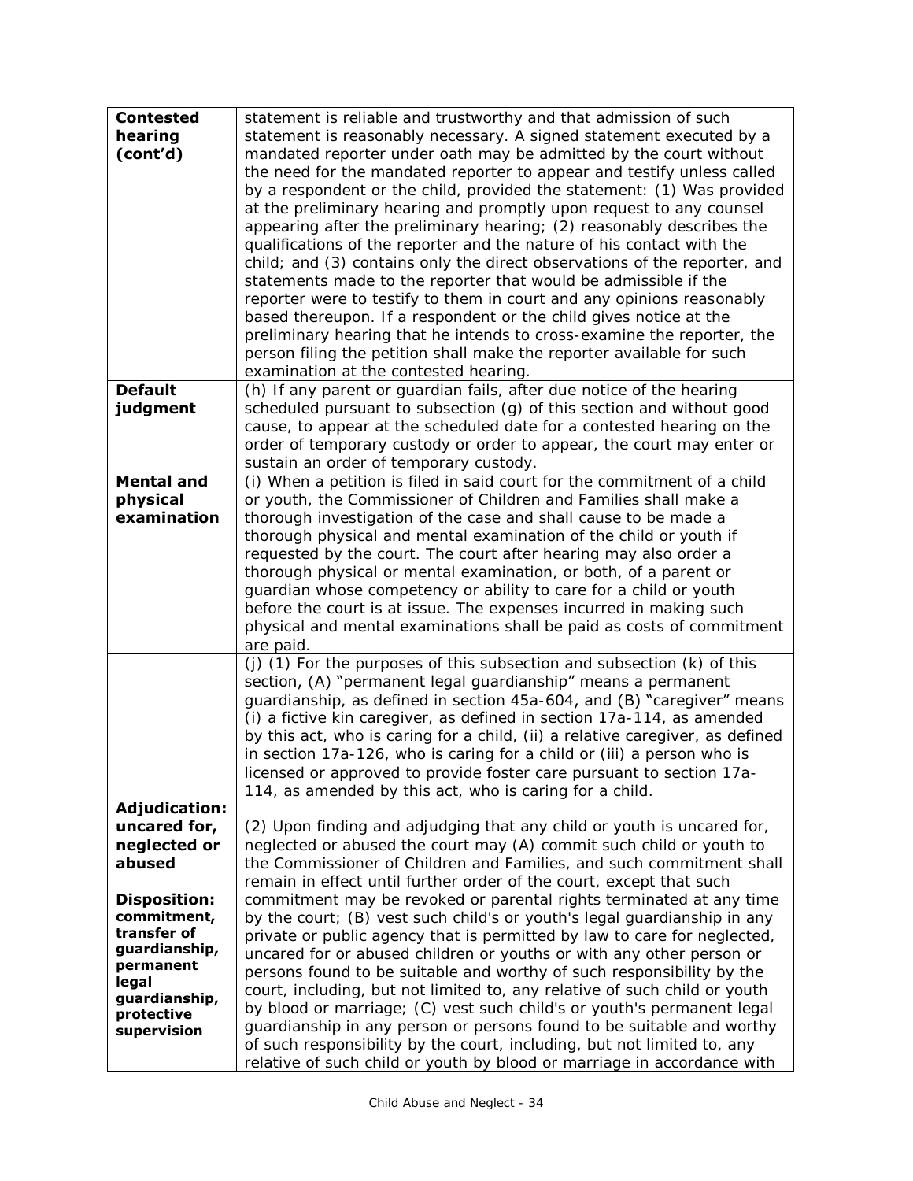| | |
|---|---|
| **Contested hearing (cont'd)** | statement is reliable and trustworthy and that admission of such statement is reasonably necessary. A signed statement executed by a mandated reporter under oath may be admitted by the court without the need for the mandated reporter to appear and testify unless called by a respondent or the child, provided the statement: (1) Was provided at the preliminary hearing and promptly upon request to any counsel appearing after the preliminary hearing; (2) reasonably describes the qualifications of the reporter and the nature of his contact with the child; and (3) contains only the direct observations of the reporter, and statements made to the reporter that would be admissible if the reporter were to testify to them in court and any opinions reasonably based thereupon. If a respondent or the child gives notice at the preliminary hearing that he intends to cross-examine the reporter, the person filing the petition shall make the reporter available for such examination at the contested hearing. |
| **Default judgment** | (h) If any parent or guardian fails, after due notice of the hearing scheduled pursuant to subsection (g) of this section and without good cause, to appear at the scheduled date for a contested hearing on the order of temporary custody or order to appear, the court may enter or sustain an order of temporary custody. |
| **Mental and physical examination** | (i) When a petition is filed in said court for the commitment of a child or youth, the Commissioner of Children and Families shall make a thorough investigation of the case and shall cause to be made a thorough physical and mental examination of the child or youth if requested by the court. The court after hearing may also order a thorough physical or mental examination, or both, of a parent or guardian whose competency or ability to care for a child or youth before the court is at issue. The expenses incurred in making such physical and mental examinations shall be paid as costs of commitment are paid. |
| **Adjudication: uncared for, neglected or abused**<br><br>**Disposition: commitment, transfer of guardianship, permanent legal guardianship, protective supervision** | (j) (1) For the purposes of this subsection and subsection (k) of this section, (A) "permanent legal guardianship" means a permanent guardianship, as defined in section 45a-604, and (B) "caregiver" means (i) a fictive kin caregiver, as defined in section 17a-114, as amended by this act, who is caring for a child, (ii) a relative caregiver, as defined in section 17a-126, who is caring for a child or (iii) a person who is licensed or approved to provide foster care pursuant to section 17a-114, as amended by this act, who is caring for a child.<br><br>(2) Upon finding and adjudging that any child or youth is uncared for, neglected or abused the court may (A) commit such child or youth to the Commissioner of Children and Families, and such commitment shall remain in effect until further order of the court, except that such commitment may be revoked or parental rights terminated at any time by the court; (B) vest such child's or youth's legal guardianship in any private or public agency that is permitted by law to care for neglected, uncared for or abused children or youths or with any other person or persons found to be suitable and worthy of such responsibility by the court, including, but not limited to, any relative of such child or youth by blood or marriage; (C) vest such child's or youth's permanent legal guardianship in any person or persons found to be suitable and worthy of such responsibility by the court, including, but not limited to, any relative of such child or youth by blood or marriage in accordance with |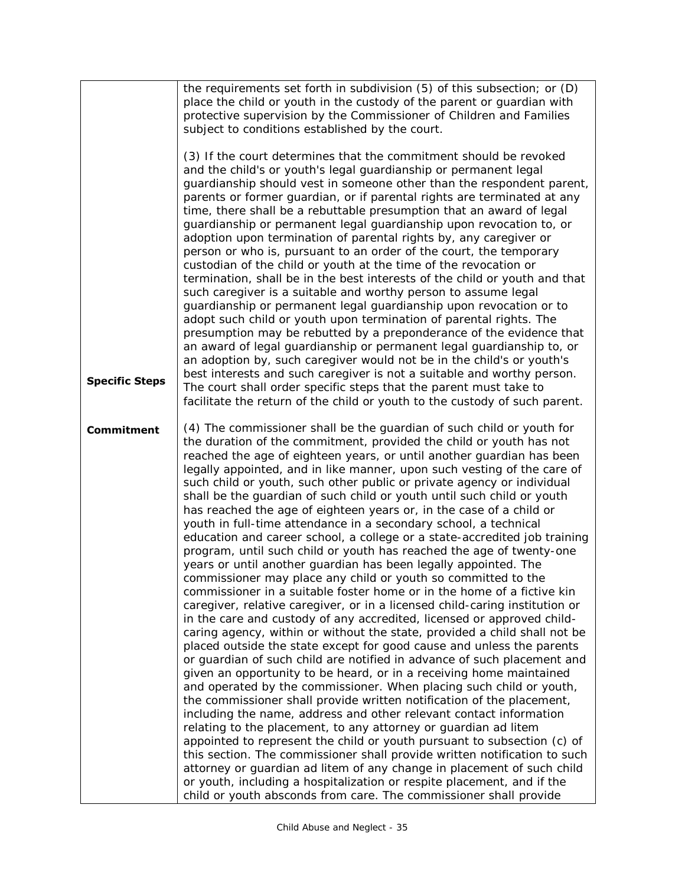| | |
|---|---|
| | the requirements set forth in subdivision (5) of this subsection; or (D) place the child or youth in the custody of the parent or guardian with protective supervision by the Commissioner of Children and Families subject to conditions established by the court. |
| **Specific Steps** | (3) If the court determines that the commitment should be revoked and the child's or youth's legal guardianship or permanent legal guardianship should vest in someone other than the respondent parent, parents or former guardian, or if parental rights are terminated at any time, there shall be a rebuttable presumption that an award of legal guardianship or permanent legal guardianship upon revocation to, or adoption upon termination of parental rights by, any caregiver or person or who is, pursuant to an order of the court, the temporary custodian of the child or youth at the time of the revocation or termination, shall be in the best interests of the child or youth and that such caregiver is a suitable and worthy person to assume legal guardianship or permanent legal guardianship upon revocation or to adopt such child or youth upon termination of parental rights. The presumption may be rebutted by a preponderance of the evidence that an award of legal guardianship or permanent legal guardianship to, or an adoption by, such caregiver would not be in the child's or youth's best interests and such caregiver is not a suitable and worthy person. The court shall order specific steps that the parent must take to facilitate the return of the child or youth to the custody of such parent. |
| **Commitment** | (4) The commissioner shall be the guardian of such child or youth for the duration of the commitment, provided the child or youth has not reached the age of eighteen years, or until another guardian has been legally appointed, and in like manner, upon such vesting of the care of such child or youth, such other public or private agency or individual shall be the guardian of such child or youth until such child or youth has reached the age of eighteen years or, in the case of a child or youth in full-time attendance in a secondary school, a technical education and career school, a college or a state-accredited job training program, until such child or youth has reached the age of twenty-one years or until another guardian has been legally appointed. The commissioner may place any child or youth so committed to the commissioner in a suitable foster home or in the home of a fictive kin caregiver, relative caregiver, or in a licensed child-caring institution or in the care and custody of any accredited, licensed or approved child-caring agency, within or without the state, provided a child shall not be placed outside the state except for good cause and unless the parents or guardian of such child are notified in advance of such placement and given an opportunity to be heard, or in a receiving home maintained and operated by the commissioner. When placing such child or youth, the commissioner shall provide written notification of the placement, including the name, address and other relevant contact information relating to the placement, to any attorney or guardian ad litem appointed to represent the child or youth pursuant to subsection (c) of this section. The commissioner shall provide written notification to such attorney or guardian ad litem of any change in placement of such child or youth, including a hospitalization or respite placement, and if the child or youth absconds from care. The commissioner shall provide |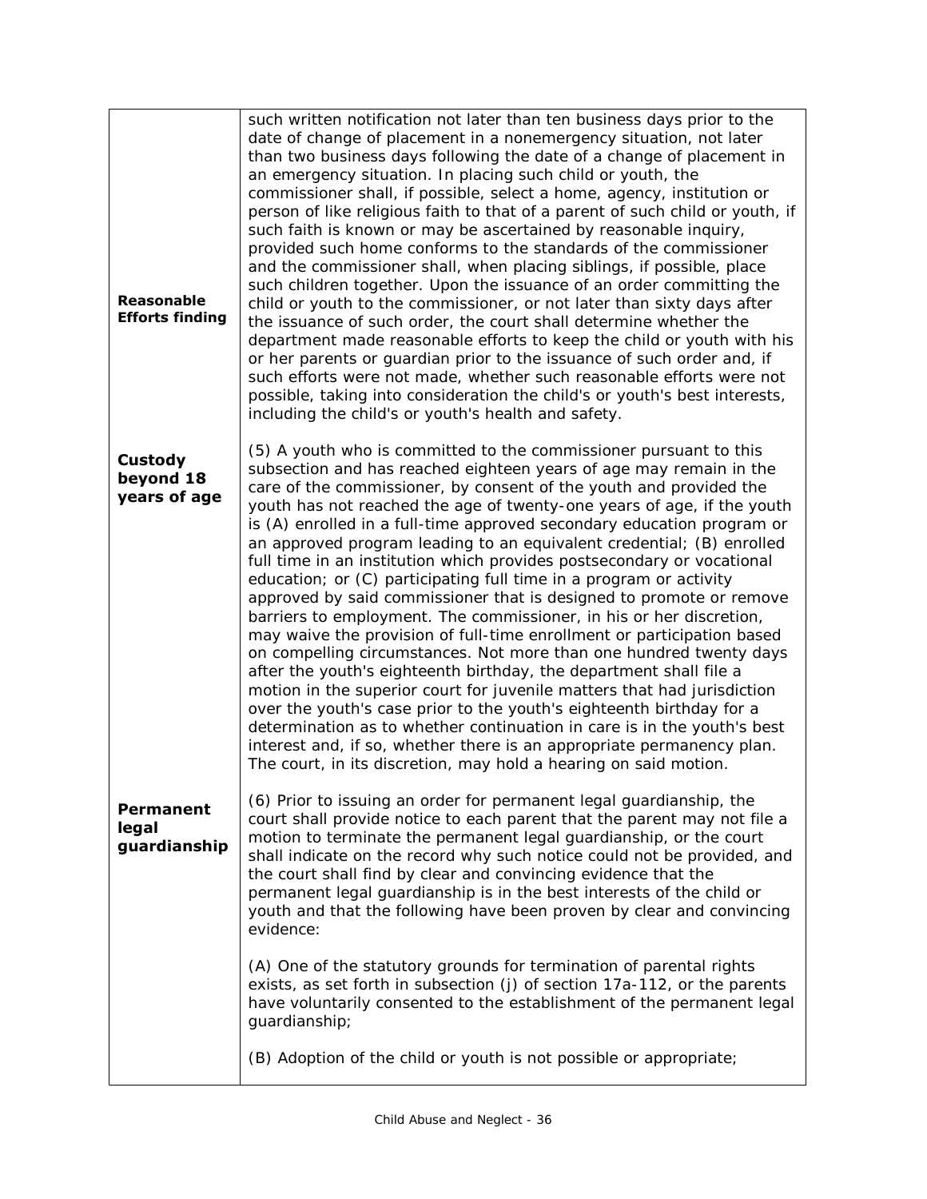| | |
|---|---|
| **Reasonable Efforts finding** | such written notification not later than ten business days prior to the date of change of placement in a nonemergency situation, not later than two business days following the date of a change of placement in an emergency situation. In placing such child or youth, the commissioner shall, if possible, select a home, agency, institution or person of like religious faith to that of a parent of such child or youth, if such faith is known or may be ascertained by reasonable inquiry, provided such home conforms to the standards of the commissioner and the commissioner shall, when placing siblings, if possible, place such children together. Upon the issuance of an order committing the child or youth to the commissioner, or not later than sixty days after the issuance of such order, the court shall determine whether the department made reasonable efforts to keep the child or youth with his or her parents or guardian prior to the issuance of such order and, if such efforts were not made, whether such reasonable efforts were not possible, taking into consideration the child's or youth's best interests, including the child's or youth's health and safety. |
| **Custody beyond 18 years of age** | (5) A youth who is committed to the commissioner pursuant to this subsection and has reached eighteen years of age may remain in the care of the commissioner, by consent of the youth and provided the youth has not reached the age of twenty-one years of age, if the youth is (A) enrolled in a full-time approved secondary education program or an approved program leading to an equivalent credential; (B) enrolled full time in an institution which provides postsecondary or vocational education; or (C) participating full time in a program or activity approved by said commissioner that is designed to promote or remove barriers to employment. The commissioner, in his or her discretion, may waive the provision of full-time enrollment or participation based on compelling circumstances. Not more than one hundred twenty days after the youth's eighteenth birthday, the department shall file a motion in the superior court for juvenile matters that had jurisdiction over the youth's case prior to the youth's eighteenth birthday for a determination as to whether continuation in care is in the youth's best interest and, if so, whether there is an appropriate permanency plan. The court, in its discretion, may hold a hearing on said motion. |
| **Permanent legal guardianship** | (6) Prior to issuing an order for permanent legal guardianship, the court shall provide notice to each parent that the parent may not file a motion to terminate the permanent legal guardianship, or the court shall indicate on the record why such notice could not be provided, and the court shall find by clear and convincing evidence that the permanent legal guardianship is in the best interests of the child or youth and that the following have been proven by clear and convincing evidence:<br><br>(A) One of the statutory grounds for termination of parental rights exists, as set forth in subsection (j) of section 17a-112, or the parents have voluntarily consented to the establishment of the permanent legal guardianship;<br><br>(B) Adoption of the child or youth is not possible or appropriate; |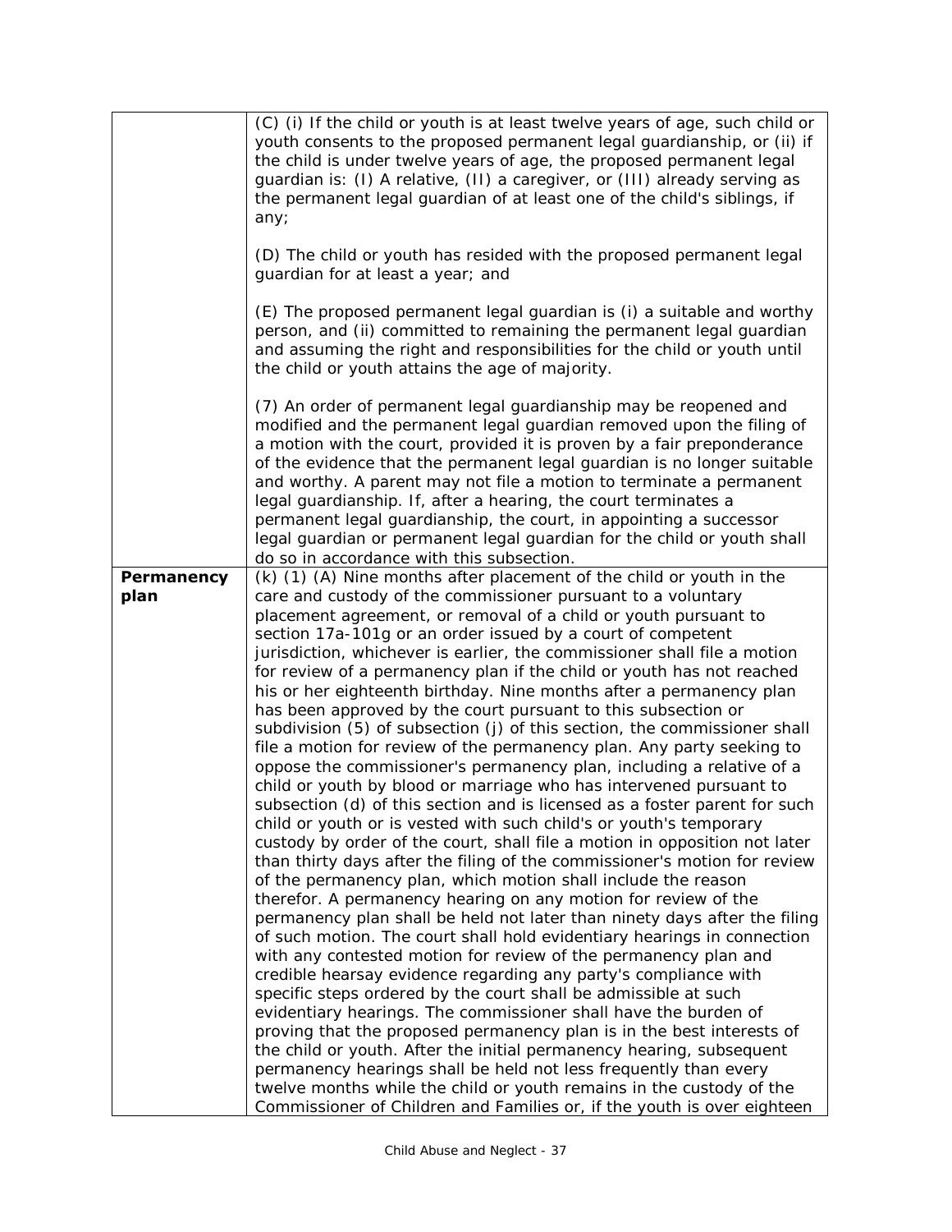| | |
|---|---|
| | (C) (i) If the child or youth is at least twelve years of age, such child or youth consents to the proposed permanent legal guardianship, or (ii) if the child is under twelve years of age, the proposed permanent legal guardian is: (I) A relative, (II) a caregiver, or (III) already serving as the permanent legal guardian of at least one of the child's siblings, if any;<br><br>(D) The child or youth has resided with the proposed permanent legal guardian for at least a year; and<br><br>(E) The proposed permanent legal guardian is (i) a suitable and worthy person, and (ii) committed to remaining the permanent legal guardian and assuming the right and responsibilities for the child or youth until the child or youth attains the age of majority.<br><br>(7) An order of permanent legal guardianship may be reopened and modified and the permanent legal guardian removed upon the filing of a motion with the court, provided it is proven by a fair preponderance of the evidence that the permanent legal guardian is no longer suitable and worthy. A parent may not file a motion to terminate a permanent legal guardianship. If, after a hearing, the court terminates a permanent legal guardianship, the court, in appointing a successor legal guardian or permanent legal guardian for the child or youth shall do so in accordance with this subsection. |
| **Permanency plan** | (k) (1) (A) Nine months after placement of the child or youth in the care and custody of the commissioner pursuant to a voluntary placement agreement, or removal of a child or youth pursuant to section 17a-101g or an order issued by a court of competent jurisdiction, whichever is earlier, the commissioner shall file a motion for review of a permanency plan if the child or youth has not reached his or her eighteenth birthday. Nine months after a permanency plan has been approved by the court pursuant to this subsection or subdivision (5) of subsection (j) of this section, the commissioner shall file a motion for review of the permanency plan. Any party seeking to oppose the commissioner's permanency plan, including a relative of a child or youth by blood or marriage who has intervened pursuant to subsection (d) of this section and is licensed as a foster parent for such child or youth or is vested with such child's or youth's temporary custody by order of the court, shall file a motion in opposition not later than thirty days after the filing of the commissioner's motion for review of the permanency plan, which motion shall include the reason therefor. A permanency hearing on any motion for review of the permanency plan shall be held not later than ninety days after the filing of such motion. The court shall hold evidentiary hearings in connection with any contested motion for review of the permanency plan and credible hearsay evidence regarding any party's compliance with specific steps ordered by the court shall be admissible at such evidentiary hearings. The commissioner shall have the burden of proving that the proposed permanency plan is in the best interests of the child or youth. After the initial permanency hearing, subsequent permanency hearings shall be held not less frequently than every twelve months while the child or youth remains in the custody of the Commissioner of Children and Families or, if the youth is over eighteen |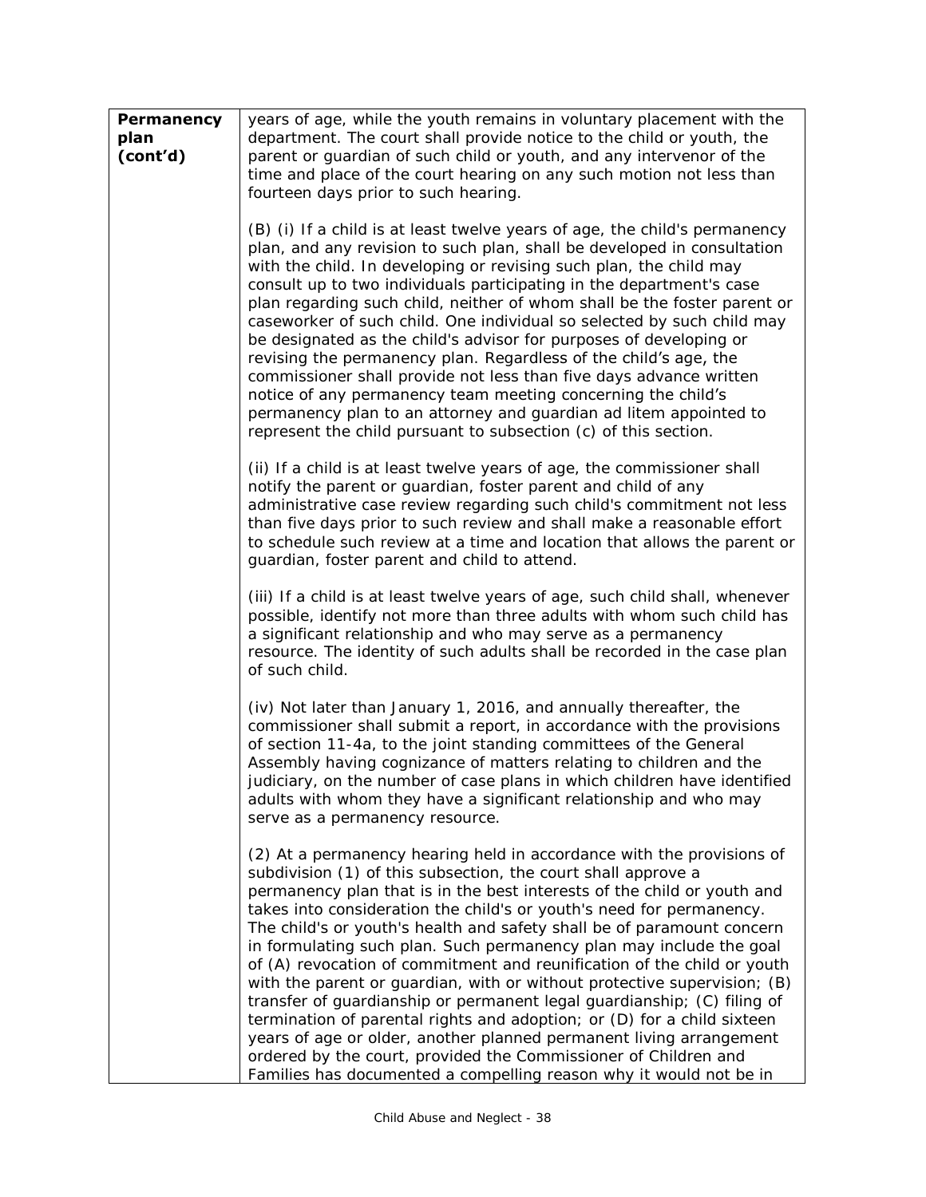| | |
|---|---|
| **Permanency plan (cont'd)** | years of age, while the youth remains in voluntary placement with the department. The court shall provide notice to the child or youth, the parent or guardian of such child or youth, and any intervenor of the time and place of the court hearing on any such motion not less than fourteen days prior to such hearing.<br><br>(B) (i) If a child is at least twelve years of age, the child's permanency plan, and any revision to such plan, shall be developed in consultation with the child. In developing or revising such plan, the child may consult up to two individuals participating in the department's case plan regarding such child, neither of whom shall be the foster parent or caseworker of such child. One individual so selected by such child may be designated as the child's advisor for purposes of developing or revising the permanency plan. Regardless of the child's age, the commissioner shall provide not less than five days advance written notice of any permanency team meeting concerning the child's permanency plan to an attorney and guardian ad litem appointed to represent the child pursuant to subsection (c) of this section.<br><br>(ii) If a child is at least twelve years of age, the commissioner shall notify the parent or guardian, foster parent and child of any administrative case review regarding such child's commitment not less than five days prior to such review and shall make a reasonable effort to schedule such review at a time and location that allows the parent or guardian, foster parent and child to attend.<br><br>(iii) If a child is at least twelve years of age, such child shall, whenever possible, identify not more than three adults with whom such child has a significant relationship and who may serve as a permanency resource. The identity of such adults shall be recorded in the case plan of such child.<br><br>(iv) Not later than January 1, 2016, and annually thereafter, the commissioner shall submit a report, in accordance with the provisions of section 11-4a, to the joint standing committees of the General Assembly having cognizance of matters relating to children and the judiciary, on the number of case plans in which children have identified adults with whom they have a significant relationship and who may serve as a permanency resource.<br><br>(2) At a permanency hearing held in accordance with the provisions of subdivision (1) of this subsection, the court shall approve a permanency plan that is in the best interests of the child or youth and takes into consideration the child's or youth's need for permanency. The child's or youth's health and safety shall be of paramount concern in formulating such plan. Such permanency plan may include the goal of (A) revocation of commitment and reunification of the child or youth with the parent or guardian, with or without protective supervision; (B) transfer of guardianship or permanent legal guardianship; (C) filing of termination of parental rights and adoption; or (D) for a child sixteen years of age or older, another planned permanent living arrangement ordered by the court, provided the Commissioner of Children and Families has documented a compelling reason why it would not be in |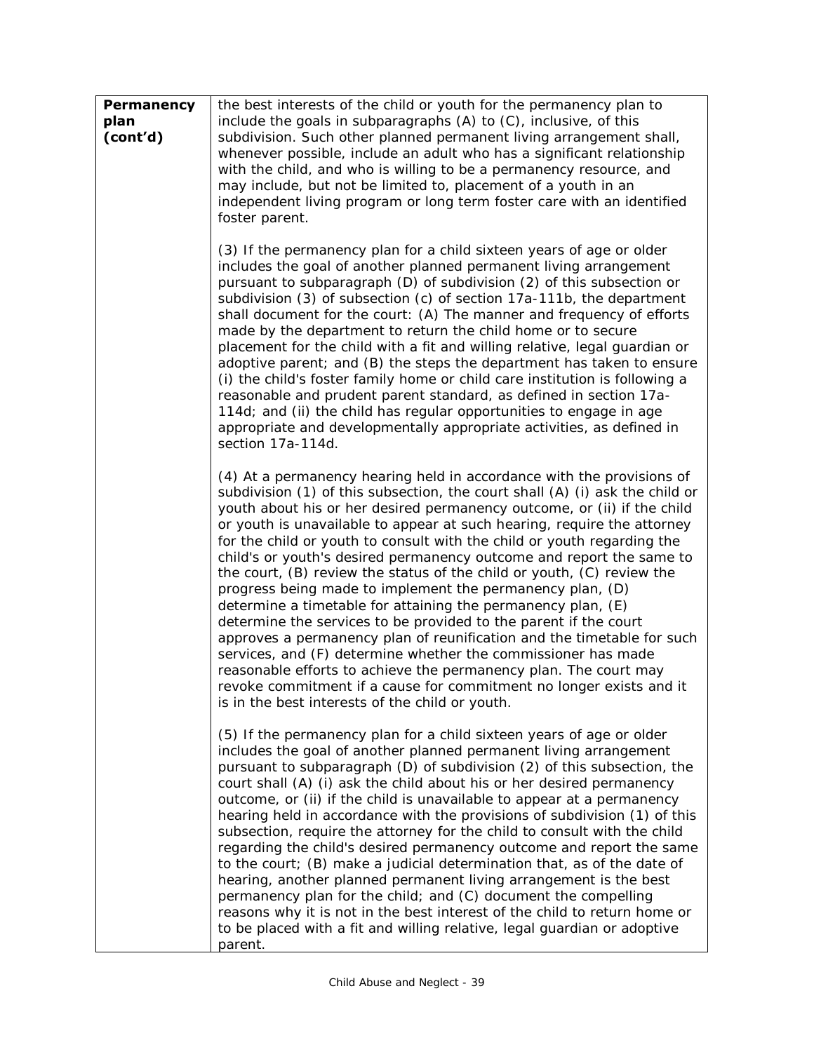| | |
|---|---|
| **Permanency plan (cont'd)** | the best interests of the child or youth for the permanency plan to include the goals in subparagraphs (A) to (C), inclusive, of this subdivision. Such other planned permanent living arrangement shall, whenever possible, include an adult who has a significant relationship with the child, and who is willing to be a permanency resource, and may include, but not be limited to, placement of a youth in an independent living program or long term foster care with an identified foster parent.<br><br>(3) If the permanency plan for a child sixteen years of age or older includes the goal of another planned permanent living arrangement pursuant to subparagraph (D) of subdivision (2) of this subsection or subdivision (3) of subsection (c) of section 17a-111b, the department shall document for the court: (A) The manner and frequency of efforts made by the department to return the child home or to secure placement for the child with a fit and willing relative, legal guardian or adoptive parent; and (B) the steps the department has taken to ensure (i) the child's foster family home or child care institution is following a reasonable and prudent parent standard, as defined in section 17a-114d; and (ii) the child has regular opportunities to engage in age appropriate and developmentally appropriate activities, as defined in section 17a-114d.<br><br>(4) At a permanency hearing held in accordance with the provisions of subdivision (1) of this subsection, the court shall (A) (i) ask the child or youth about his or her desired permanency outcome, or (ii) if the child or youth is unavailable to appear at such hearing, require the attorney for the child or youth to consult with the child or youth regarding the child's or youth's desired permanency outcome and report the same to the court, (B) review the status of the child or youth, (C) review the progress being made to implement the permanency plan, (D) determine a timetable for attaining the permanency plan, (E) determine the services to be provided to the parent if the court approves a permanency plan of reunification and the timetable for such services, and (F) determine whether the commissioner has made reasonable efforts to achieve the permanency plan. The court may revoke commitment if a cause for commitment no longer exists and it is in the best interests of the child or youth.<br><br>(5) If the permanency plan for a child sixteen years of age or older includes the goal of another planned permanent living arrangement pursuant to subparagraph (D) of subdivision (2) of this subsection, the court shall (A) (i) ask the child about his or her desired permanency outcome, or (ii) if the child is unavailable to appear at a permanency hearing held in accordance with the provisions of subdivision (1) of this subsection, require the attorney for the child to consult with the child regarding the child's desired permanency outcome and report the same to the court; (B) make a judicial determination that, as of the date of hearing, another planned permanent living arrangement is the best permanency plan for the child; and (C) document the compelling reasons why it is not in the best interest of the child to return home or to be placed with a fit and willing relative, legal guardian or adoptive parent. |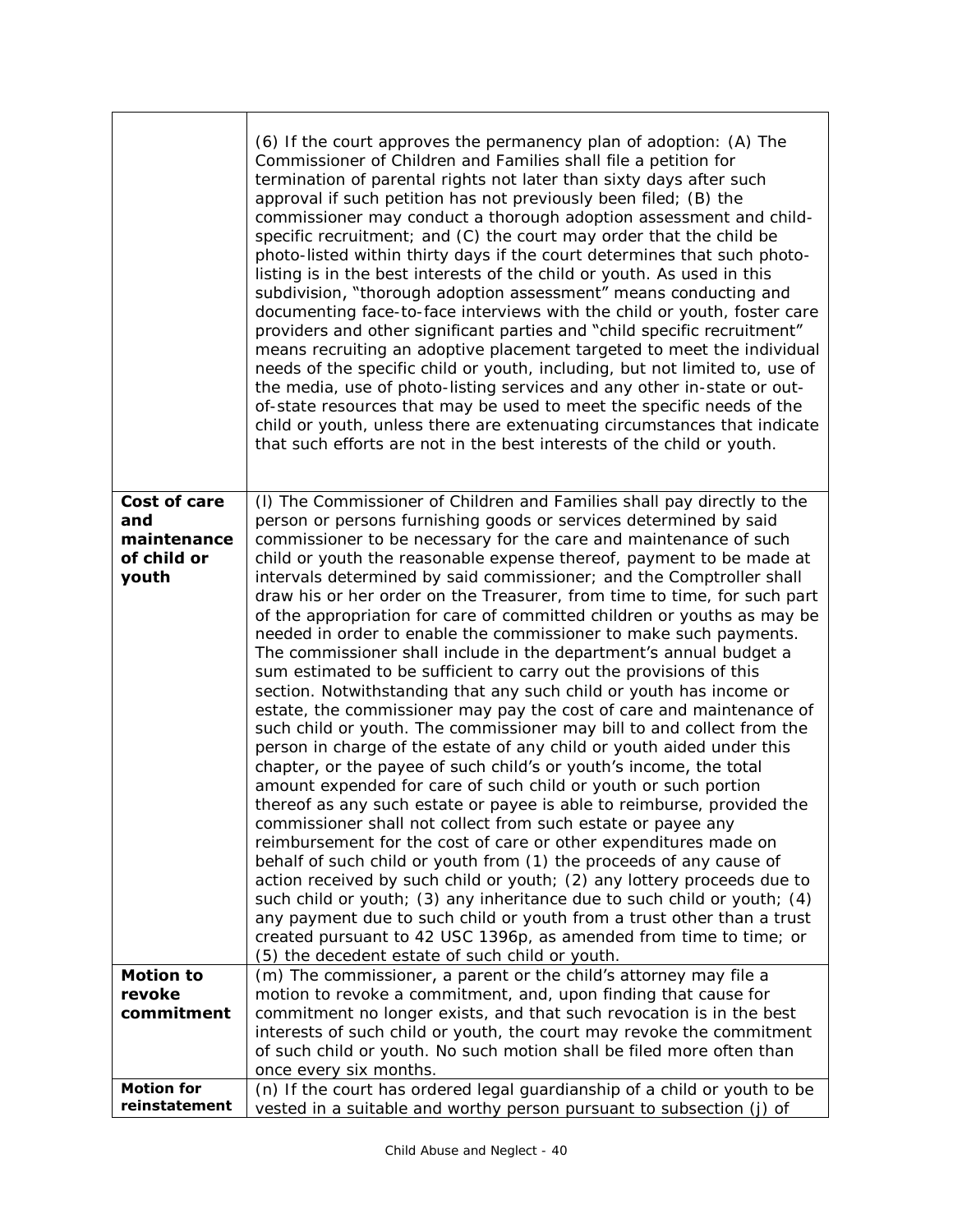| | |
|---|---|
| | (6) If the court approves the permanency plan of adoption: (A) The Commissioner of Children and Families shall file a petition for termination of parental rights not later than sixty days after such approval if such petition has not previously been filed; (B) the commissioner may conduct a thorough adoption assessment and child-specific recruitment; and (C) the court may order that the child be photo-listed within thirty days if the court determines that such photo-listing is in the best interests of the child or youth. As used in this subdivision, "thorough adoption assessment" means conducting and documenting face-to-face interviews with the child or youth, foster care providers and other significant parties and "child specific recruitment" means recruiting an adoptive placement targeted to meet the individual needs of the specific child or youth, including, but not limited to, use of the media, use of photo-listing services and any other in-state or out-of-state resources that may be used to meet the specific needs of the child or youth, unless there are extenuating circumstances that indicate that such efforts are not in the best interests of the child or youth. |
| **Cost of care and maintenance of child or youth** | (l) The Commissioner of Children and Families shall pay directly to the person or persons furnishing goods or services determined by said commissioner to be necessary for the care and maintenance of such child or youth the reasonable expense thereof, payment to be made at intervals determined by said commissioner; and the Comptroller shall draw his or her order on the Treasurer, from time to time, for such part of the appropriation for care of committed children or youths as may be needed in order to enable the commissioner to make such payments. The commissioner shall include in the department's annual budget a sum estimated to be sufficient to carry out the provisions of this section. Notwithstanding that any such child or youth has income or estate, the commissioner may pay the cost of care and maintenance of such child or youth. The commissioner may bill to and collect from the person in charge of the estate of any child or youth aided under this chapter, or the payee of such child's or youth's income, the total amount expended for care of such child or youth or such portion thereof as any such estate or payee is able to reimburse, provided the commissioner shall not collect from such estate or payee any reimbursement for the cost of care or other expenditures made on behalf of such child or youth from (1) the proceeds of any cause of action received by such child or youth; (2) any lottery proceeds due to such child or youth; (3) any inheritance due to such child or youth; (4) any payment due to such child or youth from a trust other than a trust created pursuant to 42 USC 1396p, as amended from time to time; or (5) the decedent estate of such child or youth. |
| **Motion to revoke commitment** | (m) The commissioner, a parent or the child's attorney may file a motion to revoke a commitment, and, upon finding that cause for commitment no longer exists, and that such revocation is in the best interests of such child or youth, the court may revoke the commitment of such child or youth. No such motion shall be filed more often than once every six months. |
| **Motion for reinstatement** | (n) If the court has ordered legal guardianship of a child or youth to be vested in a suitable and worthy person pursuant to subsection (j) of |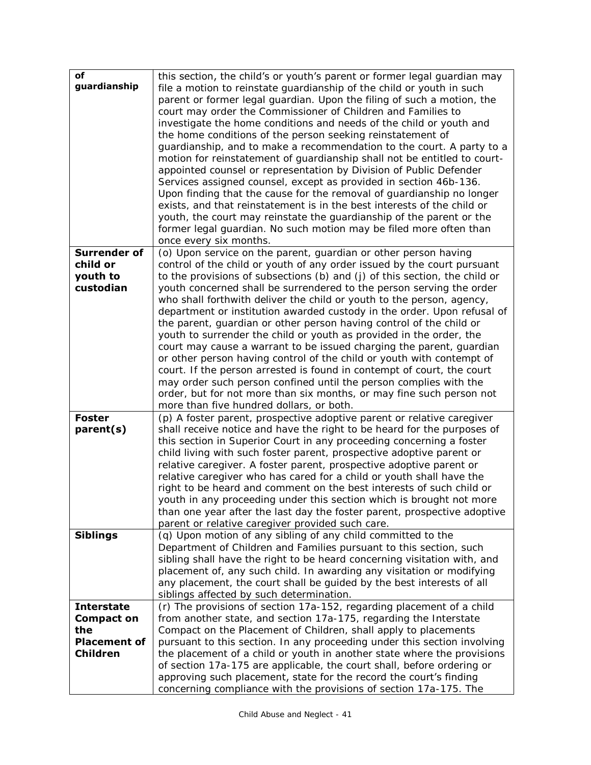| | |
|---|---|
| **of guardianship** | this section, the child's or youth's parent or former legal guardian may file a motion to reinstate guardianship of the child or youth in such parent or former legal guardian. Upon the filing of such a motion, the court may order the Commissioner of Children and Families to investigate the home conditions and needs of the child or youth and the home conditions of the person seeking reinstatement of guardianship, and to make a recommendation to the court. A party to a motion for reinstatement of guardianship shall not be entitled to court-appointed counsel or representation by Division of Public Defender Services assigned counsel, except as provided in section 46b-136. Upon finding that the cause for the removal of guardianship no longer exists, and that reinstatement is in the best interests of the child or youth, the court may reinstate the guardianship of the parent or the former legal guardian. No such motion may be filed more often than once every six months. |
| **Surrender of child or youth to custodian** | (o) Upon service on the parent, guardian or other person having control of the child or youth of any order issued by the court pursuant to the provisions of subsections (b) and (j) of this section, the child or youth concerned shall be surrendered to the person serving the order who shall forthwith deliver the child or youth to the person, agency, department or institution awarded custody in the order. Upon refusal of the parent, guardian or other person having control of the child or youth to surrender the child or youth as provided in the order, the court may cause a warrant to be issued charging the parent, guardian or other person having control of the child or youth with contempt of court. If the person arrested is found in contempt of court, the court may order such person confined until the person complies with the order, but for not more than six months, or may fine such person not more than five hundred dollars, or both. |
| **Foster parent(s)** | (p) A foster parent, prospective adoptive parent or relative caregiver shall receive notice and have the right to be heard for the purposes of this section in Superior Court in any proceeding concerning a foster child living with such foster parent, prospective adoptive parent or relative caregiver. A foster parent, prospective adoptive parent or relative caregiver who has cared for a child or youth shall have the right to be heard and comment on the best interests of such child or youth in any proceeding under this section which is brought not more than one year after the last day the foster parent, prospective adoptive parent or relative caregiver provided such care. |
| **Siblings** | (q) Upon motion of any sibling of any child committed to the Department of Children and Families pursuant to this section, such sibling shall have the right to be heard concerning visitation with, and placement of, any such child. In awarding any visitation or modifying any placement, the court shall be guided by the best interests of all siblings affected by such determination. |
| **Interstate Compact on the Placement of Children** | (r) The provisions of section 17a-152, regarding placement of a child from another state, and section 17a-175, regarding the Interstate Compact on the Placement of Children, shall apply to placements pursuant to this section. In any proceeding under this section involving the placement of a child or youth in another state where the provisions of section 17a-175 are applicable, the court shall, before ordering or approving such placement, state for the record the court's finding concerning compliance with the provisions of section 17a-175. The |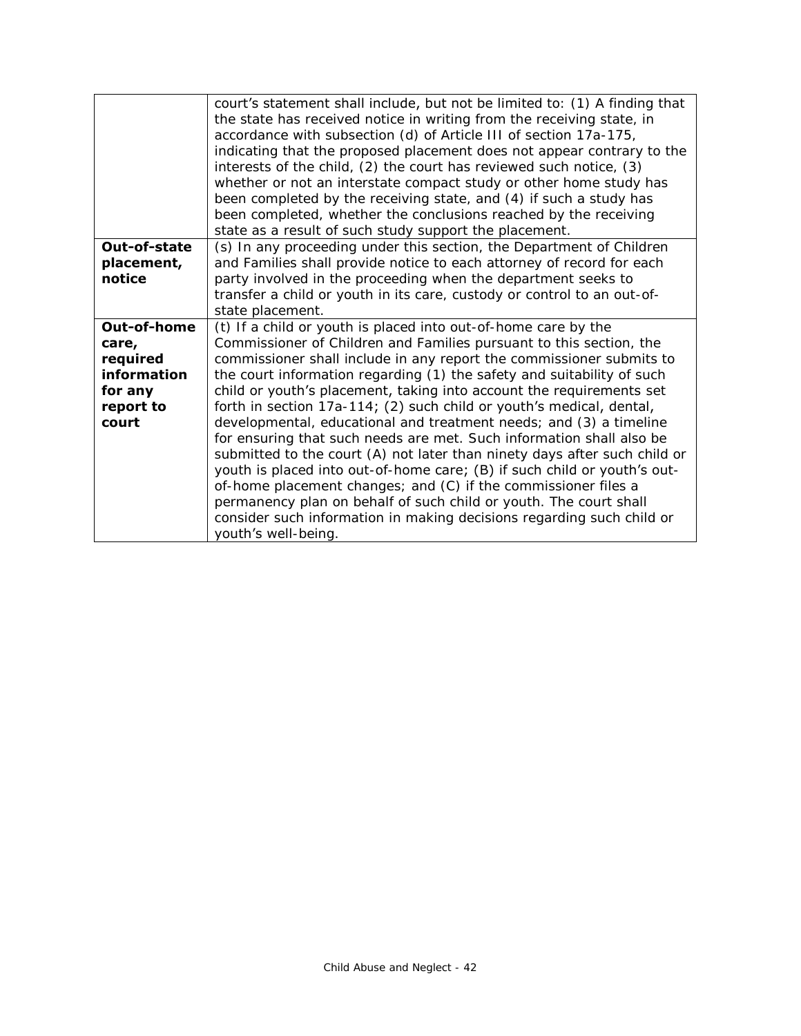| | |
|---|---|
| | court's statement shall include, but not be limited to: (1) A finding that the state has received notice in writing from the receiving state, in accordance with subsection (d) of Article III of section 17a-175, indicating that the proposed placement does not appear contrary to the interests of the child, (2) the court has reviewed such notice, (3) whether or not an interstate compact study or other home study has been completed by the receiving state, and (4) if such a study has been completed, whether the conclusions reached by the receiving state as a result of such study support the placement. |
| **Out-of-state placement, notice** | (s) In any proceeding under this section, the Department of Children and Families shall provide notice to each attorney of record for each party involved in the proceeding when the department seeks to transfer a child or youth in its care, custody or control to an out-of-state placement. |
| **Out-of-home care, required information for any report to court** | (t) If a child or youth is placed into out-of-home care by the Commissioner of Children and Families pursuant to this section, the commissioner shall include in any report the commissioner submits to the court information regarding (1) the safety and suitability of such child or youth's placement, taking into account the requirements set forth in section 17a-114; (2) such child or youth's medical, dental, developmental, educational and treatment needs; and (3) a timeline for ensuring that such needs are met. Such information shall also be submitted to the court (A) not later than ninety days after such child or youth is placed into out-of-home care; (B) if such child or youth's out-of-home placement changes; and (C) if the commissioner files a permanency plan on behalf of such child or youth. The court shall consider such information in making decisions regarding such child or youth's well-being. |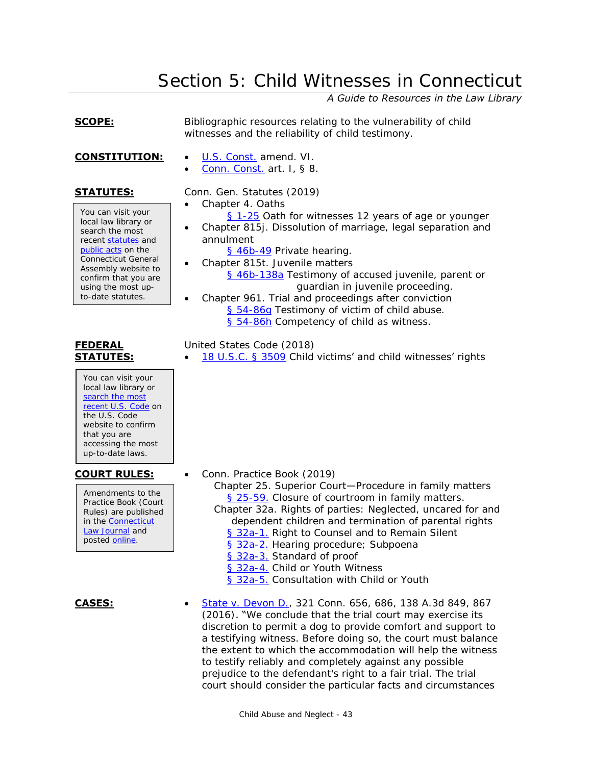# Section 5: Child Witnesses in Connecticut

*A Guide to Resources in the Law Library*

**SCOPE:** Bibliographic resources relating to the vulnerability of child witnesses and the reliability of child testimony.

**CONSTITUTION:**

- U.S. Const. amend. VI.
- Conn. Const. art. I, § 8.

**STATUTES:**

> You can visit your local law library or search the most recent statutes and public acts on the Connecticut General Assembly website to confirm that you are using the most up-to-date statutes.

Conn. Gen. Statutes (2019)

- Chapter 4. Oaths
  - § 1-25 Oath for witnesses 12 years of age or younger
- Chapter 815j. Dissolution of marriage, legal separation and annulment
  - § 46b-49 Private hearing.
- Chapter 815t. Juvenile matters
  - § 46b-138a Testimony of accused juvenile, parent or guardian in juvenile proceeding.
- Chapter 961. Trial and proceedings after conviction
  - § 54-86g Testimony of victim of child abuse.
  - § 54-86h Competency of child as witness.

**FEDERAL STATUTES:**

> You can visit your local law library or search the most recent U.S. Code on the U.S. Code website to confirm that you are accessing the most up-to-date laws.

United States Code (2018)

- 18 U.S.C. § 3509 Child victims' and child witnesses' rights

**COURT RULES:**

> Amendments to the Practice Book (Court Rules) are published in the Connecticut Law Journal and posted online.

- Conn. Practice Book (2019)
  - Chapter 25. Superior Court—Procedure in family matters
    - § 25-59. Closure of courtroom in family matters.
  - Chapter 32a. Rights of parties: Neglected, uncared for and dependent children and termination of parental rights
    - § 32a-1. Right to Counsel and to Remain Silent
    - § 32a-2. Hearing procedure; Subpoena
    - § 32a-3. Standard of proof
    - § 32a-4. Child or Youth Witness
    - § 32a-5. Consultation with Child or Youth

**CASES:**

- State v. Devon D., 321 Conn. 656, 686, 138 A.3d 849, 867 (2016). "We conclude that the trial court may exercise its discretion to permit a dog to provide comfort and support to a testifying witness. Before doing so, the court must balance the extent to which the accommodation will help the witness to testify reliably and completely against any possible prejudice to the defendant's right to a fair trial. The trial court should consider the particular facts and circumstances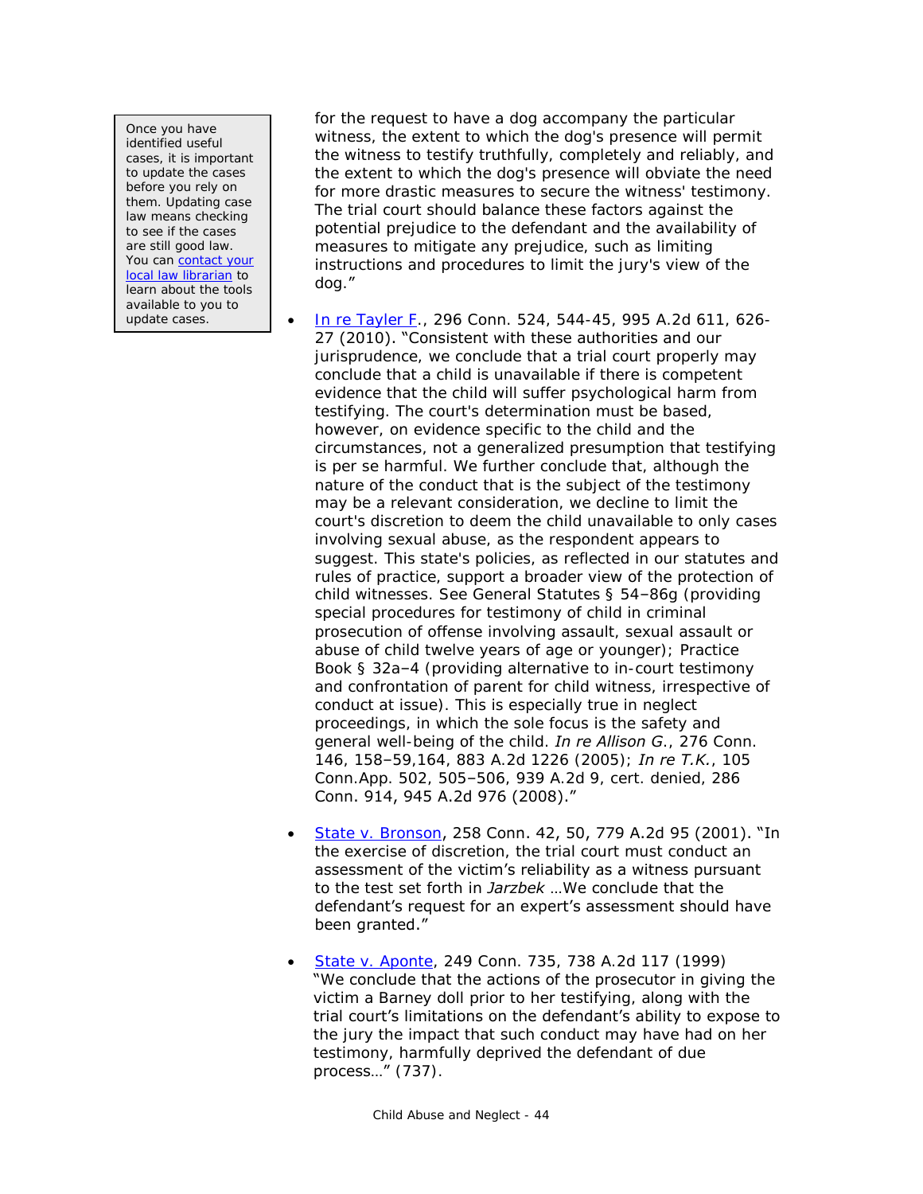> Once you have identified useful cases, it is important to update the cases before you rely on them. Updating case law means checking to see if the cases are still good law. You can [contact your local law librarian] to learn about the tools available to you to update cases.

for the request to have a dog accompany the particular witness, the extent to which the dog's presence will permit the witness to testify truthfully, completely and reliably, and the extent to which the dog's presence will obviate the need for more drastic measures to secure the witness' testimony. The trial court should balance these factors against the potential prejudice to the defendant and the availability of measures to mitigate any prejudice, such as limiting instructions and procedures to limit the jury's view of the dog."

- [In re Tayler F.], 296 Conn. 524, 544-45, 995 A.2d 611, 626-27 (2010). "Consistent with these authorities and our jurisprudence, we conclude that a trial court properly may conclude that a child is unavailable if there is competent evidence that the child will suffer psychological harm from testifying. The court's determination must be based, however, on evidence specific to the child and the circumstances, not a generalized presumption that testifying is per se harmful. We further conclude that, although the nature of the conduct that is the subject of the testimony may be a relevant consideration, we decline to limit the court's discretion to deem the child unavailable to only cases involving sexual abuse, as the respondent appears to suggest. This state's policies, as reflected in our statutes and rules of practice, support a broader view of the protection of child witnesses. See General Statutes § 54–86g (providing special procedures for testimony of child in criminal prosecution of offense involving assault, sexual assault or abuse of child twelve years of age or younger); Practice Book § 32a–4 (providing alternative to in-court testimony and confrontation of parent for child witness, irrespective of conduct at issue). This is especially true in neglect proceedings, in which the sole focus is the safety and general well-being of the child. *In re Allison G.*, 276 Conn. 146, 158–59,164, 883 A.2d 1226 (2005); *In re T.K.*, 105 Conn.App. 502, 505–506, 939 A.2d 9, cert. denied, 286 Conn. 914, 945 A.2d 976 (2008)."

- [State v. Bronson], 258 Conn. 42, 50, 779 A.2d 95 (2001). "In the exercise of discretion, the trial court must conduct an assessment of the victim's reliability as a witness pursuant to the test set forth in *Jarzbek* …We conclude that the defendant's request for an expert's assessment should have been granted."

- [State v. Aponte], 249 Conn. 735, 738 A.2d 117 (1999) "We conclude that the actions of the prosecutor in giving the victim a Barney doll prior to her testifying, along with the trial court's limitations on the defendant's ability to expose to the jury the impact that such conduct may have had on her testimony, harmfully deprived the defendant of due process…" (737).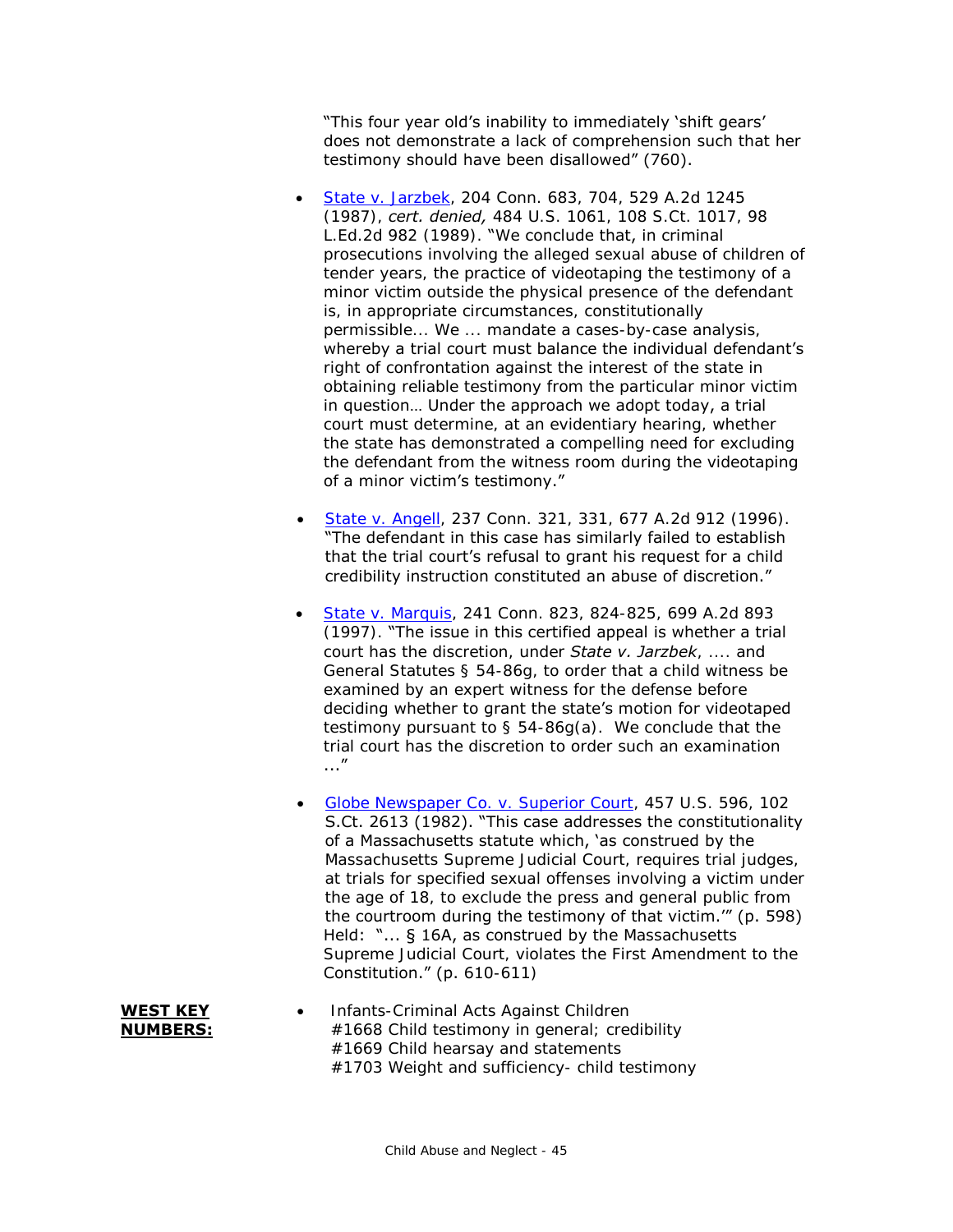"This four year old's inability to immediately 'shift gears' does not demonstrate a lack of comprehension such that her testimony should have been disallowed" (760).

- State v. Jarzbek, 204 Conn. 683, 704, 529 A.2d 1245 (1987), *cert. denied,* 484 U.S. 1061, 108 S.Ct. 1017, 98 L.Ed.2d 982 (1989). "We conclude that, in criminal prosecutions involving the alleged sexual abuse of children of tender years, the practice of videotaping the testimony of a minor victim outside the physical presence of the defendant is, in appropriate circumstances, constitutionally permissible... We ... mandate a cases-by-case analysis, whereby a trial court must balance the individual defendant's right of confrontation against the interest of the state in obtaining reliable testimony from the particular minor victim in question… Under the approach we adopt today, a trial court must determine, at an evidentiary hearing, whether the state has demonstrated a compelling need for excluding the defendant from the witness room during the videotaping of a minor victim's testimony."

- State v. Angell, 237 Conn. 321, 331, 677 A.2d 912 (1996). "The defendant in this case has similarly failed to establish that the trial court's refusal to grant his request for a child credibility instruction constituted an abuse of discretion."

- State v. Marquis, 241 Conn. 823, 824-825, 699 A.2d 893 (1997). "The issue in this certified appeal is whether a trial court has the discretion, under *State v. Jarzbek*, .... and General Statutes § 54-86g, to order that a child witness be examined by an expert witness for the defense before deciding whether to grant the state's motion for videotaped testimony pursuant to § 54-86g(a). We conclude that the trial court has the discretion to order such an examination ..."

- Globe Newspaper Co. v. Superior Court, 457 U.S. 596, 102 S.Ct. 2613 (1982). "This case addresses the constitutionality of a Massachusetts statute which, 'as construed by the Massachusetts Supreme Judicial Court, requires trial judges, at trials for specified sexual offenses involving a victim under the age of 18, to exclude the press and general public from the courtroom during the testimony of that victim.'" (p. 598) Held: "... § 16A, as construed by the Massachusetts Supreme Judicial Court, violates the First Amendment to the Constitution." (p. 610-611)

**WEST KEY NUMBERS:**

- Infants-Criminal Acts Against Children
  #1668 Child testimony in general; credibility
  #1669 Child hearsay and statements
  #1703 Weight and sufficiency- child testimony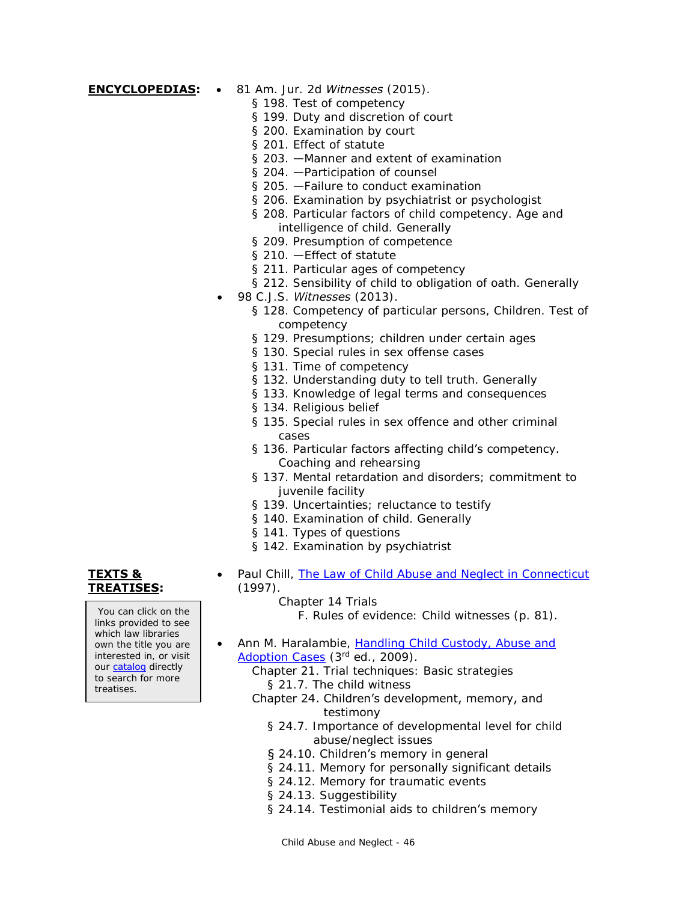**ENCYCLOPEDIAS:**

- 81 Am. Jur. 2d *Witnesses* (2015).
  - § 198. Test of competency
  - § 199. Duty and discretion of court
  - § 200. Examination by court
  - § 201. Effect of statute
  - § 203. —Manner and extent of examination
  - § 204. —Participation of counsel
  - § 205. —Failure to conduct examination
  - § 206. Examination by psychiatrist or psychologist
  - § 208. Particular factors of child competency. Age and intelligence of child. Generally
  - § 209. Presumption of competence
  - § 210. —Effect of statute
  - § 211. Particular ages of competency
  - § 212. Sensibility of child to obligation of oath. Generally
- 98 C.J.S. *Witnesses* (2013).
  - § 128. Competency of particular persons, Children. Test of competency
  - § 129. Presumptions; children under certain ages
  - § 130. Special rules in sex offense cases
  - § 131. Time of competency
  - § 132. Understanding duty to tell truth. Generally
  - § 133. Knowledge of legal terms and consequences
  - § 134. Religious belief
  - § 135. Special rules in sex offence and other criminal cases
  - § 136. Particular factors affecting child's competency. Coaching and rehearsing
  - § 137. Mental retardation and disorders; commitment to juvenile facility
  - § 139. Uncertainties; reluctance to testify
  - § 140. Examination of child. Generally
  - § 141. Types of questions
  - § 142. Examination by psychiatrist

**TEXTS & TREATISES:**

> You can click on the links provided to see which law libraries own the title you are interested in, or visit our catalog directly to search for more treatises.

- Paul Chill, The Law of Child Abuse and Neglect in Connecticut (1997).
  - Chapter 14 Trials
    - F. Rules of evidence: Child witnesses (p. 81).
- Ann M. Haralambie, Handling Child Custody, Abuse and Adoption Cases (3rd ed., 2009).
  - Chapter 21. Trial techniques: Basic strategies
    - § 21.7. The child witness
  - Chapter 24. Children's development, memory, and testimony
    - § 24.7. Importance of developmental level for child abuse/neglect issues
    - § 24.10. Children's memory in general
    - § 24.11. Memory for personally significant details
    - § 24.12. Memory for traumatic events
    - § 24.13. Suggestibility
    - § 24.14. Testimonial aids to children's memory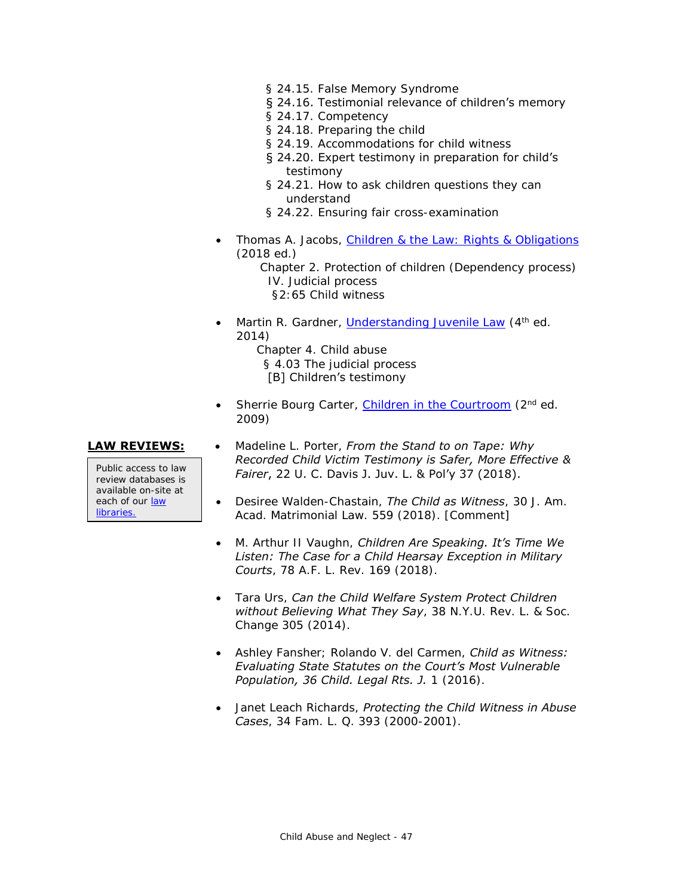§ 24.15. False Memory Syndrome
§ 24.16. Testimonial relevance of children's memory
§ 24.17. Competency
§ 24.18. Preparing the child
§ 24.19. Accommodations for child witness
§ 24.20. Expert testimony in preparation for child's testimony
§ 24.21. How to ask children questions they can understand
§ 24.22. Ensuring fair cross-examination

- Thomas A. Jacobs, [Children & the Law: Rights & Obligations](#) (2018 ed.)
  Chapter 2. Protection of children (Dependency process)
  IV. Judicial process
  §2:65 Child witness

- Martin R. Gardner, [Understanding Juvenile Law](#) (4th ed. 2014)
  Chapter 4. Child abuse
  § 4.03 The judicial process
  [B] Children's testimony

- Sherrie Bourg Carter, [Children in the Courtroom](#) (2nd ed. 2009)

**LAW REVIEWS:**

Public access to law review databases is available on-site at each of our [law libraries.](#)

- Madeline L. Porter, *From the Stand to on Tape: Why Recorded Child Victim Testimony is Safer, More Effective & Fairer*, 22 U. C. Davis J. Juv. L. & Pol'y 37 (2018).

- Desiree Walden-Chastain, *The Child as Witness*, 30 J. Am. Acad. Matrimonial Law. 559 (2018). [Comment]

- M. Arthur II Vaughn, *Children Are Speaking. It's Time We Listen: The Case for a Child Hearsay Exception in Military Courts*, 78 A.F. L. Rev. 169 (2018).

- Tara Urs, *Can the Child Welfare System Protect Children without Believing What They Say*, 38 N.Y.U. Rev. L. & Soc. Change 305 (2014).

- Ashley Fansher; Rolando V. del Carmen, *Child as Witness: Evaluating State Statutes on the Court's Most Vulnerable Population, 36 Child. Legal Rts. J.* 1 (2016).

- Janet Leach Richards, *Protecting the Child Witness in Abuse Cases*, 34 Fam. L. Q. 393 (2000-2001).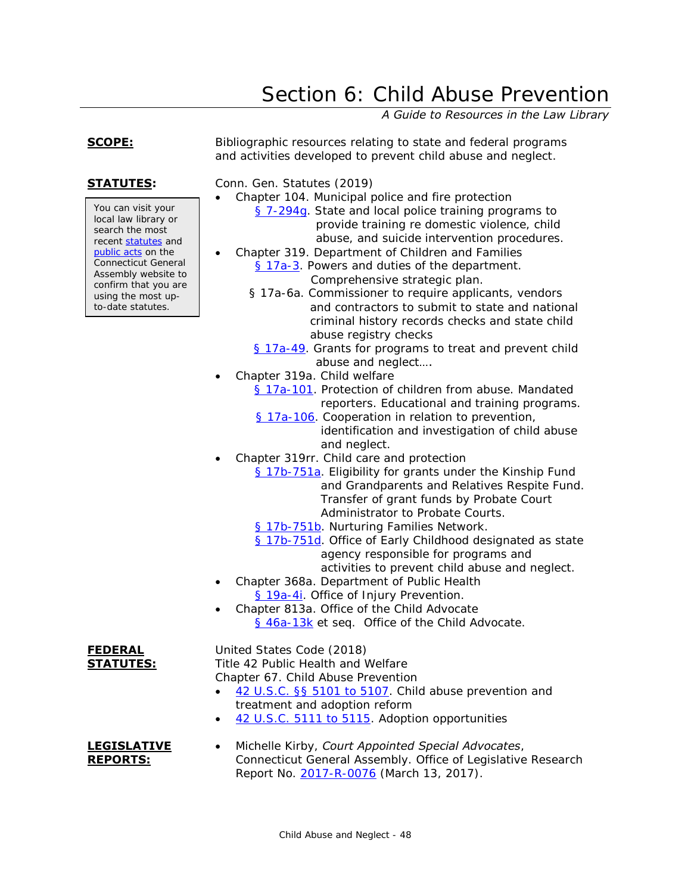# Section 6: Child Abuse Prevention

*A Guide to Resources in the Law Library*

**SCOPE:**

Bibliographic resources relating to state and federal programs and activities developed to prevent child abuse and neglect.

**STATUTES:**

> You can visit your local law library or search the most recent statutes and public acts on the Connecticut General Assembly website to confirm that you are using the most up-to-date statutes.

Conn. Gen. Statutes (2019)

- Chapter 104. Municipal police and fire protection
  - § 7-294g. State and local police training programs to provide training re domestic violence, child abuse, and suicide intervention procedures.
- Chapter 319. Department of Children and Families
  - § 17a-3. Powers and duties of the department. Comprehensive strategic plan.
  - § 17a-6a. Commissioner to require applicants, vendors and contractors to submit to state and national criminal history records checks and state child abuse registry checks
  - § 17a-49. Grants for programs to treat and prevent child abuse and neglect….
- Chapter 319a. Child welfare
  - § 17a-101. Protection of children from abuse. Mandated reporters. Educational and training programs.
  - § 17a-106. Cooperation in relation to prevention, identification and investigation of child abuse and neglect.
- Chapter 319rr. Child care and protection
  - § 17b-751a. Eligibility for grants under the Kinship Fund and Grandparents and Relatives Respite Fund. Transfer of grant funds by Probate Court Administrator to Probate Courts.
  - § 17b-751b. Nurturing Families Network.
  - § 17b-751d. Office of Early Childhood designated as state agency responsible for programs and activities to prevent child abuse and neglect.
- Chapter 368a. Department of Public Health
  - § 19a-4i. Office of Injury Prevention.
- Chapter 813a. Office of the Child Advocate
  - § 46a-13k et seq. Office of the Child Advocate.

**FEDERAL STATUTES:**

United States Code (2018)
Title 42 Public Health and Welfare
Chapter 67. Child Abuse Prevention

- 42 U.S.C. §§ 5101 to 5107. Child abuse prevention and treatment and adoption reform
- 42 U.S.C. 5111 to 5115. Adoption opportunities

**LEGISLATIVE REPORTS:**

- Michelle Kirby, *Court Appointed Special Advocates*, Connecticut General Assembly. Office of Legislative Research Report No. 2017-R-0076 (March 13, 2017).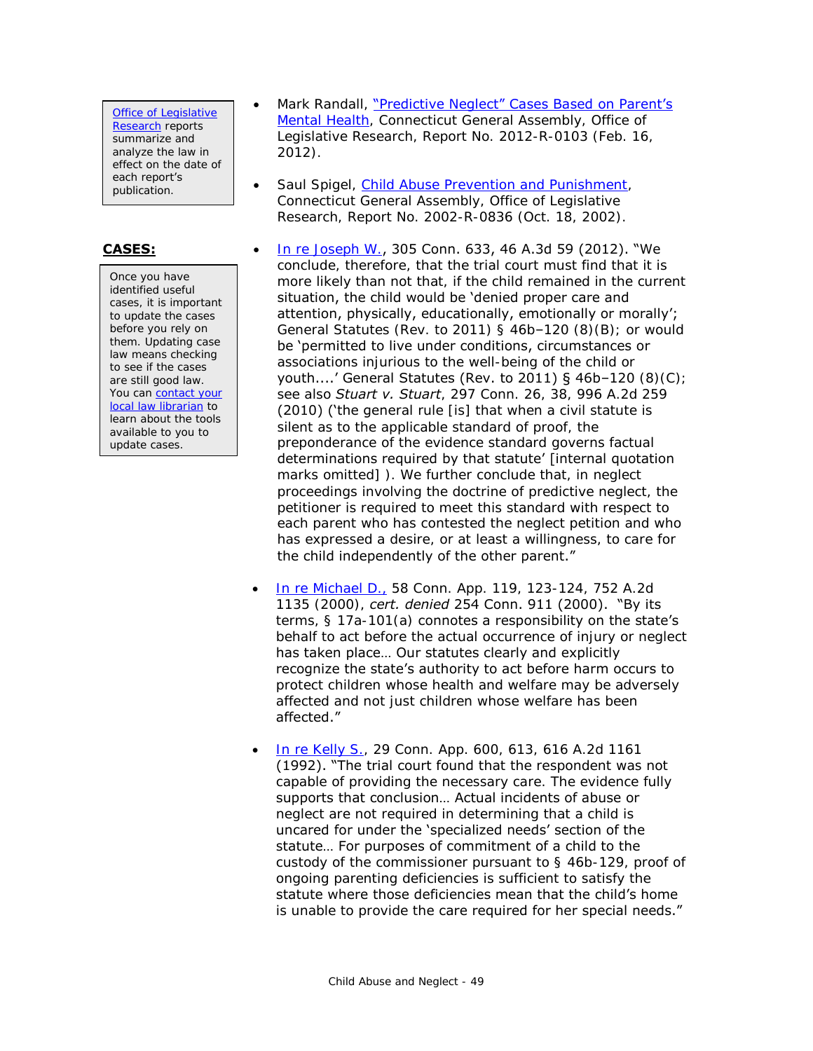Office of Legislative Research reports summarize and analyze the law in effect on the date of each report's publication.

- Mark Randall, "Predictive Neglect" Cases Based on Parent's Mental Health, Connecticut General Assembly, Office of Legislative Research, Report No. 2012-R-0103 (Feb. 16, 2012).

- Saul Spigel, Child Abuse Prevention and Punishment, Connecticut General Assembly, Office of Legislative Research, Report No. 2002-R-0836 (Oct. 18, 2002).

**CASES:**

Once you have identified useful cases, it is important to update the cases before you rely on them. Updating case law means checking to see if the cases are still good law. You can contact your local law librarian to learn about the tools available to you to update cases.

- In re Joseph W., 305 Conn. 633, 46 A.3d 59 (2012). "We conclude, therefore, that the trial court must find that it is more likely than not that, if the child remained in the current situation, the child would be 'denied proper care and attention, physically, educationally, emotionally or morally'; General Statutes (Rev. to 2011) § 46b–120 (8)(B); or would be 'permitted to live under conditions, circumstances or associations injurious to the well-being of the child or youth....' General Statutes (Rev. to 2011) § 46b–120 (8)(C); see also *Stuart v. Stuart*, 297 Conn. 26, 38, 996 A.2d 259 (2010) ('the general rule [is] that when a civil statute is silent as to the applicable standard of proof, the preponderance of the evidence standard governs factual determinations required by that statute' [internal quotation marks omitted] ). We further conclude that, in neglect proceedings involving the doctrine of predictive neglect, the petitioner is required to meet this standard with respect to each parent who has contested the neglect petition and who has expressed a desire, or at least a willingness, to care for the child independently of the other parent."

- In re Michael D., 58 Conn. App. 119, 123-124, 752 A.2d 1135 (2000), *cert. denied* 254 Conn. 911 (2000). "By its terms, § 17a-101(a) connotes a responsibility on the state's behalf to act before the actual occurrence of injury or neglect has taken place… Our statutes clearly and explicitly recognize the state's authority to act before harm occurs to protect children whose health and welfare may be adversely affected and not just children whose welfare has been affected."

- In re Kelly S., 29 Conn. App. 600, 613, 616 A.2d 1161 (1992). "The trial court found that the respondent was not capable of providing the necessary care. The evidence fully supports that conclusion… Actual incidents of abuse or neglect are not required in determining that a child is uncared for under the 'specialized needs' section of the statute… For purposes of commitment of a child to the custody of the commissioner pursuant to § 46b-129, proof of ongoing parenting deficiencies is sufficient to satisfy the statute where those deficiencies mean that the child's home is unable to provide the care required for her special needs."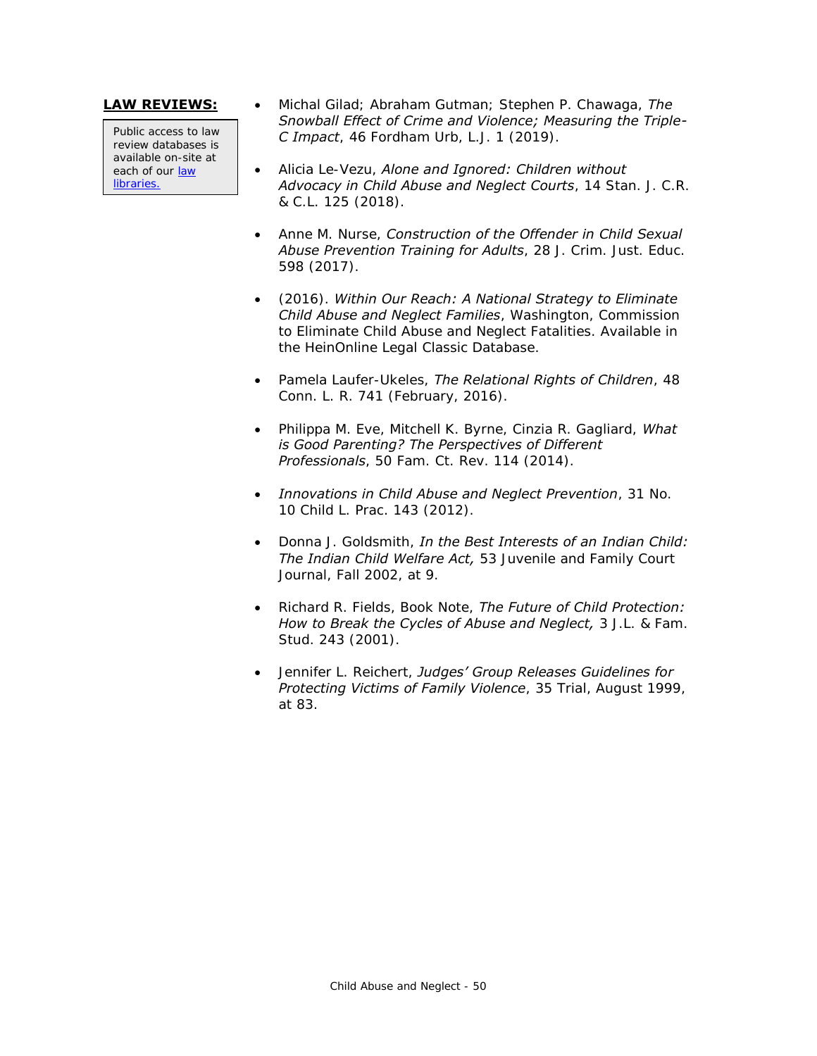**LAW REVIEWS:**

Public access to law review databases is available on-site at each of our [law libraries.]

- Michal Gilad; Abraham Gutman; Stephen P. Chawaga, *The Snowball Effect of Crime and Violence; Measuring the Triple-C Impact*, 46 Fordham Urb, L.J. 1 (2019).

- Alicia Le-Vezu, *Alone and Ignored: Children without Advocacy in Child Abuse and Neglect Courts*, 14 Stan. J. C.R. & C.L. 125 (2018).

- Anne M. Nurse, *Construction of the Offender in Child Sexual Abuse Prevention Training for Adults*, 28 J. Crim. Just. Educ. 598 (2017).

- (2016). *Within Our Reach: A National Strategy to Eliminate Child Abuse and Neglect Families*, Washington, Commission to Eliminate Child Abuse and Neglect Fatalities. Available in the HeinOnline Legal Classic Database.

- Pamela Laufer-Ukeles, *The Relational Rights of Children*, 48 Conn. L. R. 741 (February, 2016).

- Philippa M. Eve, Mitchell K. Byrne, Cinzia R. Gagliard, *What is Good Parenting? The Perspectives of Different Professionals*, 50 Fam. Ct. Rev. 114 (2014).

- *Innovations in Child Abuse and Neglect Prevention*, 31 No. 10 Child L. Prac. 143 (2012).

- Donna J. Goldsmith, *In the Best Interests of an Indian Child: The Indian Child Welfare Act,* 53 Juvenile and Family Court Journal, Fall 2002, at 9.

- Richard R. Fields, Book Note, *The Future of Child Protection: How to Break the Cycles of Abuse and Neglect,* 3 J.L. & Fam. Stud. 243 (2001).

- Jennifer L. Reichert, *Judges' Group Releases Guidelines for Protecting Victims of Family Violence*, 35 Trial, August 1999, at 83.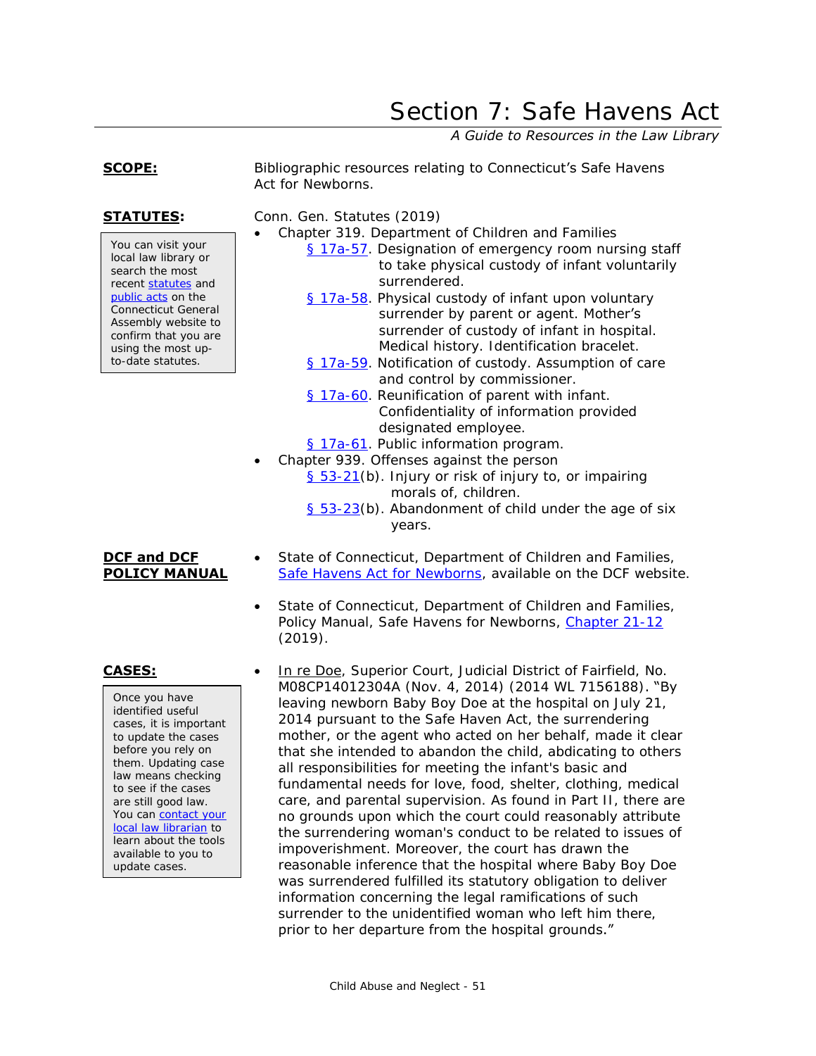# Section 7: Safe Havens Act

*A Guide to Resources in the Law Library*

**SCOPE:**

Bibliographic resources relating to Connecticut's Safe Havens Act for Newborns.

**STATUTES:**

> You can visit your local law library or search the most recent statutes and public acts on the Connecticut General Assembly website to confirm that you are using the most up-to-date statutes.

Conn. Gen. Statutes (2019)

- Chapter 319. Department of Children and Families
  - § 17a-57. Designation of emergency room nursing staff to take physical custody of infant voluntarily surrendered.
  - § 17a-58. Physical custody of infant upon voluntary surrender by parent or agent. Mother's surrender of custody of infant in hospital. Medical history. Identification bracelet.
  - § 17a-59. Notification of custody. Assumption of care and control by commissioner.
  - § 17a-60. Reunification of parent with infant. Confidentiality of information provided designated employee.
  - § 17a-61. Public information program.
- Chapter 939. Offenses against the person
  - § 53-21(b). Injury or risk of injury to, or impairing morals of, children.
  - § 53-23(b). Abandonment of child under the age of six years.

**DCF and DCF POLICY MANUAL**

- State of Connecticut, Department of Children and Families, Safe Havens Act for Newborns, available on the DCF website.
- State of Connecticut, Department of Children and Families, Policy Manual, Safe Havens for Newborns, Chapter 21-12 (2019).

**CASES:**

> Once you have identified useful cases, it is important to update the cases before you rely on them. Updating case law means checking to see if the cases are still good law. You can contact your local law librarian to learn about the tools available to you to update cases.

- In re Doe, Superior Court, Judicial District of Fairfield, No. M08CP14012304A (Nov. 4, 2014) (2014 WL 7156188). "By leaving newborn Baby Boy Doe at the hospital on July 21, 2014 pursuant to the Safe Haven Act, the surrendering mother, or the agent who acted on her behalf, made it clear that she intended to abandon the child, abdicating to others all responsibilities for meeting the infant's basic and fundamental needs for love, food, shelter, clothing, medical care, and parental supervision. As found in Part II, there are no grounds upon which the court could reasonably attribute the surrendering woman's conduct to be related to issues of impoverishment. Moreover, the court has drawn the reasonable inference that the hospital where Baby Boy Doe was surrendered fulfilled its statutory obligation to deliver information concerning the legal ramifications of such surrender to the unidentified woman who left him there, prior to her departure from the hospital grounds."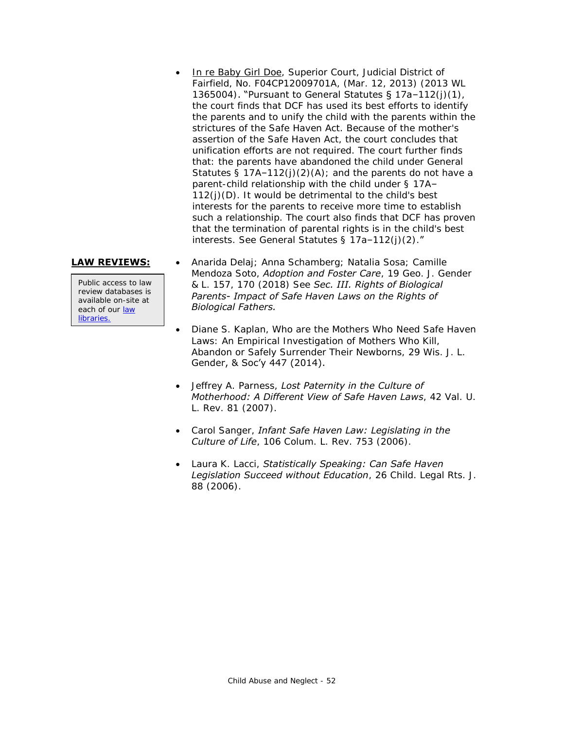- In re Baby Girl Doe, Superior Court, Judicial District of Fairfield, No. F04CP12009701A, (Mar. 12, 2013) (2013 WL 1365004). "Pursuant to General Statutes § 17a–112(j)(1), the court finds that DCF has used its best efforts to identify the parents and to unify the child with the parents within the strictures of the Safe Haven Act. Because of the mother's assertion of the Safe Haven Act, the court concludes that unification efforts are not required. The court further finds that: the parents have abandoned the child under General Statutes § 17A–112(j)(2)(A); and the parents do not have a parent-child relationship with the child under § 17A–112(j)(D). It would be detrimental to the child's best interests for the parents to receive more time to establish such a relationship. The court also finds that DCF has proven that the termination of parental rights is in the child's best interests. See General Statutes § 17a–112(j)(2)."

**LAW REVIEWS:**

Public access to law review databases is available on-site at each of our law libraries.

- Anarida Delaj; Anna Schamberg; Natalia Sosa; Camille Mendoza Soto, *Adoption and Foster Care*, 19 Geo. J. Gender & L. 157, 170 (2018) See *Sec. III. Rights of Biological Parents- Impact of Safe Haven Laws on the Rights of Biological Fathers.*

- Diane S. Kaplan, Who are the Mothers Who Need Safe Haven Laws: An Empirical Investigation of Mothers Who Kill, Abandon or Safely Surrender Their Newborns, 29 Wis. J. L. Gender, & Soc'y 447 (2014).

- Jeffrey A. Parness, *Lost Paternity in the Culture of Motherhood: A Different View of Safe Haven Laws*, 42 Val. U. L. Rev. 81 (2007).

- Carol Sanger, *Infant Safe Haven Law: Legislating in the Culture of Life*, 106 Colum. L. Rev. 753 (2006).

- Laura K. Lacci, *Statistically Speaking: Can Safe Haven Legislation Succeed without Education*, 26 Child. Legal Rts. J. 88 (2006).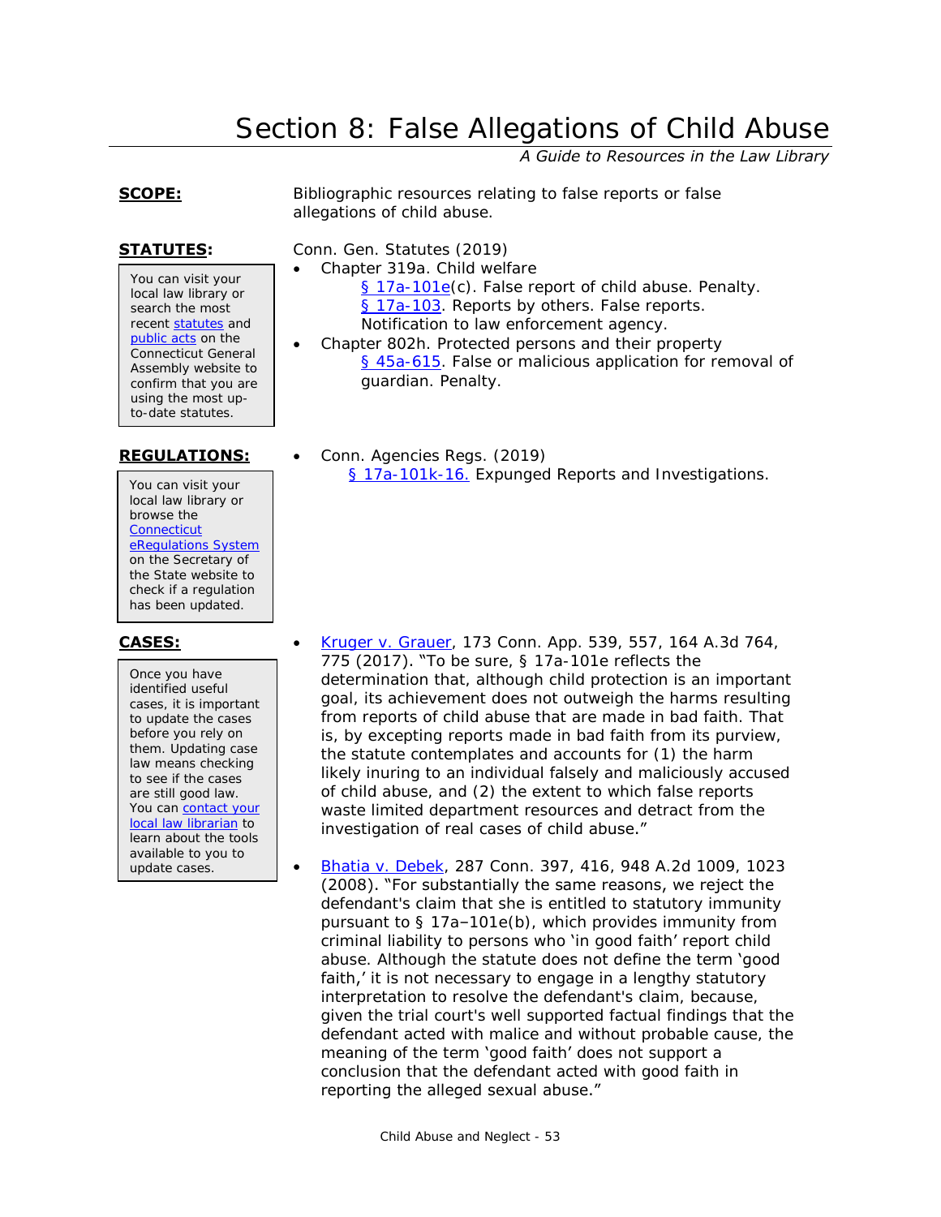# Section 8: False Allegations of Child Abuse

*A Guide to Resources in the Law Library*

**SCOPE:** Bibliographic resources relating to false reports or false allegations of child abuse.

**STATUTES:**

> You can visit your local law library or search the most recent statutes and public acts on the Connecticut General Assembly website to confirm that you are using the most up-to-date statutes.

Conn. Gen. Statutes (2019)

- Chapter 319a. Child welfare
  - § 17a-101e(c). False report of child abuse. Penalty.
  - § 17a-103. Reports by others. False reports. Notification to law enforcement agency.
- Chapter 802h. Protected persons and their property
  - § 45a-615. False or malicious application for removal of guardian. Penalty.

**REGULATIONS:**

> You can visit your local law library or browse the Connecticut eRegulations System on the Secretary of the State website to check if a regulation has been updated.

- Conn. Agencies Regs. (2019)
  - § 17a-101k-16. Expunged Reports and Investigations.

**CASES:**

> Once you have identified useful cases, it is important to update the cases before you rely on them. Updating case law means checking to see if the cases are still good law. You can contact your local law librarian to learn about the tools available to you to update cases.

- Kruger v. Grauer, 173 Conn. App. 539, 557, 164 A.3d 764, 775 (2017). "To be sure, § 17a-101e reflects the determination that, although child protection is an important goal, its achievement does not outweigh the harms resulting from reports of child abuse that are made in bad faith. That is, by excepting reports made in bad faith from its purview, the statute contemplates and accounts for (1) the harm likely inuring to an individual falsely and maliciously accused of child abuse, and (2) the extent to which false reports waste limited department resources and detract from the investigation of real cases of child abuse."
- Bhatia v. Debek, 287 Conn. 397, 416, 948 A.2d 1009, 1023 (2008). "For substantially the same reasons, we reject the defendant's claim that she is entitled to statutory immunity pursuant to § 17a–101e(b), which provides immunity from criminal liability to persons who 'in good faith' report child abuse. Although the statute does not define the term 'good faith,' it is not necessary to engage in a lengthy statutory interpretation to resolve the defendant's claim, because, given the trial court's well supported factual findings that the defendant acted with malice and without probable cause, the meaning of the term 'good faith' does not support a conclusion that the defendant acted with good faith in reporting the alleged sexual abuse."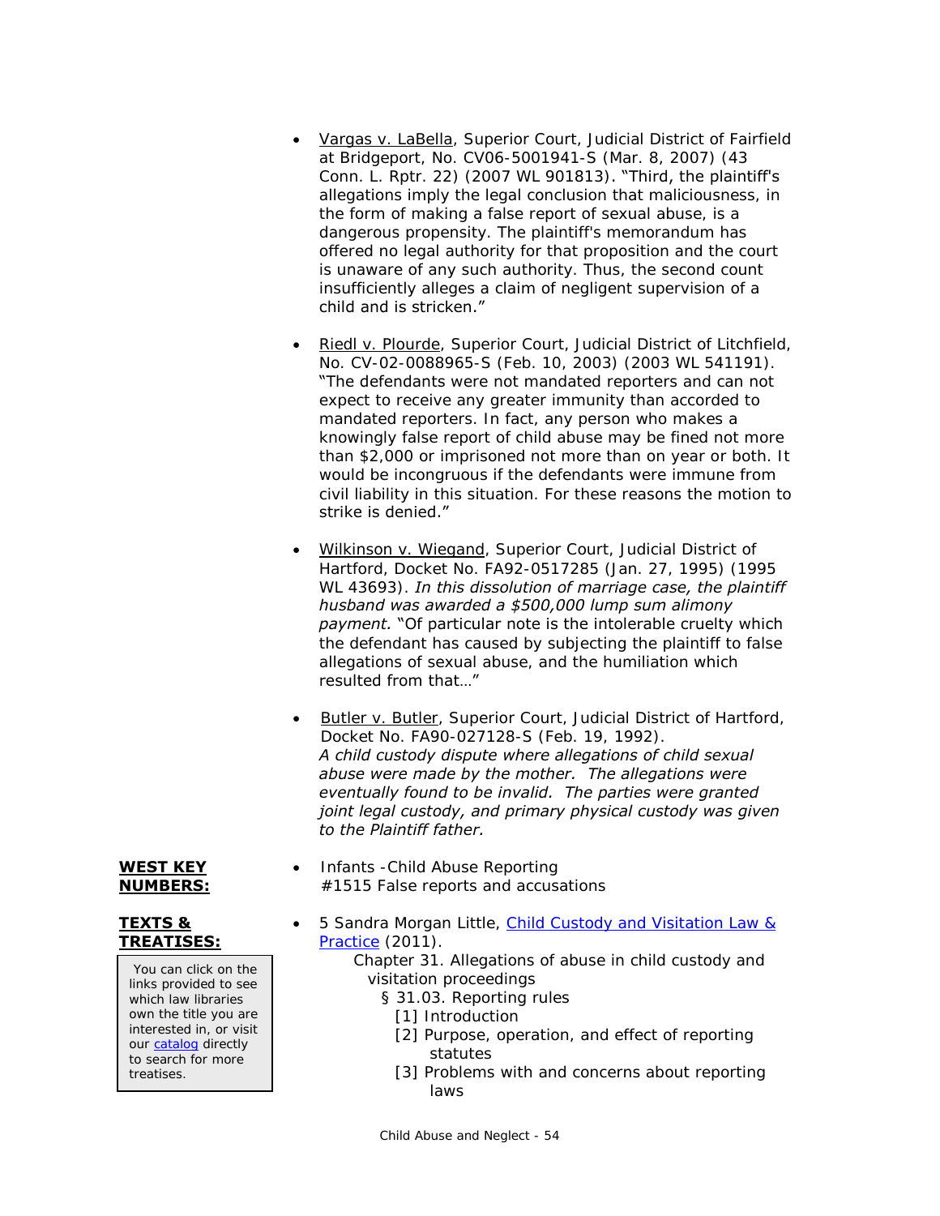- Vargas v. LaBella, Superior Court, Judicial District of Fairfield at Bridgeport, No. CV06-5001941-S (Mar. 8, 2007) (43 Conn. L. Rptr. 22) (2007 WL 901813). "Third, the plaintiff's allegations imply the legal conclusion that maliciousness, in the form of making a false report of sexual abuse, is a dangerous propensity. The plaintiff's memorandum has offered no legal authority for that proposition and the court is unaware of any such authority. Thus, the second count insufficiently alleges a claim of negligent supervision of a child and is stricken."

- Riedl v. Plourde, Superior Court, Judicial District of Litchfield, No. CV-02-0088965-S (Feb. 10, 2003) (2003 WL 541191). "The defendants were not mandated reporters and can not expect to receive any greater immunity than accorded to mandated reporters. In fact, any person who makes a knowingly false report of child abuse may be fined not more than $2,000 or imprisoned not more than on year or both. It would be incongruous if the defendants were immune from civil liability in this situation. For these reasons the motion to strike is denied."

- Wilkinson v. Wiegand, Superior Court, Judicial District of Hartford, Docket No. FA92-0517285 (Jan. 27, 1995) (1995 WL 43693). *In this dissolution of marriage case, the plaintiff husband was awarded a $500,000 lump sum alimony payment.* "Of particular note is the intolerable cruelty which the defendant has caused by subjecting the plaintiff to false allegations of sexual abuse, and the humiliation which resulted from that…"

- Butler v. Butler, Superior Court, Judicial District of Hartford, Docket No. FA90-027128-S (Feb. 19, 1992). *A child custody dispute where allegations of child sexual abuse were made by the mother. The allegations were eventually found to be invalid. The parties were granted joint legal custody, and primary physical custody was given to the Plaintiff father.*

**WEST KEY NUMBERS:**

- Infants -Child Abuse Reporting
  #1515 False reports and accusations

**TEXTS & TREATISES:**

You can click on the links provided to see which law libraries own the title you are interested in, or visit our catalog directly to search for more treatises.

- 5 Sandra Morgan Little, Child Custody and Visitation Law & Practice (2011).
  - Chapter 31. Allegations of abuse in child custody and visitation proceedings
    - § 31.03. Reporting rules
      - [1] Introduction
      - [2] Purpose, operation, and effect of reporting statutes
      - [3] Problems with and concerns about reporting laws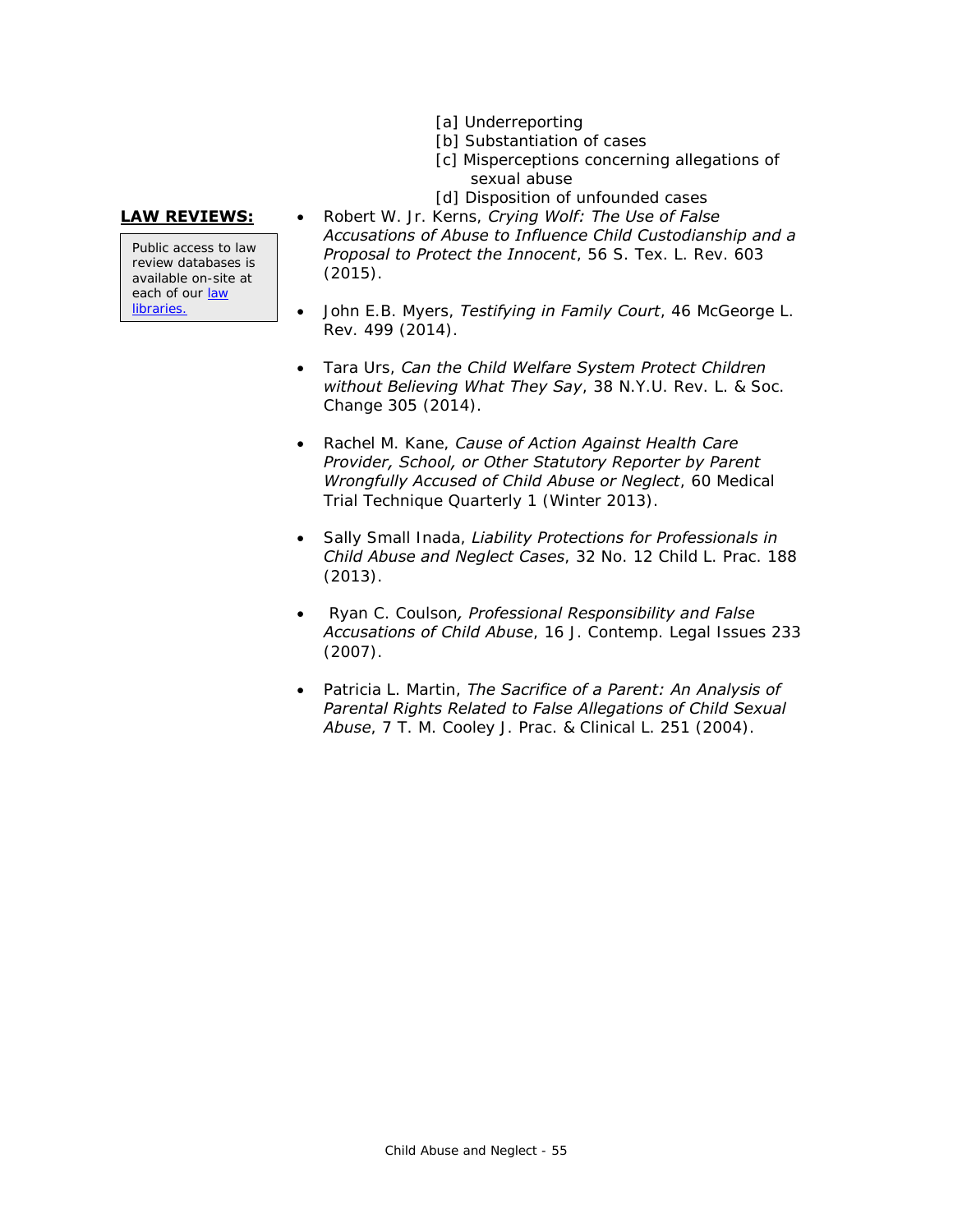[a] Underreporting
[b] Substantiation of cases
[c] Misperceptions concerning allegations of sexual abuse
[d] Disposition of unfounded cases

**LAW REVIEWS:**

Public access to law review databases is available on-site at each of our law libraries.

- Robert W. Jr. Kerns, *Crying Wolf: The Use of False Accusations of Abuse to Influence Child Custodianship and a Proposal to Protect the Innocent*, 56 S. Tex. L. Rev. 603 (2015).

- John E.B. Myers, *Testifying in Family Court*, 46 McGeorge L. Rev. 499 (2014).

- Tara Urs, *Can the Child Welfare System Protect Children without Believing What They Say*, 38 N.Y.U. Rev. L. & Soc. Change 305 (2014).

- Rachel M. Kane, *Cause of Action Against Health Care Provider, School, or Other Statutory Reporter by Parent Wrongfully Accused of Child Abuse or Neglect*, 60 Medical Trial Technique Quarterly 1 (Winter 2013).

- Sally Small Inada, *Liability Protections for Professionals in Child Abuse and Neglect Cases*, 32 No. 12 Child L. Prac. 188 (2013).

- Ryan C. Coulson*, Professional Responsibility and False Accusations of Child Abuse*, 16 J. Contemp. Legal Issues 233 (2007).

- Patricia L. Martin, *The Sacrifice of a Parent: An Analysis of Parental Rights Related to False Allegations of Child Sexual Abuse*, 7 T. M. Cooley J. Prac. & Clinical L. 251 (2004).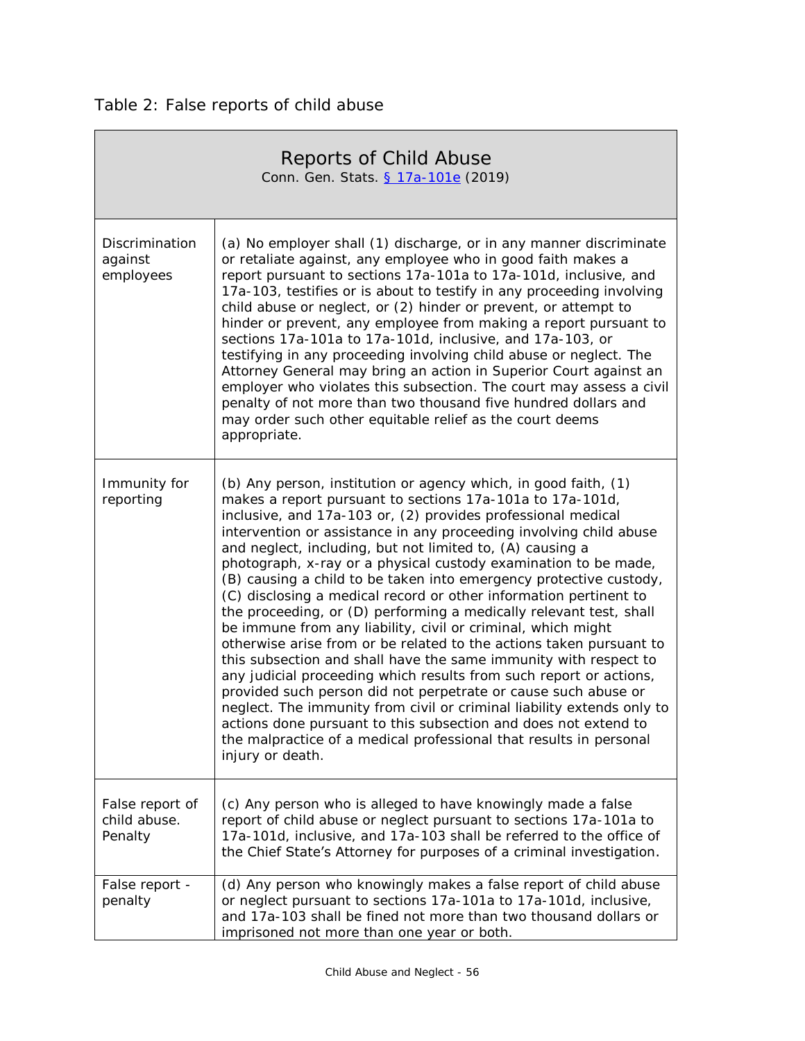Table 2: False reports of child abuse

| Reports of Child Abuse<br>Conn. Gen. Stats. § 17a-101e (2019) | |
|---|---|
| Discrimination against employees | (a) No employer shall (1) discharge, or in any manner discriminate or retaliate against, any employee who in good faith makes a report pursuant to sections 17a-101a to 17a-101d, inclusive, and 17a-103, testifies or is about to testify in any proceeding involving child abuse or neglect, or (2) hinder or prevent, or attempt to hinder or prevent, any employee from making a report pursuant to sections 17a-101a to 17a-101d, inclusive, and 17a-103, or testifying in any proceeding involving child abuse or neglect. The Attorney General may bring an action in Superior Court against an employer who violates this subsection. The court may assess a civil penalty of not more than two thousand five hundred dollars and may order such other equitable relief as the court deems appropriate. |
| Immunity for reporting | (b) Any person, institution or agency which, in good faith, (1) makes a report pursuant to sections 17a-101a to 17a-101d, inclusive, and 17a-103 or, (2) provides professional medical intervention or assistance in any proceeding involving child abuse and neglect, including, but not limited to, (A) causing a photograph, x-ray or a physical custody examination to be made, (B) causing a child to be taken into emergency protective custody, (C) disclosing a medical record or other information pertinent to the proceeding, or (D) performing a medically relevant test, shall be immune from any liability, civil or criminal, which might otherwise arise from or be related to the actions taken pursuant to this subsection and shall have the same immunity with respect to any judicial proceeding which results from such report or actions, provided such person did not perpetrate or cause such abuse or neglect. The immunity from civil or criminal liability extends only to actions done pursuant to this subsection and does not extend to the malpractice of a medical professional that results in personal injury or death. |
| False report of child abuse. Penalty | (c) Any person who is alleged to have knowingly made a false report of child abuse or neglect pursuant to sections 17a-101a to 17a-101d, inclusive, and 17a-103 shall be referred to the office of the Chief State's Attorney for purposes of a criminal investigation. |
| False report - penalty | (d) Any person who knowingly makes a false report of child abuse or neglect pursuant to sections 17a-101a to 17a-101d, inclusive, and 17a-103 shall be fined not more than two thousand dollars or imprisoned not more than one year or both. |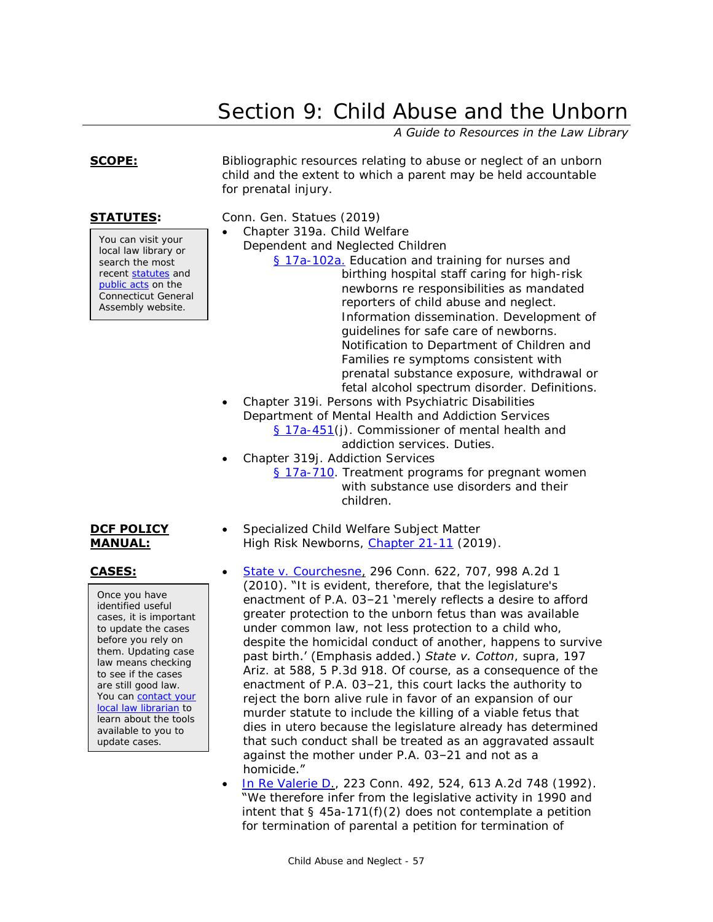# Section 9: Child Abuse and the Unborn

*A Guide to Resources in the Law Library*

**SCOPE:**

Bibliographic resources relating to abuse or neglect of an unborn child and the extent to which a parent may be held accountable for prenatal injury.

**STATUTES:**

> You can visit your local law library or search the most recent statutes and public acts on the Connecticut General Assembly website.

Conn. Gen. Statues (2019)

- Chapter 319a. Child Welfare
  Dependent and Neglected Children
  - § 17a-102a. Education and training for nurses and birthing hospital staff caring for high-risk newborns re responsibilities as mandated reporters of child abuse and neglect. Information dissemination. Development of guidelines for safe care of newborns. Notification to Department of Children and Families re symptoms consistent with prenatal substance exposure, withdrawal or fetal alcohol spectrum disorder. Definitions.
- Chapter 319i. Persons with Psychiatric Disabilities
  Department of Mental Health and Addiction Services
  - § 17a-451(j). Commissioner of mental health and addiction services. Duties.
- Chapter 319j. Addiction Services
  - § 17a-710. Treatment programs for pregnant women with substance use disorders and their children.

**DCF POLICY MANUAL:**

- Specialized Child Welfare Subject Matter
  High Risk Newborns, Chapter 21-11 (2019).

**CASES:**

> Once you have identified useful cases, it is important to update the cases before you rely on them. Updating case law means checking to see if the cases are still good law. You can contact your local law librarian to learn about the tools available to you to update cases.

- State v. Courchesne, 296 Conn. 622, 707, 998 A.2d 1 (2010). "It is evident, therefore, that the legislature's enactment of P.A. 03–21 'merely reflects a desire to afford greater protection to the unborn fetus than was available under common law, not less protection to a child who, despite the homicidal conduct of another, happens to survive past birth.' (Emphasis added.) *State v. Cotton*, supra, 197 Ariz. at 588, 5 P.3d 918. Of course, as a consequence of the enactment of P.A. 03–21, this court lacks the authority to reject the born alive rule in favor of an expansion of our murder statute to include the killing of a viable fetus that dies in utero because the legislature already has determined that such conduct shall be treated as an aggravated assault against the mother under P.A. 03–21 and not as a homicide."
- In Re Valerie D., 223 Conn. 492, 524, 613 A.2d 748 (1992). "We therefore infer from the legislative activity in 1990 and intent that § 45a-171(f)(2) does not contemplate a petition for termination of parental a petition for termination of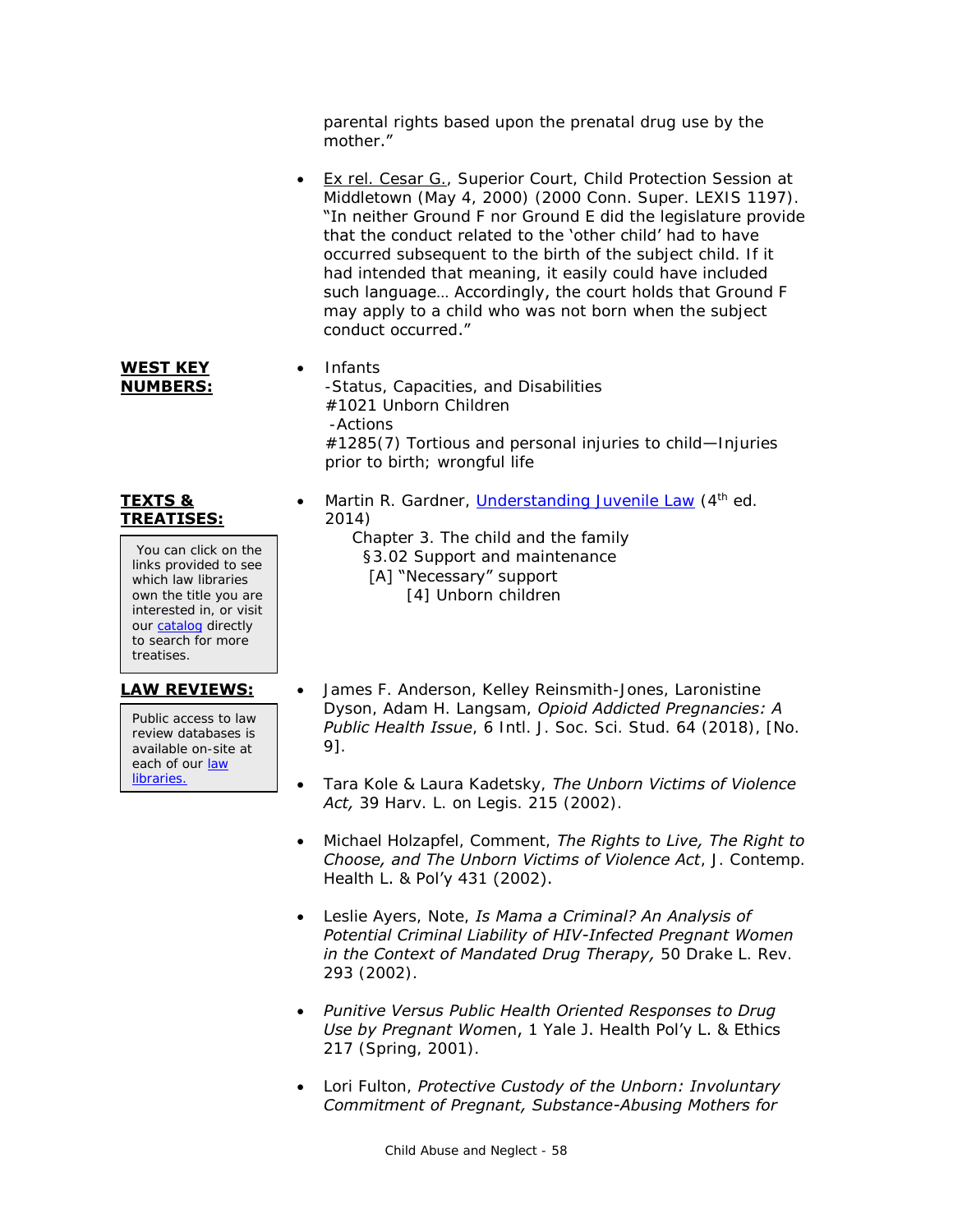parental rights based upon the prenatal drug use by the mother."

- Ex rel. Cesar G., Superior Court, Child Protection Session at Middletown (May 4, 2000) (2000 Conn. Super. LEXIS 1197). "In neither Ground F nor Ground E did the legislature provide that the conduct related to the 'other child' had to have occurred subsequent to the birth of the subject child. If it had intended that meaning, it easily could have included such language… Accordingly, the court holds that Ground F may apply to a child who was not born when the subject conduct occurred."

**WEST KEY NUMBERS:**

- Infants
  -Status, Capacities, and Disabilities
  #1021 Unborn Children
  -Actions
  #1285(7) Tortious and personal injuries to child—Injuries prior to birth; wrongful life

**TEXTS & TREATISES:**

You can click on the links provided to see which law libraries own the title you are interested in, or visit our catalog directly to search for more treatises.

- Martin R. Gardner, Understanding Juvenile Law (4th ed. 2014)
  - Chapter 3. The child and the family
    - §3.02 Support and maintenance
      - [A] "Necessary" support
        - [4] Unborn children

**LAW REVIEWS:**

Public access to law review databases is available on-site at each of our law libraries.

- James F. Anderson, Kelley Reinsmith-Jones, Laronistine Dyson, Adam H. Langsam, *Opioid Addicted Pregnancies: A Public Health Issue*, 6 Intl. J. Soc. Sci. Stud. 64 (2018), [No. 9].
- Tara Kole & Laura Kadetsky, *The Unborn Victims of Violence Act,* 39 Harv. L. on Legis. 215 (2002).
- Michael Holzapfel, Comment, *The Rights to Live, The Right to Choose, and The Unborn Victims of Violence Act*, J. Contemp. Health L. & Pol'y 431 (2002).
- Leslie Ayers, Note, *Is Mama a Criminal? An Analysis of Potential Criminal Liability of HIV-Infected Pregnant Women in the Context of Mandated Drug Therapy,* 50 Drake L. Rev. 293 (2002).
- *Punitive Versus Public Health Oriented Responses to Drug Use by Pregnant Women*, 1 Yale J. Health Pol'y L. & Ethics 217 (Spring, 2001).
- Lori Fulton, *Protective Custody of the Unborn: Involuntary Commitment of Pregnant, Substance-Abusing Mothers for*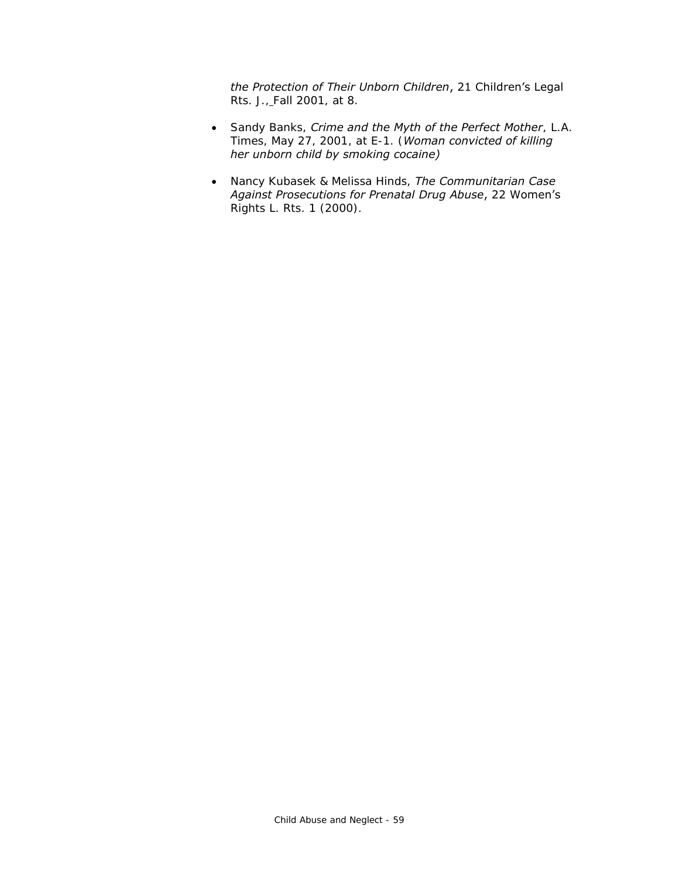*the Protection of Their Unborn Children*, 21 Children's Legal Rts. J., Fall 2001, at 8.

- Sandy Banks, *Crime and the Myth of the Perfect Mother*, L.A. Times, May 27, 2001, at E-1. (*Woman convicted of killing her unborn child by smoking cocaine)*

- Nancy Kubasek & Melissa Hinds, *The Communitarian Case Against Prosecutions for Prenatal Drug Abuse*, 22 Women's Rights L. Rts. 1 (2000).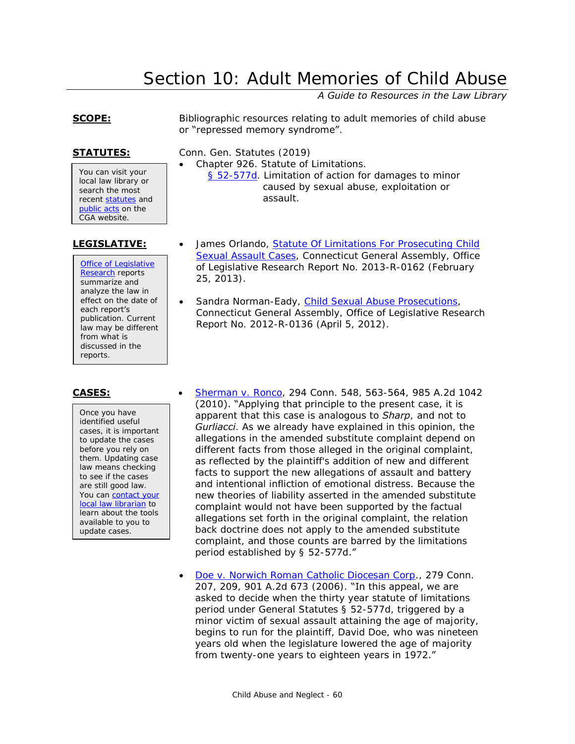# Section 10: Adult Memories of Child Abuse

*A Guide to Resources in the Law Library*

**SCOPE:**

Bibliographic resources relating to adult memories of child abuse or "repressed memory syndrome".

**STATUTES:**

> You can visit your local law library or search the most recent statutes and public acts on the CGA website.

Conn. Gen. Statutes (2019)

- Chapter 926. Statute of Limitations.
  - § 52-577d. Limitation of action for damages to minor caused by sexual abuse, exploitation or assault.

**LEGISLATIVE:**

> Office of Legislative Research reports summarize and analyze the law in effect on the date of each report's publication. Current law may be different from what is discussed in the reports.

- James Orlando, Statute Of Limitations For Prosecuting Child Sexual Assault Cases, Connecticut General Assembly, Office of Legislative Research Report No. 2013-R-0162 (February 25, 2013).
- Sandra Norman-Eady, Child Sexual Abuse Prosecutions, Connecticut General Assembly, Office of Legislative Research Report No. 2012-R-0136 (April 5, 2012).

**CASES:**

> Once you have identified useful cases, it is important to update the cases before you rely on them. Updating case law means checking to see if the cases are still good law. You can contact your local law librarian to learn about the tools available to you to update cases.

- Sherman v. Ronco, 294 Conn. 548, 563-564, 985 A.2d 1042 (2010). "Applying that principle to the present case, it is apparent that this case is analogous to *Sharp*, and not to *Gurliacci*. As we already have explained in this opinion, the allegations in the amended substitute complaint depend on different facts from those alleged in the original complaint, as reflected by the plaintiff's addition of new and different facts to support the new allegations of assault and battery and intentional infliction of emotional distress. Because the new theories of liability asserted in the amended substitute complaint would not have been supported by the factual allegations set forth in the original complaint, the relation back doctrine does not apply to the amended substitute complaint, and those counts are barred by the limitations period established by § 52-577d."
- Doe v. Norwich Roman Catholic Diocesan Corp., 279 Conn. 207, 209, 901 A.2d 673 (2006). "In this appeal, we are asked to decide when the thirty year statute of limitations period under General Statutes § 52-577d, triggered by a minor victim of sexual assault attaining the age of majority, begins to run for the plaintiff, David Doe, who was nineteen years old when the legislature lowered the age of majority from twenty-one years to eighteen years in 1972."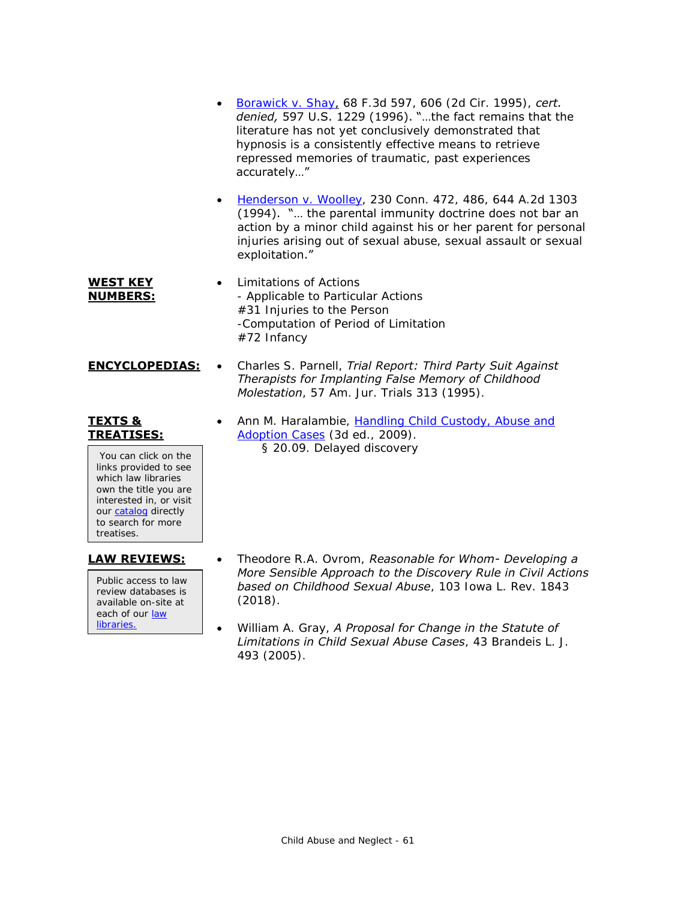- Borawick v. Shay, 68 F.3d 597, 606 (2d Cir. 1995), *cert. denied,* 597 U.S. 1229 (1996). "…the fact remains that the literature has not yet conclusively demonstrated that hypnosis is a consistently effective means to retrieve repressed memories of traumatic, past experiences accurately…"

- Henderson v. Woolley, 230 Conn. 472, 486, 644 A.2d 1303 (1994). "… the parental immunity doctrine does not bar an action by a minor child against his or her parent for personal injuries arising out of sexual abuse, sexual assault or sexual exploitation."

**WEST KEY NUMBERS:**

- Limitations of Actions
  - Applicable to Particular Actions
  #31 Injuries to the Person
  -Computation of Period of Limitation
  #72 Infancy

**ENCYCLOPEDIAS:**

- Charles S. Parnell, *Trial Report: Third Party Suit Against Therapists for Implanting False Memory of Childhood Molestation*, 57 Am. Jur. Trials 313 (1995).

**TEXTS & TREATISES:**

> You can click on the links provided to see which law libraries own the title you are interested in, or visit our catalog directly to search for more treatises.

- Ann M. Haralambie, Handling Child Custody, Abuse and Adoption Cases (3d ed., 2009).
  § 20.09. Delayed discovery

**LAW REVIEWS:**

> Public access to law review databases is available on-site at each of our law libraries.

- Theodore R.A. Ovrom, *Reasonable for Whom- Developing a More Sensible Approach to the Discovery Rule in Civil Actions based on Childhood Sexual Abuse*, 103 Iowa L. Rev. 1843 (2018).

- William A. Gray, *A Proposal for Change in the Statute of Limitations in Child Sexual Abuse Cases*, 43 Brandeis L. J. 493 (2005).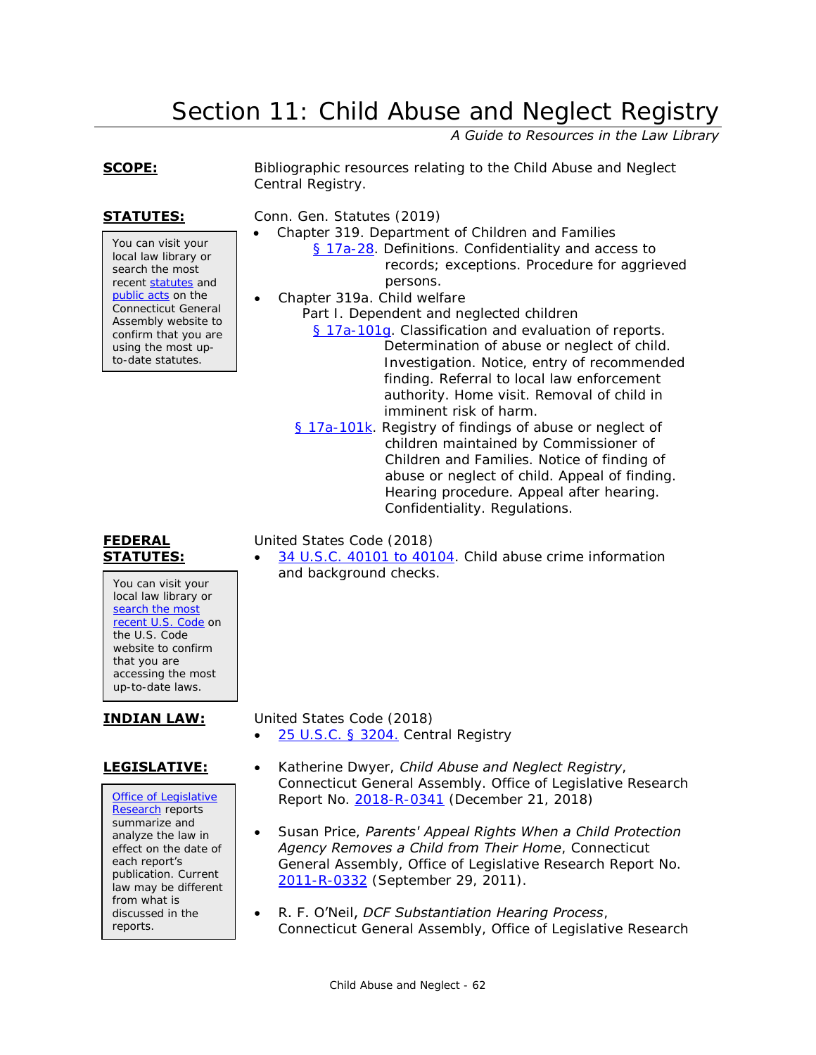# Section 11: Child Abuse and Neglect Registry

*A Guide to Resources in the Law Library*

**SCOPE:**

Bibliographic resources relating to the Child Abuse and Neglect Central Registry.

**STATUTES:**

> You can visit your local law library or search the most recent statutes and public acts on the Connecticut General Assembly website to confirm that you are using the most up-to-date statutes.

Conn. Gen. Statutes (2019)

- Chapter 319. Department of Children and Families
  - § 17a-28. Definitions. Confidentiality and access to records; exceptions. Procedure for aggrieved persons.
- Chapter 319a. Child welfare
  - Part I. Dependent and neglected children
    - § 17a-101g. Classification and evaluation of reports. Determination of abuse or neglect of child. Investigation. Notice, entry of recommended finding. Referral to local law enforcement authority. Home visit. Removal of child in imminent risk of harm.
    - § 17a-101k. Registry of findings of abuse or neglect of children maintained by Commissioner of Children and Families. Notice of finding of abuse or neglect of child. Appeal of finding. Hearing procedure. Appeal after hearing. Confidentiality. Regulations.

**FEDERAL STATUTES:**

> You can visit your local law library or search the most recent U.S. Code on the U.S. Code website to confirm that you are accessing the most up-to-date laws.

United States Code (2018)

- 34 U.S.C. 40101 to 40104. Child abuse crime information and background checks.

**INDIAN LAW:**

United States Code (2018)

- 25 U.S.C. § 3204. Central Registry

**LEGISLATIVE:**

> Office of Legislative Research reports summarize and analyze the law in effect on the date of each report's publication. Current law may be different from what is discussed in the reports.

- Katherine Dwyer, *Child Abuse and Neglect Registry*, Connecticut General Assembly. Office of Legislative Research Report No. 2018-R-0341 (December 21, 2018)
- Susan Price, *Parents' Appeal Rights When a Child Protection Agency Removes a Child from Their Home*, Connecticut General Assembly, Office of Legislative Research Report No. 2011-R-0332 (September 29, 2011).
- R. F. O'Neil, *DCF Substantiation Hearing Process*, Connecticut General Assembly, Office of Legislative Research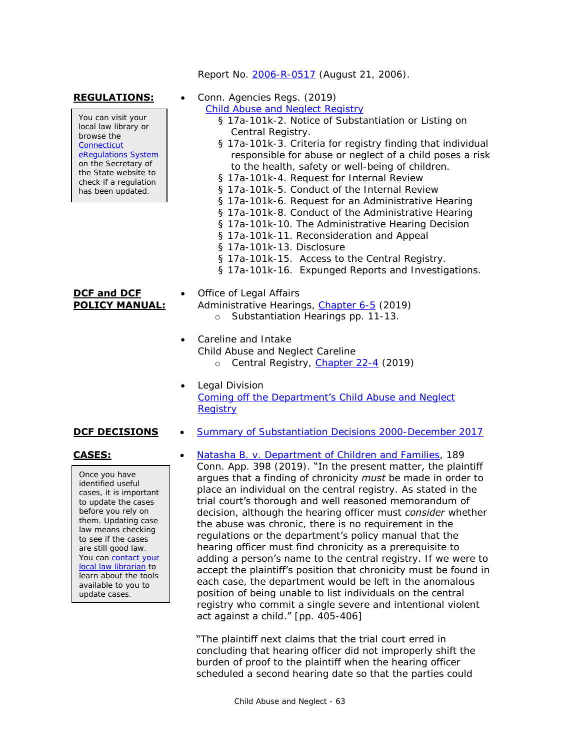Report No. 2006-R-0517 (August 21, 2006).

**REGULATIONS:**

> You can visit your local law library or browse the Connecticut eRegulations System on the Secretary of the State website to check if a regulation has been updated.

- Conn. Agencies Regs. (2019)
  Child Abuse and Neglect Registry
  - § 17a-101k-2. Notice of Substantiation or Listing on Central Registry.
  - § 17a-101k-3. Criteria for registry finding that individual responsible for abuse or neglect of a child poses a risk to the health, safety or well-being of children.
  - § 17a-101k-4. Request for Internal Review
  - § 17a-101k-5. Conduct of the Internal Review
  - § 17a-101k-6. Request for an Administrative Hearing
  - § 17a-101k-8. Conduct of the Administrative Hearing
  - § 17a-101k-10. The Administrative Hearing Decision
  - § 17a-101k-11. Reconsideration and Appeal
  - § 17a-101k-13. Disclosure
  - § 17a-101k-15. Access to the Central Registry.
  - § 17a-101k-16. Expunged Reports and Investigations.

**DCF and DCF POLICY MANUAL:**

- Office of Legal Affairs
  Administrative Hearings, Chapter 6-5 (2019)
  - Substantiation Hearings pp. 11-13.

- Careline and Intake
  Child Abuse and Neglect Careline
  - Central Registry, Chapter 22-4 (2019)

- Legal Division
  Coming off the Department's Child Abuse and Neglect Registry

**DCF DECISIONS**

- Summary of Substantiation Decisions 2000-December 2017

**CASES:**

> Once you have identified useful cases, it is important to update the cases before you rely on them. Updating case law means checking to see if the cases are still good law. You can contact your local law librarian to learn about the tools available to you to update cases.

- Natasha B. v. Department of Children and Families, 189 Conn. App. 398 (2019). "In the present matter, the plaintiff argues that a finding of chronicity *must* be made in order to place an individual on the central registry. As stated in the trial court's thorough and well reasoned memorandum of decision, although the hearing officer must *consider* whether the abuse was chronic, there is no requirement in the regulations or the department's policy manual that the hearing officer must find chronicity as a prerequisite to adding a person's name to the central registry. If we were to accept the plaintiff's position that chronicity must be found in each case, the department would be left in the anomalous position of being unable to list individuals on the central registry who commit a single severe and intentional violent act against a child." [pp. 405-406]

  "The plaintiff next claims that the trial court erred in concluding that hearing officer did not improperly shift the burden of proof to the plaintiff when the hearing officer scheduled a second hearing date so that the parties could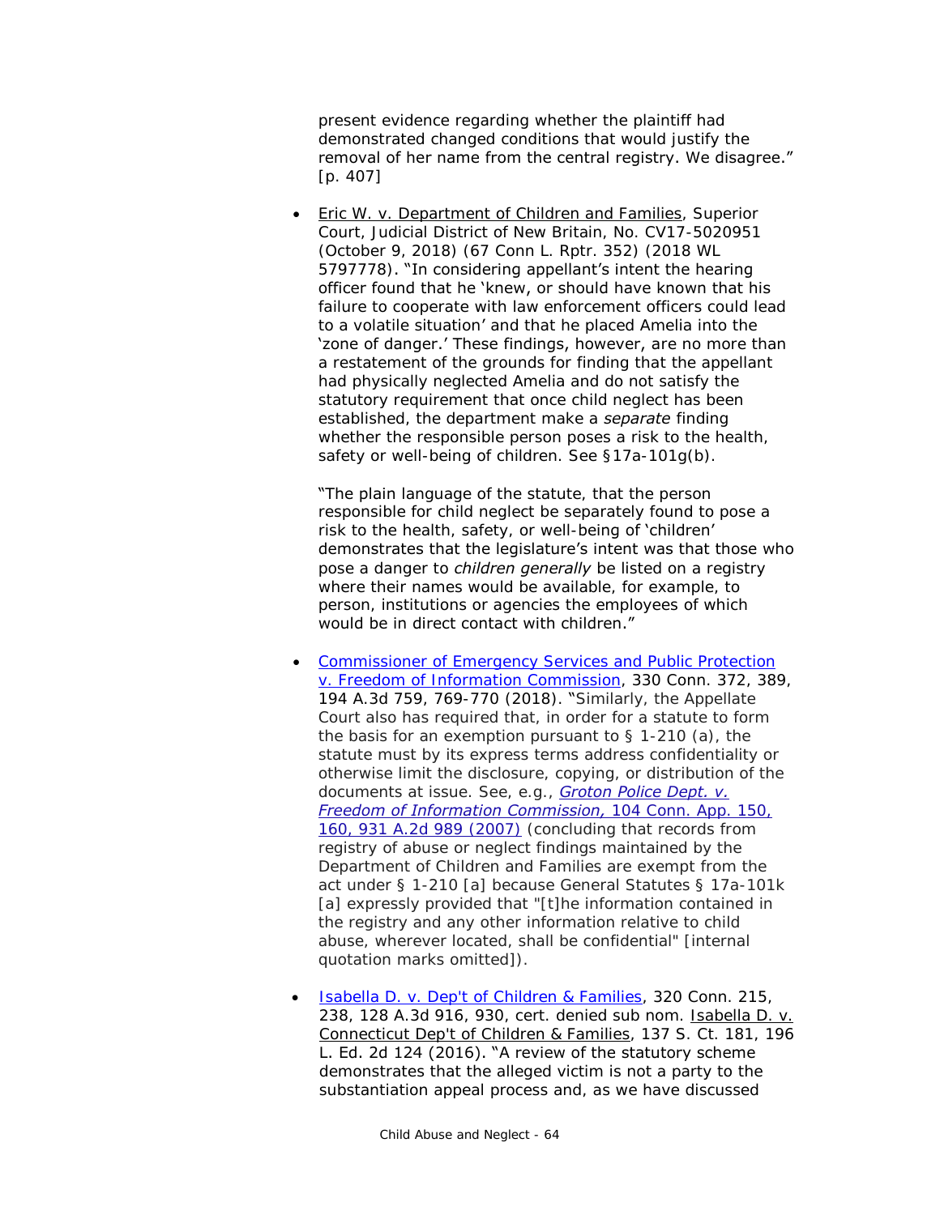present evidence regarding whether the plaintiff had demonstrated changed conditions that would justify the removal of her name from the central registry. We disagree." [p. 407]

- Eric W. v. Department of Children and Families, Superior Court, Judicial District of New Britain, No. CV17-5020951 (October 9, 2018) (67 Conn L. Rptr. 352) (2018 WL 5797778). "In considering appellant's intent the hearing officer found that he 'knew, or should have known that his failure to cooperate with law enforcement officers could lead to a volatile situation' and that he placed Amelia into the 'zone of danger.' These findings, however, are no more than a restatement of the grounds for finding that the appellant had physically neglected Amelia and do not satisfy the statutory requirement that once child neglect has been established, the department make a *separate* finding whether the responsible person poses a risk to the health, safety or well-being of children. See §17a-101g(b).

  "The plain language of the statute, that the person responsible for child neglect be separately found to pose a risk to the health, safety, or well-being of 'children' demonstrates that the legislature's intent was that those who pose a danger to *children generally* be listed on a registry where their names would be available, for example, to person, institutions or agencies the employees of which would be in direct contact with children."

- Commissioner of Emergency Services and Public Protection v. Freedom of Information Commission, 330 Conn. 372, 389, 194 A.3d 759, 769-770 (2018). "Similarly, the Appellate Court also has required that, in order for a statute to form the basis for an exemption pursuant to § 1-210 (a), the statute must by its express terms address confidentiality or otherwise limit the disclosure, copying, or distribution of the documents at issue. See, e.g., *Groton Police Dept. v. Freedom of Information Commission,* 104 Conn. App. 150, 160, 931 A.2d 989 (2007) (concluding that records from registry of abuse or neglect findings maintained by the Department of Children and Families are exempt from the act under § 1-210 [a] because General Statutes § 17a-101k [a] expressly provided that "[t]he information contained in the registry and any other information relative to child abuse, wherever located, shall be confidential" [internal quotation marks omitted])."

- Isabella D. v. Dep't of Children & Families, 320 Conn. 215, 238, 128 A.3d 916, 930, cert. denied sub nom. Isabella D. v. Connecticut Dep't of Children & Families, 137 S. Ct. 181, 196 L. Ed. 2d 124 (2016). "A review of the statutory scheme demonstrates that the alleged victim is not a party to the substantiation appeal process and, as we have discussed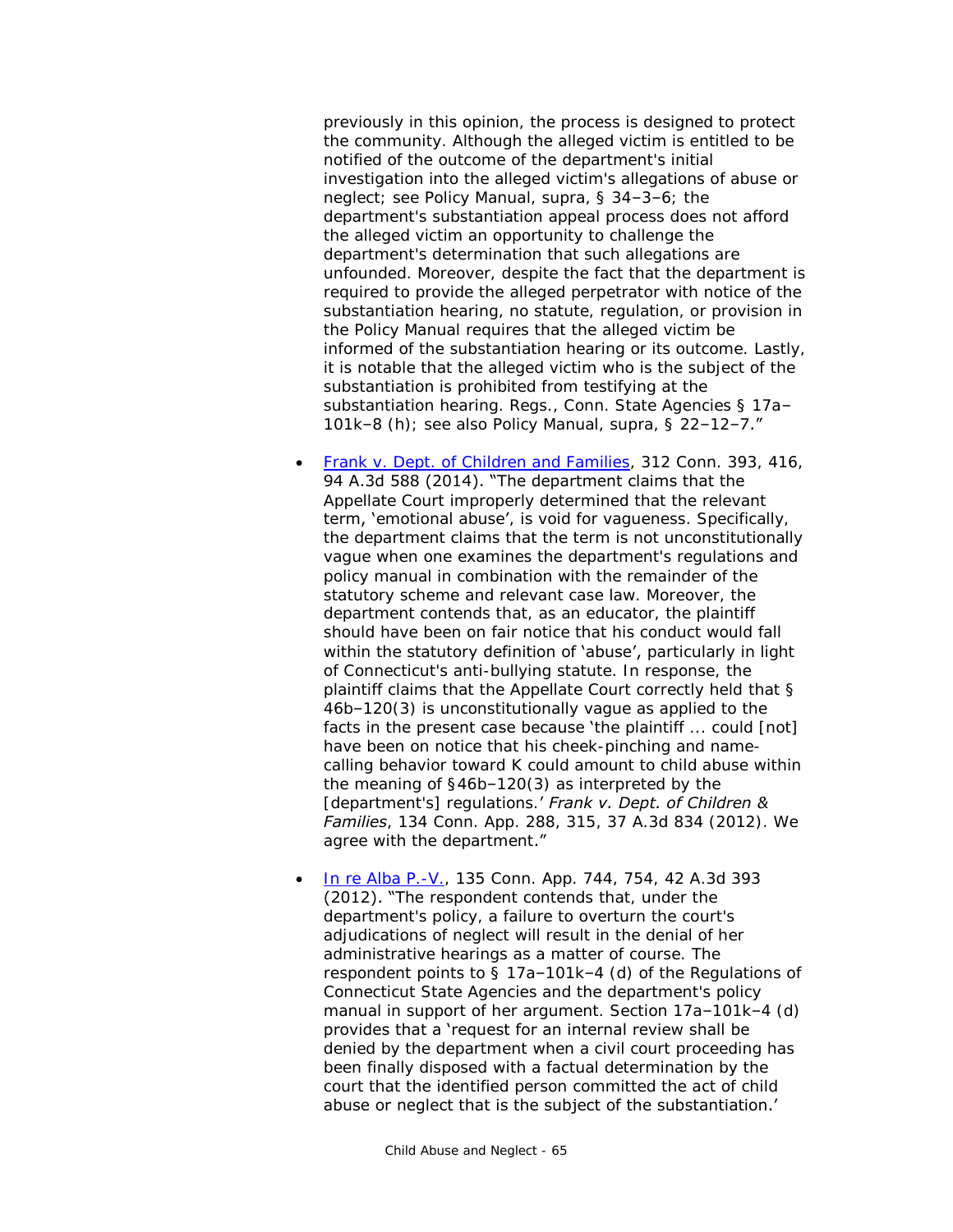previously in this opinion, the process is designed to protect the community. Although the alleged victim is entitled to be notified of the outcome of the department's initial investigation into the alleged victim's allegations of abuse or neglect; see Policy Manual, supra, § 34–3–6; the department's substantiation appeal process does not afford the alleged victim an opportunity to challenge the department's determination that such allegations are unfounded. Moreover, despite the fact that the department is required to provide the alleged perpetrator with notice of the substantiation hearing, no statute, regulation, or provision in the Policy Manual requires that the alleged victim be informed of the substantiation hearing or its outcome. Lastly, it is notable that the alleged victim who is the subject of the substantiation is prohibited from testifying at the substantiation hearing. Regs., Conn. State Agencies § 17a–101k–8 (h); see also Policy Manual, supra, § 22–12–7."

- [Frank v. Dept. of Children and Families](), 312 Conn. 393, 416, 94 A.3d 588 (2014). "The department claims that the Appellate Court improperly determined that the relevant term, 'emotional abuse', is void for vagueness. Specifically, the department claims that the term is not unconstitutionally vague when one examines the department's regulations and policy manual in combination with the remainder of the statutory scheme and relevant case law. Moreover, the department contends that, as an educator, the plaintiff should have been on fair notice that his conduct would fall within the statutory definition of 'abuse', particularly in light of Connecticut's anti-bullying statute. In response, the plaintiff claims that the Appellate Court correctly held that § 46b–120(3) is unconstitutionally vague as applied to the facts in the present case because 'the plaintiff ... could [not] have been on notice that his cheek-pinching and name-calling behavior toward K could amount to child abuse within the meaning of §46b–120(3) as interpreted by the [department's] regulations.' *Frank v. Dept. of Children & Families*, 134 Conn. App. 288, 315, 37 A.3d 834 (2012). We agree with the department."

- [In re Alba P.-V.](), 135 Conn. App. 744, 754, 42 A.3d 393 (2012). "The respondent contends that, under the department's policy, a failure to overturn the court's adjudications of neglect will result in the denial of her administrative hearings as a matter of course. The respondent points to § 17a–101k–4 (d) of the Regulations of Connecticut State Agencies and the department's policy manual in support of her argument. Section 17a–101k–4 (d) provides that a 'request for an internal review shall be denied by the department when a civil court proceeding has been finally disposed with a factual determination by the court that the identified person committed the act of child abuse or neglect that is the subject of the substantiation.'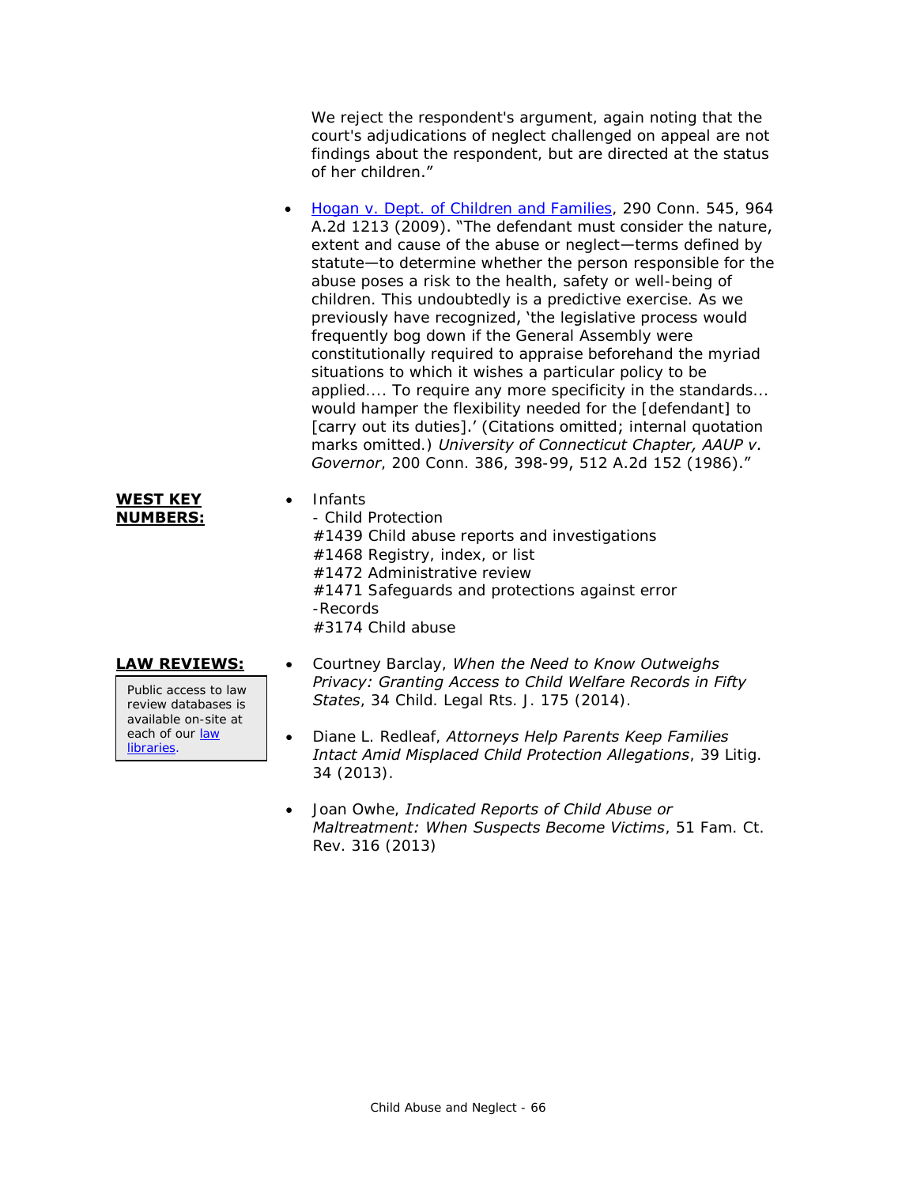We reject the respondent's argument, again noting that the court's adjudications of neglect challenged on appeal are not findings about the respondent, but are directed at the status of her children."

- Hogan v. Dept. of Children and Families, 290 Conn. 545, 964 A.2d 1213 (2009). "The defendant must consider the nature, extent and cause of the abuse or neglect—terms defined by statute—to determine whether the person responsible for the abuse poses a risk to the health, safety or well-being of children. This undoubtedly is a predictive exercise. As we previously have recognized, 'the legislative process would frequently bog down if the General Assembly were constitutionally required to appraise beforehand the myriad situations to which it wishes a particular policy to be applied.... To require any more specificity in the standards... would hamper the flexibility needed for the [defendant] to [carry out its duties].' (Citations omitted; internal quotation marks omitted.) *University of Connecticut Chapter, AAUP v. Governor*, 200 Conn. 386, 398-99, 512 A.2d 152 (1986)."

**WEST KEY NUMBERS:**

- Infants
  - Child Protection
  #1439 Child abuse reports and investigations
  #1468 Registry, index, or list
  #1472 Administrative review
  #1471 Safeguards and protections against error
  -Records
  #3174 Child abuse

**LAW REVIEWS:**

Public access to law review databases is available on-site at each of our law libraries.

- Courtney Barclay, *When the Need to Know Outweighs Privacy: Granting Access to Child Welfare Records in Fifty States*, 34 Child. Legal Rts. J. 175 (2014).

- Diane L. Redleaf, *Attorneys Help Parents Keep Families Intact Amid Misplaced Child Protection Allegations*, 39 Litig. 34 (2013).

- Joan Owhe, *Indicated Reports of Child Abuse or Maltreatment: When Suspects Become Victims*, 51 Fam. Ct. Rev. 316 (2013)